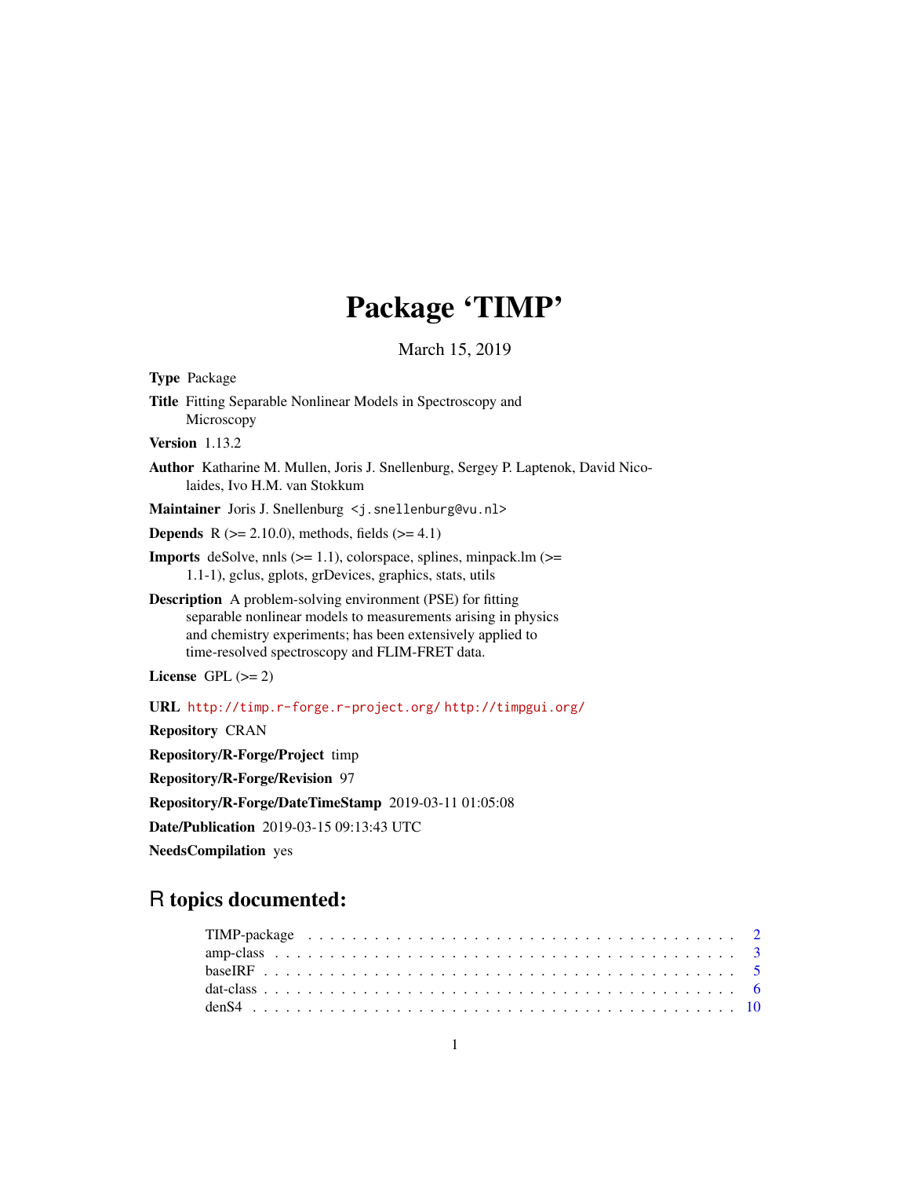# Package 'TIMP'

March 15, 2019

**Type** Package

**Title** Fitting Separable Nonlinear Models in Spectroscopy and Microscopy

**Version** 1.13.2

**Author** Katharine M. Mullen, Joris J. Snellenburg, Sergey P. Laptenok, David Nicolaides, Ivo H.M. van Stokkum

**Maintainer** Joris J. Snellenburg <j.snellenburg@vu.nl>

**Depends** R (>= 2.10.0), methods, fields (>= 4.1)

**Imports** deSolve, nnls (>= 1.1), colorspace, splines, minpack.lm (>= 1.1-1), gclus, gplots, grDevices, graphics, stats, utils

**Description** A problem-solving environment (PSE) for fitting separable nonlinear models to measurements arising in physics and chemistry experiments; has been extensively applied to time-resolved spectroscopy and FLIM-FRET data.

**License** GPL (>= 2)

**URL** http://timp.r-forge.r-project.org/ http://timpgui.org/

**Repository** CRAN

**Repository/R-Forge/Project** timp

**Repository/R-Forge/Revision** 97

**Repository/R-Forge/DateTimeStamp** 2019-03-11 01:05:08

**Date/Publication** 2019-03-15 09:13:43 UTC

**NeedsCompilation** yes

## R topics documented:

TIMP-package . . . . . . . . . . . . . . . . . . . . . . . . . . . . . . . . . . . . . . 2
amp-class . . . . . . . . . . . . . . . . . . . . . . . . . . . . . . . . . . . . . . . . 3
baseIRF . . . . . . . . . . . . . . . . . . . . . . . . . . . . . . . . . . . . . . . . . 5
dat-class . . . . . . . . . . . . . . . . . . . . . . . . . . . . . . . . . . . . . . . . 6
denS4 . . . . . . . . . . . . . . . . . . . . . . . . . . . . . . . . . . . . . . . . . . 10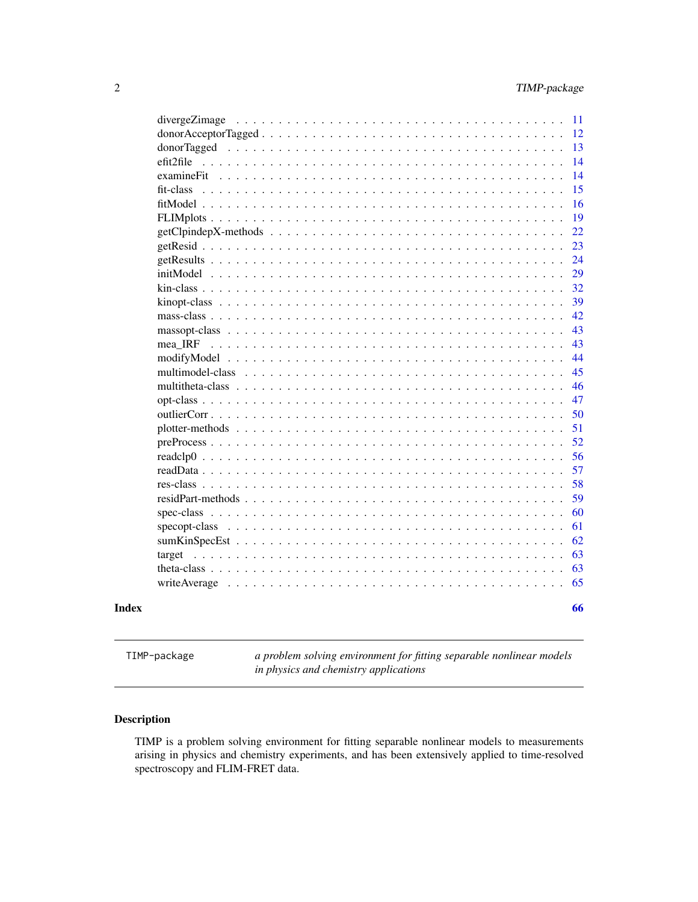| | |
|---|---|
| divergeZimage | 11 |
| donorAcceptorTagged | 12 |
| donorTagged | 13 |
| efit2file | 14 |
| examineFit | 14 |
| fit-class | 15 |
| fitModel | 16 |
| FLIMplots | 19 |
| getClpindepX-methods | 22 |
| getResid | 23 |
| getResults | 24 |
| initModel | 29 |
| kin-class | 32 |
| kinopt-class | 39 |
| mass-class | 42 |
| massopt-class | 43 |
| mea_IRF | 43 |
| modifyModel | 44 |
| multimodel-class | 45 |
| multitheta-class | 46 |
| opt-class | 47 |
| outlierCorr | 50 |
| plotter-methods | 51 |
| preProcess | 52 |
| readclp0 | 56 |
| readData | 57 |
| res-class | 58 |
| residPart-methods | 59 |
| spec-class | 60 |
| specopt-class | 61 |
| sumKinSpecEst | 62 |
| target | 63 |
| theta-class | 63 |
| writeAverage | 65 |

**Index** **66**

---

TIMP-package — *a problem solving environment for fitting separable nonlinear models in physics and chemistry applications*

---

## Description

TIMP is a problem solving environment for fitting separable nonlinear models to measurements arising in physics and chemistry experiments, and has been extensively applied to time-resolved spectroscopy and FLIM-FRET data.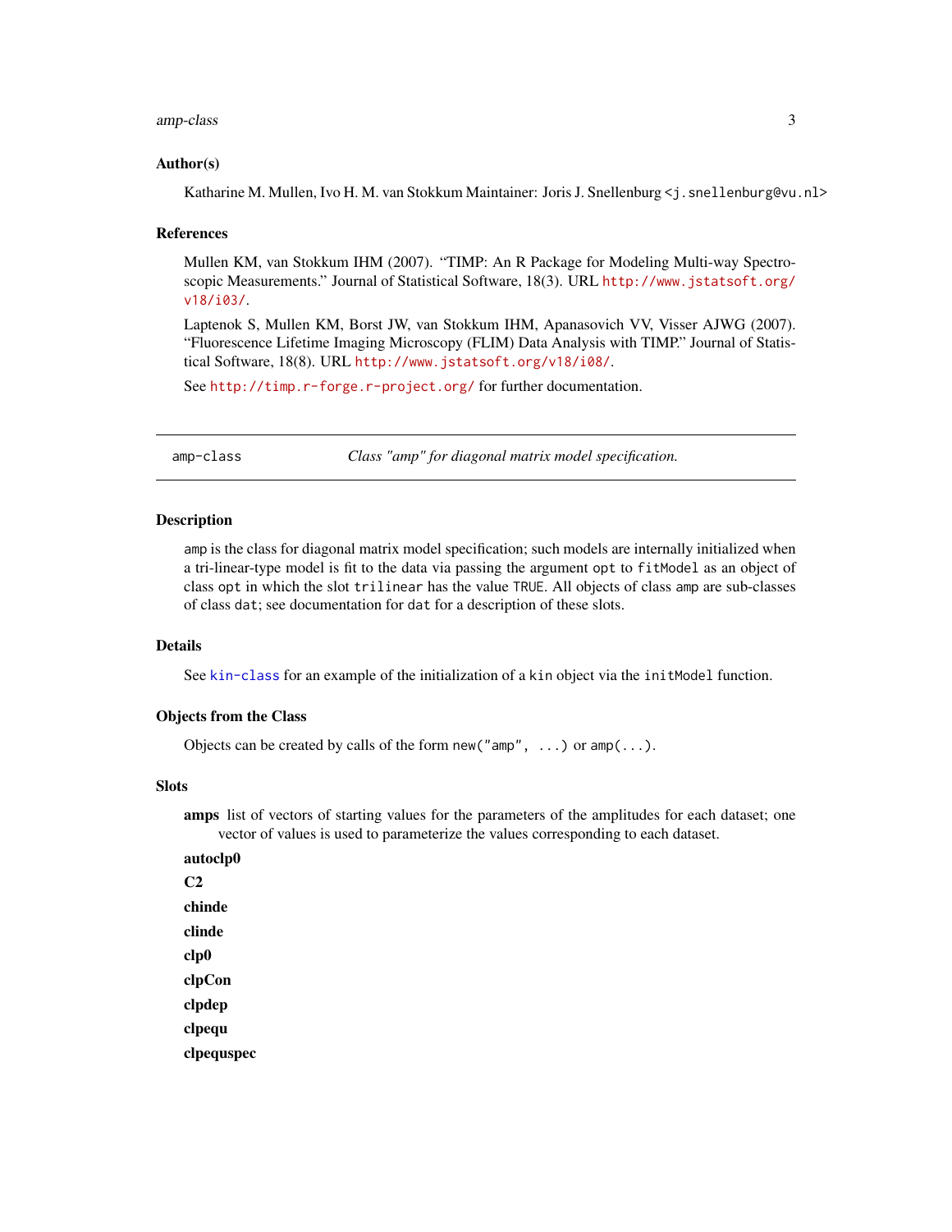### Author(s)

Katharine M. Mullen, Ivo H. M. van Stokkum Maintainer: Joris J. Snellenburg <j.snellenburg@vu.nl>

### References

Mullen KM, van Stokkum IHM (2007). "TIMP: An R Package for Modeling Multi-way Spectroscopic Measurements." Journal of Statistical Software, 18(3). URL http://www.jstatsoft.org/v18/i03/.

Laptenok S, Mullen KM, Borst JW, van Stokkum IHM, Apanasovich VV, Visser AJWG (2007). "Fluorescence Lifetime Imaging Microscopy (FLIM) Data Analysis with TIMP." Journal of Statistical Software, 18(8). URL http://www.jstatsoft.org/v18/i08/.

See http://timp.r-forge.r-project.org/ for further documentation.

---

## amp-class — *Class "amp" for diagonal matrix model specification.*

### Description

`amp` is the class for diagonal matrix model specification; such models are internally initialized when a tri-linear-type model is fit to the data via passing the argument `opt` to `fitModel` as an object of class `opt` in which the slot `trilinear` has the value `TRUE`. All objects of class `amp` are sub-classes of class `dat`; see documentation for `dat` for a description of these slots.

### Details

See `kin-class` for an example of the initialization of a `kin` object via the `initModel` function.

### Objects from the Class

Objects can be created by calls of the form `new("amp", ...)` or `amp(...)`.

### Slots

**amps** list of vectors of starting values for the parameters of the amplitudes for each dataset; one vector of values is used to parameterize the values corresponding to each dataset.

**autoclp0**

**C2**

**chinde**

**clinde**

**clp0**

**clpCon**

**clpdep**

**clpequ**

**clpequspec**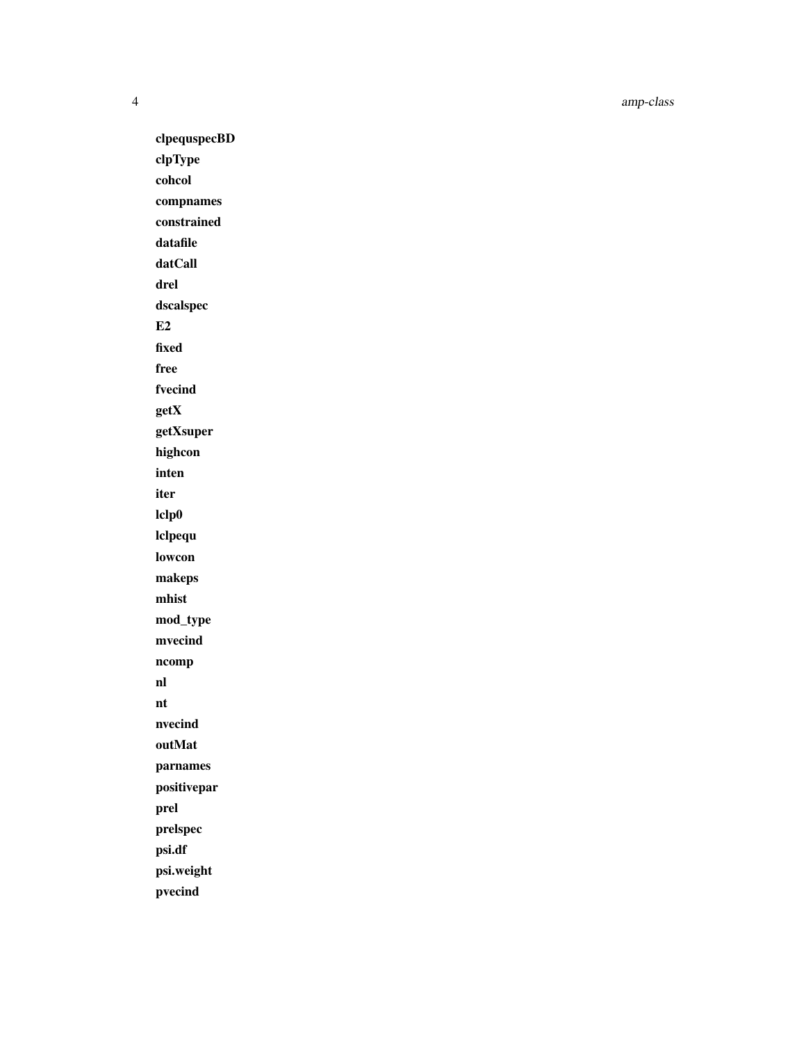**clpequspecBD**

**clpType**

**cohcol**

**compnames**

**constrained**

**datafile**

**datCall**

**drel**

**dscalspec**

**E2**

**fixed**

**free**

**fvecind**

**getX**

**getXsuper**

**highcon**

**inten**

**iter**

**lclp0**

**lclpequ**

**lowcon**

**makeps**

**mhist**

**mod_type**

**mvecind**

**ncomp**

**nl**

**nt**

**nvecind**

**outMat**

**parnames**

**positivepar**

**prel**

**prelspec**

**psi.df**

**psi.weight**

**pvecind**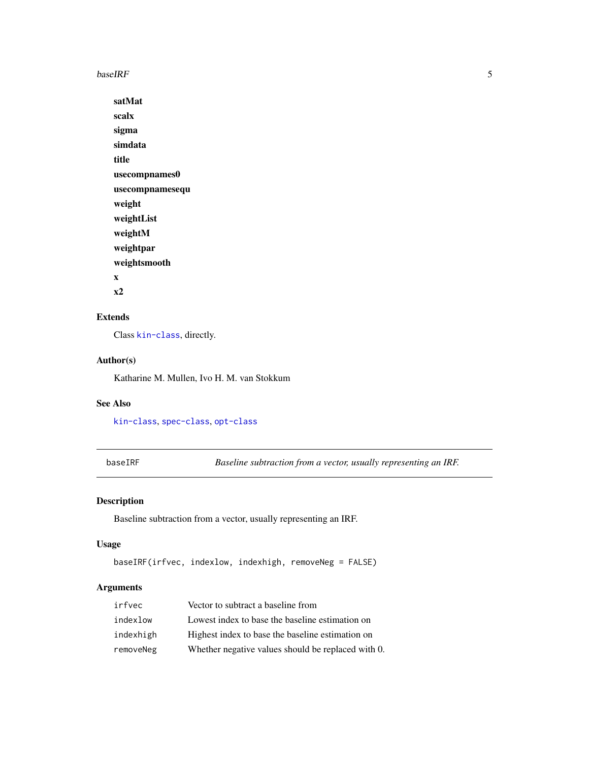**satMat**

**scalx**

**sigma**

**simdata**

**title**

**usecompnames0**

**usecompnamesequ**

**weight**

**weightList**

**weightM**

**weightpar**

**weightsmooth**

**x**

**x2**

## Extends

Class `kin-class`, directly.

## Author(s)

Katharine M. Mullen, Ivo H. M. van Stokkum

## See Also

`kin-class`, `spec-class`, `opt-class`

---

# baseIRF — *Baseline subtraction from a vector, usually representing an IRF.*

## Description

Baseline subtraction from a vector, usually representing an IRF.

## Usage

```
baseIRF(irfvec, indexlow, indexhigh, removeNeg = FALSE)
```

## Arguments

| | |
|---|---|
| `irfvec` | Vector to subtract a baseline from |
| `indexlow` | Lowest index to base the baseline estimation on |
| `indexhigh` | Highest index to base the baseline estimation on |
| `removeNeg` | Whether negative values should be replaced with 0. |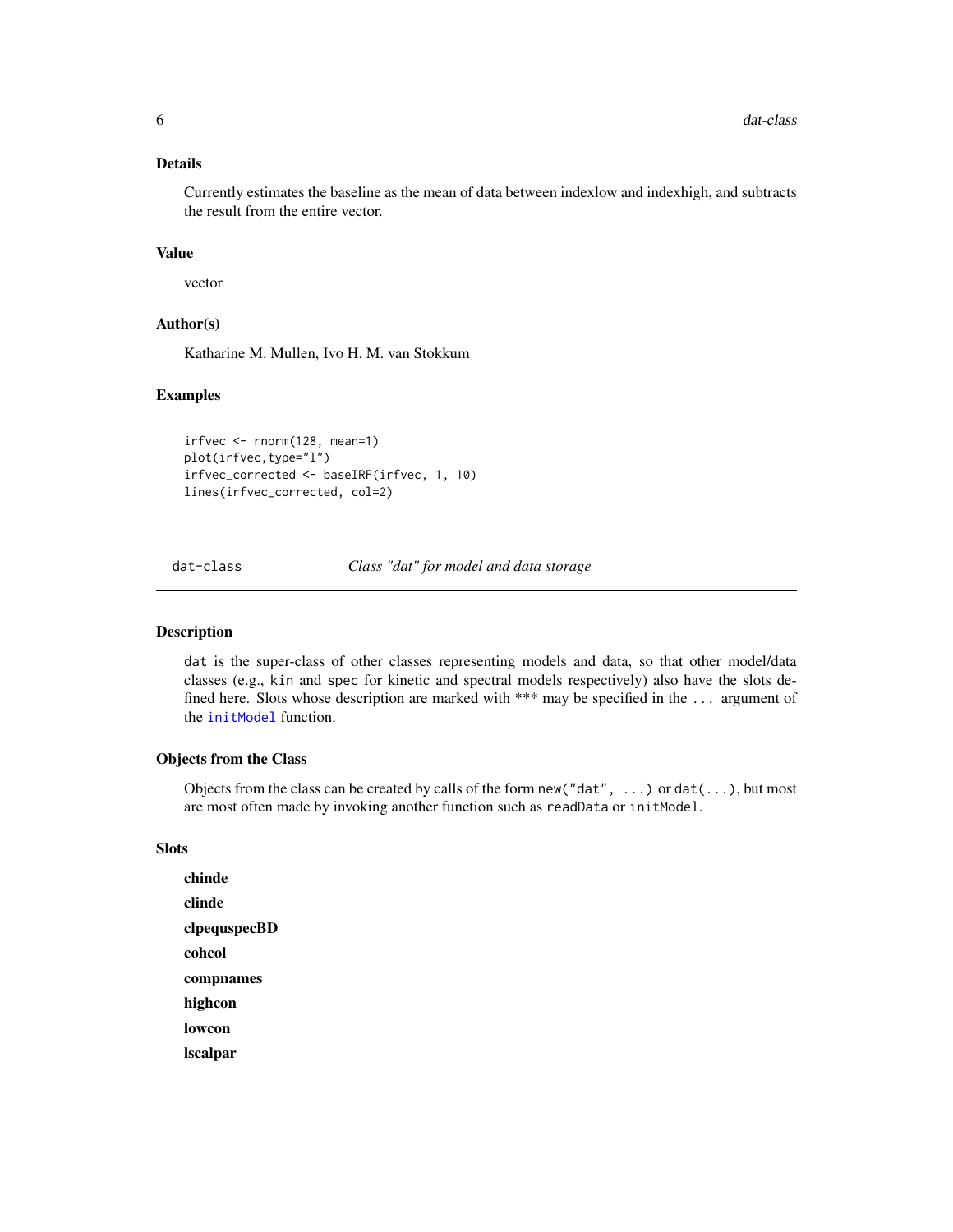### Details

Currently estimates the baseline as the mean of data between indexlow and indexhigh, and subtracts the result from the entire vector.

### Value

vector

### Author(s)

Katharine M. Mullen, Ivo H. M. van Stokkum

### Examples

```
irfvec <- rnorm(128, mean=1)
plot(irfvec,type="l")
irfvec_corrected <- baseIRF(irfvec, 1, 10)
lines(irfvec_corrected, col=2)
```

---

## dat-class — *Class "dat" for model and data storage*

### Description

`dat` is the super-class of other classes representing models and data, so that other model/data classes (e.g., `kin` and `spec` for kinetic and spectral models respectively) also have the slots defined here. Slots whose description are marked with *** may be specified in the `...` argument of the `initModel` function.

### Objects from the Class

Objects from the class can be created by calls of the form `new("dat", ...)` or `dat(...)`, but most are most often made by invoking another function such as `readData` or `initModel`.

### Slots

**chinde**

**clinde**

**clpequspecBD**

**cohcol**

**compnames**

**highcon**

**lowcon**

**lscalpar**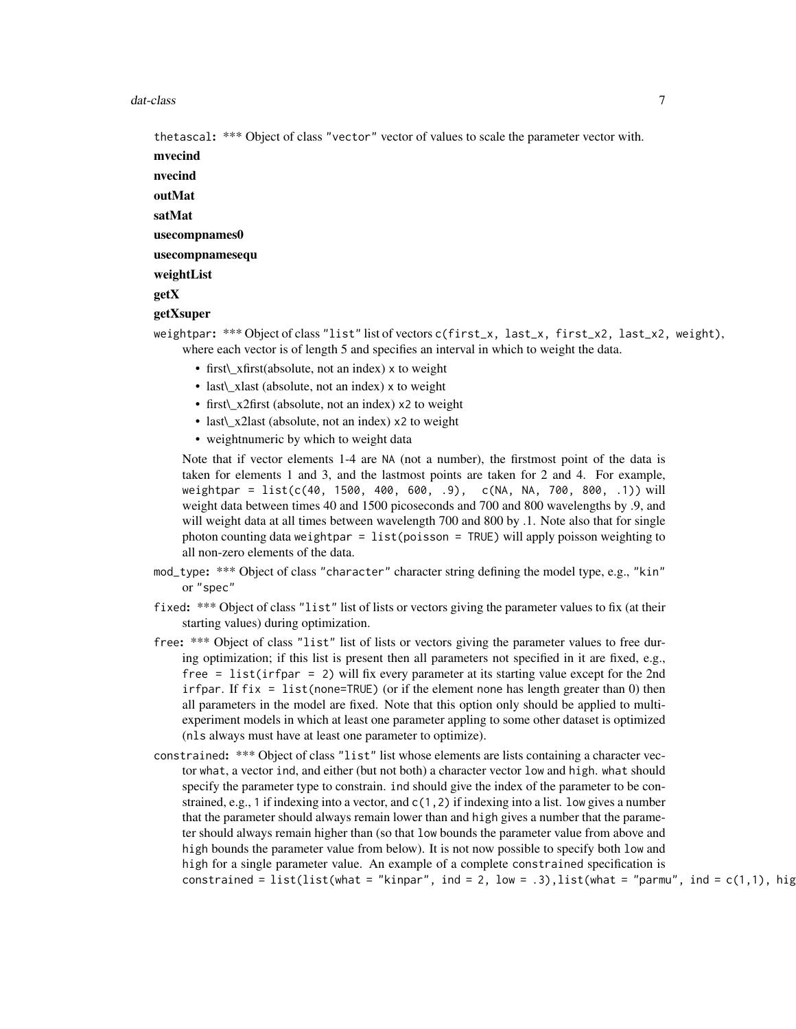thetascal: *** Object of class "vector" vector of values to scale the parameter vector with.

**mvecind**

**nvecind**

**outMat**

**satMat**

**usecompnames0**

**usecompnamesequ**

**weightList**

**getX**

**getXsuper**

weightpar: *** Object of class "list" list of vectors c(first_x, last_x, first_x2, last_x2, weight), where each vector is of length 5 and specifies an interval in which to weight the data.

- first\_xfirst(absolute, not an index) x to weight
- last\_xlast (absolute, not an index) x to weight
- first\_x2first (absolute, not an index) x2 to weight
- last\_x2last (absolute, not an index) x2 to weight
- weightnumeric by which to weight data

Note that if vector elements 1-4 are NA (not a number), the firstmost point of the data is taken for elements 1 and 3, and the lastmost points are taken for 2 and 4. For example, weightpar = list(c(40, 1500, 400, 600, .9), c(NA, NA, 700, 800, .1)) will weight data between times 40 and 1500 picoseconds and 700 and 800 wavelengths by .9, and will weight data at all times between wavelength 700 and 800 by .1. Note also that for single photon counting data weightpar = list(poisson = TRUE) will apply poisson weighting to all non-zero elements of the data.

mod_type: *** Object of class "character" character string defining the model type, e.g., "kin" or "spec"

fixed: *** Object of class "list" list of lists or vectors giving the parameter values to fix (at their starting values) during optimization.

free: *** Object of class "list" list of lists or vectors giving the parameter values to free during optimization; if this list is present then all parameters not specified in it are fixed, e.g., free = list(irfpar = 2) will fix every parameter at its starting value except for the 2nd irfpar. If fix = list(none=TRUE) (or if the element none has length greater than 0) then all parameters in the model are fixed. Note that this option only should be applied to multi-experiment models in which at least one parameter appling to some other dataset is optimized (nls always must have at least one parameter to optimize).

constrained: *** Object of class "list" list whose elements are lists containing a character vector what, a vector ind, and either (but not both) a character vector low and high. what should specify the parameter type to constrain. ind should give the index of the parameter to be constrained, e.g., 1 if indexing into a vector, and c(1,2) if indexing into a list. low gives a number that the parameter should always remain lower than and high gives a number that the parameter should always remain higher than (so that low bounds the parameter value from above and high bounds the parameter value from below). It is not now possible to specify both low and high for a single parameter value. An example of a complete constrained specification is constrained = list(list(what = "kinpar", ind = 2, low = .3),list(what = "parmu", ind = c(1,1), hig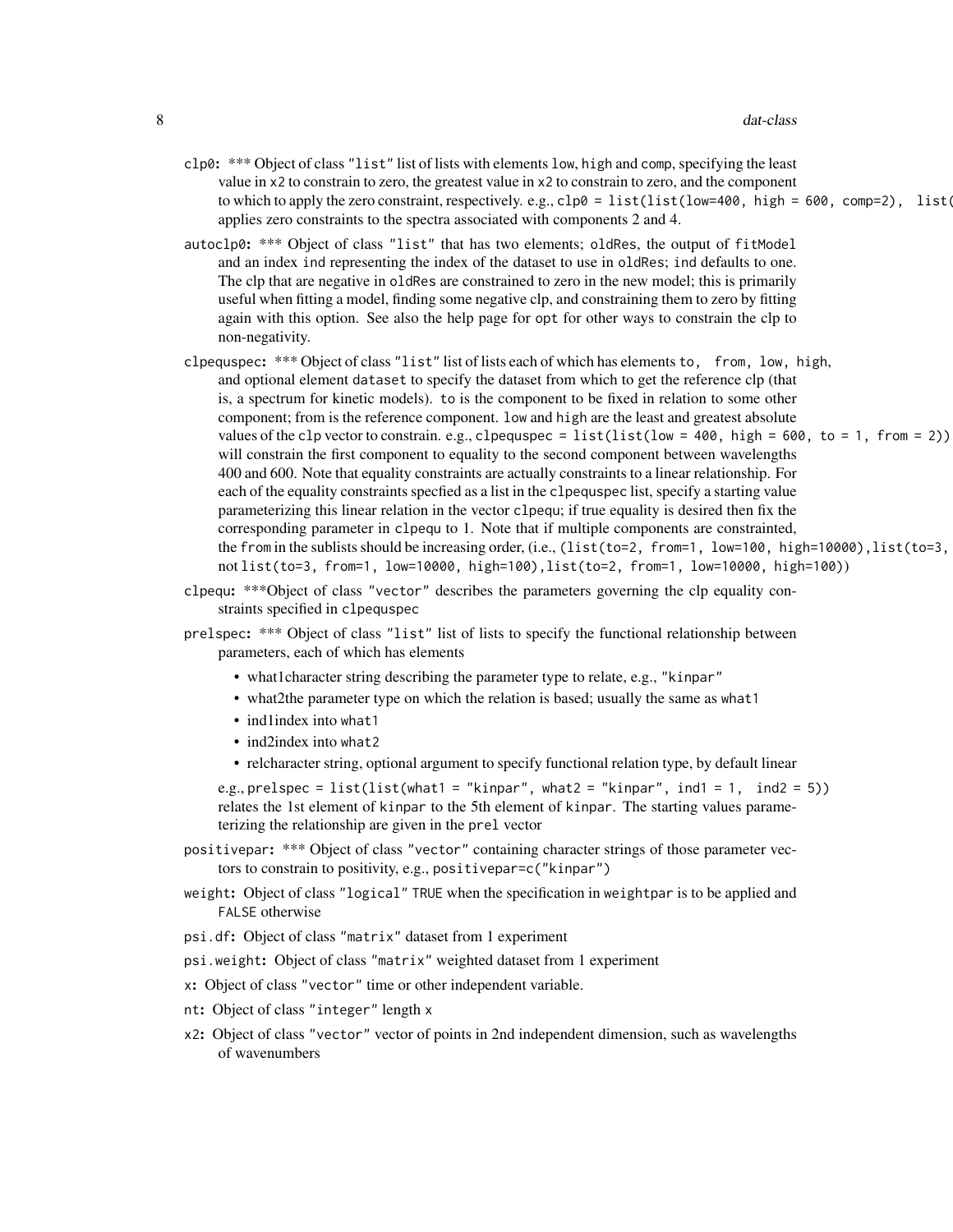- `clp0`: *** Object of class "list" list of lists with elements `low`, `high` and `comp`, specifying the least value in `x2` to constrain to zero, the greatest value in `x2` to constrain to zero, and the component to which to apply the zero constraint, respectively. e.g., `clp0 = list(list(low=400, high = 600, comp=2),  list(`
  applies zero constraints to the spectra associated with components 2 and 4.
- `autoclp0`: *** Object of class "list" that has two elements; `oldRes`, the output of `fitModel` and an index `ind` representing the index of the dataset to use in `oldRes`; `ind` defaults to one. The clp that are negative in `oldRes` are constrained to zero in the new model; this is primarily useful when fitting a model, finding some negative clp, and constraining them to zero by fitting again with this option. See also the help page for `opt` for other ways to constrain the clp to non-negativity.
- `clpequspec`: *** Object of class "list" list of lists each of which has elements `to`, `from`, `low`, `high`, and optional element `dataset` to specify the dataset from which to get the reference clp (that is, a spectrum for kinetic models). `to` is the component to be fixed in relation to some other component; `from` is the reference component. `low` and `high` are the least and greatest absolute values of the `clp` vector to constrain. e.g., `clpequspec = list(list(low = 400, high = 600, to = 1, from = 2))` will constrain the first component to equality to the second component between wavelengths 400 and 600. Note that equality constraints are actually constraints to a linear relationship. For each of the equality constraints specfied as a list in the `clpequspec` list, specify a starting value parameterizing this linear relation in the vector `clpequ`; if true equality is desired then fix the corresponding parameter in `clpequ` to 1. Note that if multiple components are constrainted, the `from` in the sublists should be increasing order, (i.e., `(list(to=2, from=1, low=100, high=10000),list(to=3,`
  not `list(to=3, from=1, low=10000, high=100),list(to=2, from=1, low=10000, high=100))`
- `clpequ`: ***Object of class "vector" describes the parameters governing the clp equality constraints specified in `clpequspec`
- `prelspec`: *** Object of class "list" list of lists to specify the functional relationship between parameters, each of which has elements
  - what1character string describing the parameter type to relate, e.g., "kinpar"
  - what2the parameter type on which the relation is based; usually the same as `what1`
  - ind1index into `what1`
  - ind2index into `what2`
  - relcharacter string, optional argument to specify functional relation type, by default linear

  e.g., `prelspec = list(list(what1 = "kinpar", what2 = "kinpar", ind1 = 1,  ind2 = 5))` relates the 1st element of `kinpar` to the 5th element of `kinpar`. The starting values parameterizing the relationship are given in the `prel` vector
- `positivepar`: *** Object of class "vector" containing character strings of those parameter vectors to constrain to positivity, e.g., `positivepar=c("kinpar")`
- `weight`: Object of class "logical" `TRUE` when the specification in `weightpar` is to be applied and `FALSE` otherwise
- `psi.df`: Object of class "matrix" dataset from 1 experiment
- `psi.weight`: Object of class "matrix" weighted dataset from 1 experiment
- `x`: Object of class "vector" time or other independent variable.
- `nt`: Object of class "integer" length `x`
- `x2`: Object of class "vector" vector of points in 2nd independent dimension, such as wavelengths of wavenumbers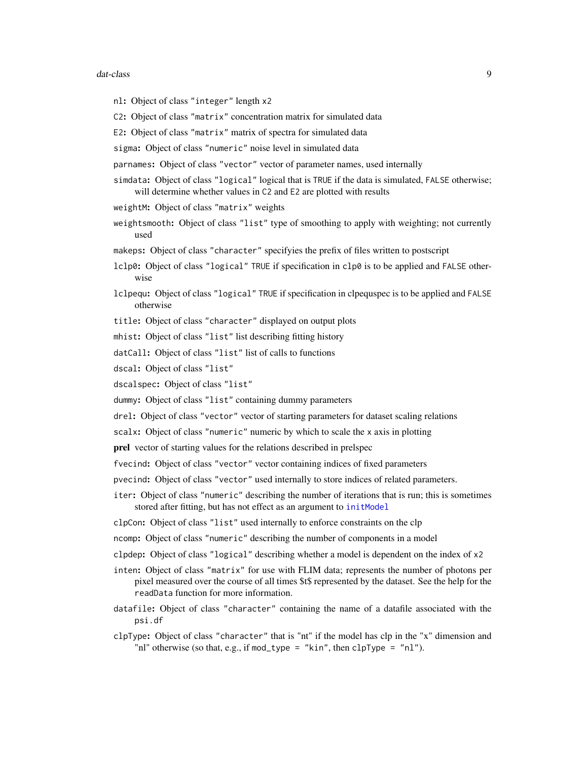nl: Object of class "integer" length x2

C2: Object of class "matrix" concentration matrix for simulated data

E2: Object of class "matrix" matrix of spectra for simulated data

sigma: Object of class "numeric" noise level in simulated data

parnames: Object of class "vector" vector of parameter names, used internally

simdata: Object of class "logical" logical that is TRUE if the data is simulated, FALSE otherwise; will determine whether values in C2 and E2 are plotted with results

weightM: Object of class "matrix" weights

weightsmooth: Object of class "list" type of smoothing to apply with weighting; not currently used

makeps: Object of class "character" specifyies the prefix of files written to postscript

lclp0: Object of class "logical" TRUE if specification in clp0 is to be applied and FALSE otherwise

lclpequ: Object of class "logical" TRUE if specification in clpequspec is to be applied and FALSE otherwise

title: Object of class "character" displayed on output plots

mhist: Object of class "list" list describing fitting history

datCall: Object of class "list" list of calls to functions

dscal: Object of class "list"

dscalspec: Object of class "list"

dummy: Object of class "list" containing dummy parameters

drel: Object of class "vector" vector of starting parameters for dataset scaling relations

scalx: Object of class "numeric" numeric by which to scale the x axis in plotting

**prel** vector of starting values for the relations described in prelspec

fvecind: Object of class "vector" vector containing indices of fixed parameters

pvecind: Object of class "vector" used internally to store indices of related parameters.

iter: Object of class "numeric" describing the number of iterations that is run; this is sometimes stored after fitting, but has not effect as an argument to initModel

clpCon: Object of class "list" used internally to enforce constraints on the clp

ncomp: Object of class "numeric" describing the number of components in a model

clpdep: Object of class "logical" describing whether a model is dependent on the index of x2

inten: Object of class "matrix" for use with FLIM data; represents the number of photons per pixel measured over the course of all times $t$ represented by the dataset. See the help for the readData function for more information.

datafile: Object of class "character" containing the name of a datafile associated with the psi.df

clpType: Object of class "character" that is "nt" if the model has clp in the "x" dimension and "nl" otherwise (so that, e.g., if mod_type = "kin", then clpType = "nl").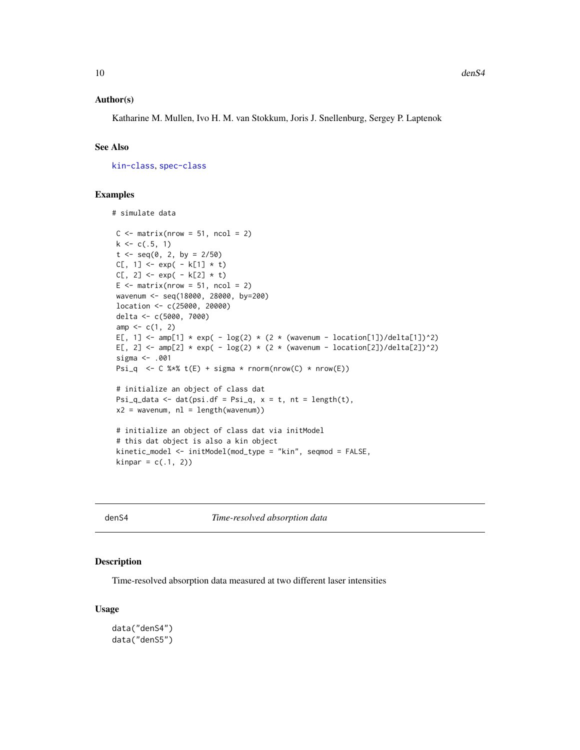### Author(s)

Katharine M. Mullen, Ivo H. M. van Stokkum, Joris J. Snellenburg, Sergey P. Laptenok

### See Also

kin-class, spec-class

### Examples

```
# simulate data

 C <- matrix(nrow = 51, ncol = 2)
 k <- c(.5, 1)
 t <- seq(0, 2, by = 2/50)
 C[, 1] <- exp( - k[1] * t)
 C[, 2] <- exp( - k[2] * t)
 E <- matrix(nrow = 51, ncol = 2)
 wavenum <- seq(18000, 28000, by=200)
 location <- c(25000, 20000)
 delta <- c(5000, 7000)
 amp <- c(1, 2)
 E[, 1] <- amp[1] * exp( - log(2) * (2 * (wavenum - location[1])/delta[1])^2)
 E[, 2] <- amp[2] * exp( - log(2) * (2 * (wavenum - location[2])/delta[2])^2)
 sigma <- .001
 Psi_q  <- C %*% t(E) + sigma * rnorm(nrow(C) * nrow(E))

 # initialize an object of class dat
 Psi_q_data <- dat(psi.df = Psi_q, x = t, nt = length(t),
 x2 = wavenum, nl = length(wavenum))

 # initialize an object of class dat via initModel
 # this dat object is also a kin object
 kinetic_model <- initModel(mod_type = "kin", seqmod = FALSE,
 kinpar = c(.1, 2))
```

---

## denS4 — *Time-resolved absorption data*

### Description

Time-resolved absorption data measured at two different laser intensities

### Usage

```
data("denS4")
data("denS5")
```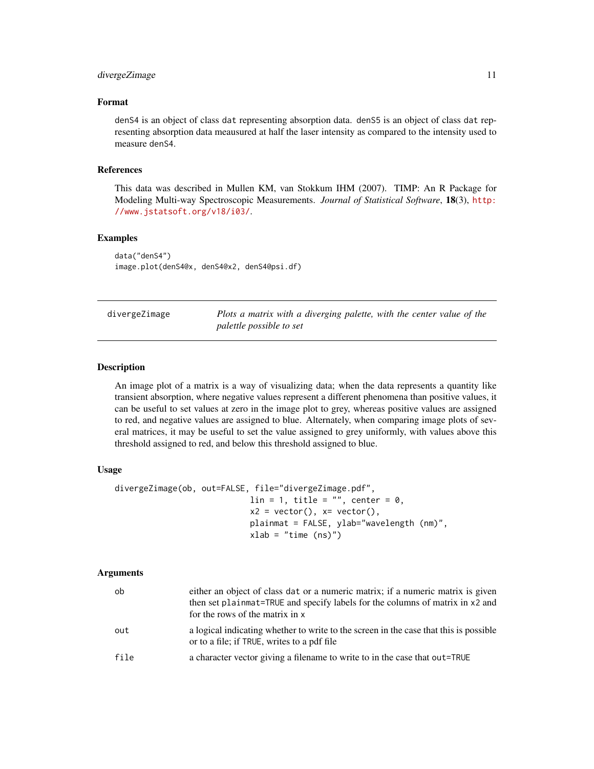### Format

denS4 is an object of class dat representing absorption data. denS5 is an object of class dat representing absorption data meausured at half the laser intensity as compared to the intensity used to measure denS4.

### References

This data was described in Mullen KM, van Stokkum IHM (2007). TIMP: An R Package for Modeling Multi-way Spectroscopic Measurements. *Journal of Statistical Software*, **18**(3), http://www.jstatsoft.org/v18/i03/.

### Examples

```
data("denS4")
image.plot(denS4@x, denS4@x2, denS4@psi.df)
```

---

## divergeZimage — *Plots a matrix with a diverging palette, with the center value of the palettle possible to set*

---

### Description

An image plot of a matrix is a way of visualizing data; when the data represents a quantity like transient absorption, where negative values represent a different phenomena than positive values, it can be useful to set values at zero in the image plot to grey, whereas positive values are assigned to red, and negative values are assigned to blue. Alternately, when comparing image plots of several matrices, it may be useful to set the value assigned to grey uniformly, with values above this threshold assigned to red, and below this threshold assigned to blue.

### Usage

```
divergeZimage(ob, out=FALSE, file="divergeZimage.pdf",
                             lin = 1, title = "", center = 0,
                             x2 = vector(), x= vector(),
                             plainmat = FALSE, ylab="wavelength (nm)",
                             xlab = "time (ns)")
```

### Arguments

| | |
|---|---|
| ob | either an object of class dat or a numeric matrix; if a numeric matrix is given then set plainmat=TRUE and specify labels for the columns of matrix in x2 and for the rows of the matrix in x |
| out | a logical indicating whether to write to the screen in the case that this is possible or to a file; if TRUE, writes to a pdf file |
| file | a character vector giving a filename to write to in the case that out=TRUE |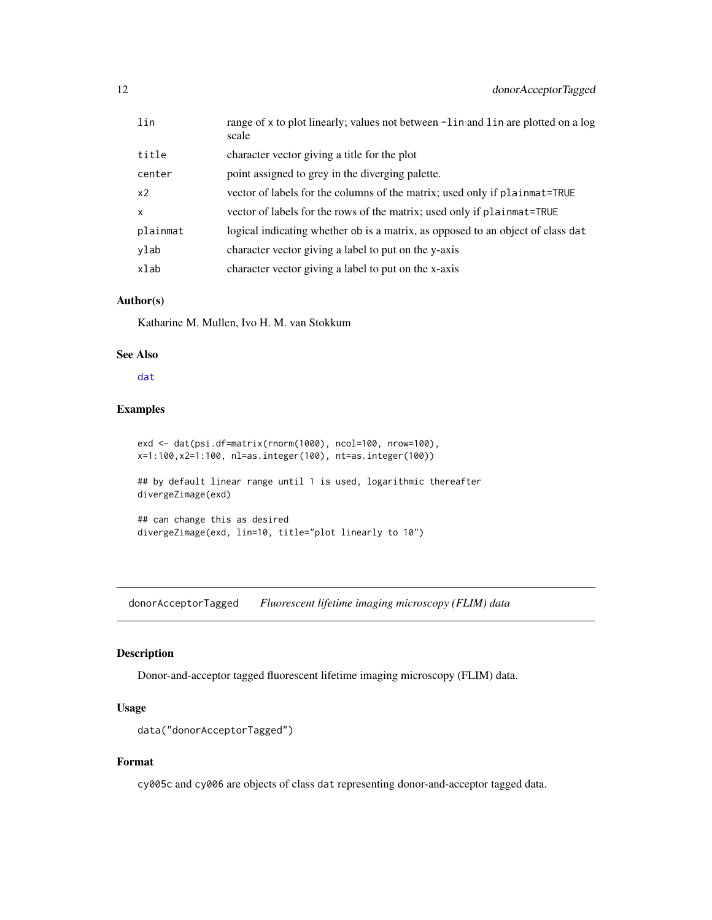| | |
|---|---|
| lin | range of x to plot linearly; values not between -lin and lin are plotted on a log scale |
| title | character vector giving a title for the plot |
| center | point assigned to grey in the diverging palette. |
| x2 | vector of labels for the columns of the matrix; used only if plainmat=TRUE |
| x | vector of labels for the rows of the matrix; used only if plainmat=TRUE |
| plainmat | logical indicating whether ob is a matrix, as opposed to an object of class dat |
| ylab | character vector giving a label to put on the y-axis |
| xlab | character vector giving a label to put on the x-axis |

### Author(s)

Katharine M. Mullen, Ivo H. M. van Stokkum

### See Also

dat

### Examples

```
exd <- dat(psi.df=matrix(rnorm(1000), ncol=100, nrow=100),
x=1:100,x2=1:100, nl=as.integer(100), nt=as.integer(100))

## by default linear range until 1 is used, logarithmic thereafter
divergeZimage(exd)

## can change this as desired
divergeZimage(exd, lin=10, title="plot linearly to 10")
```

---

## donorAcceptorTagged *Fluorescent lifetime imaging microscopy (FLIM) data*

### Description

Donor-and-acceptor tagged fluorescent lifetime imaging microscopy (FLIM) data.

### Usage

```
data("donorAcceptorTagged")
```

### Format

cy005c and cy006 are objects of class dat representing donor-and-acceptor tagged data.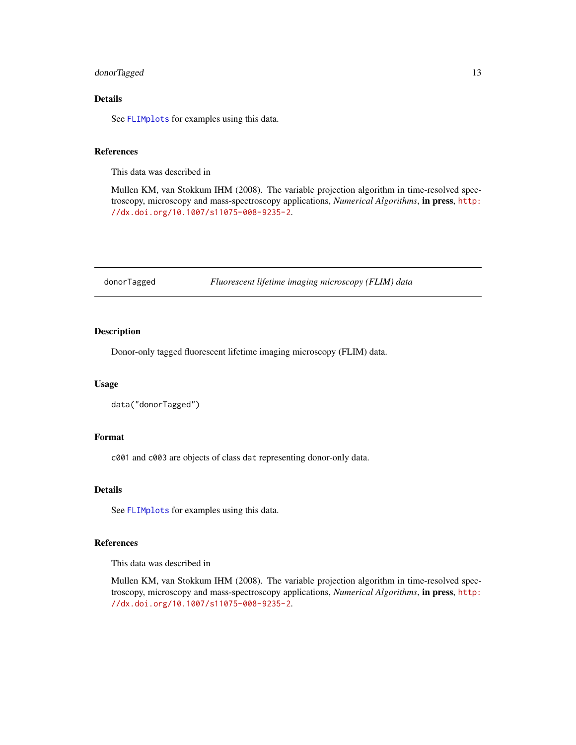## Details

See `FLIMplots` for examples using this data.

## References

This data was described in

Mullen KM, van Stokkum IHM (2008). The variable projection algorithm in time-resolved spectroscopy, microscopy and mass-spectroscopy applications, *Numerical Algorithms*, **in press**, http://dx.doi.org/10.1007/s11075-008-9235-2.

---

# donorTagged — *Fluorescent lifetime imaging microscopy (FLIM) data*

## Description

Donor-only tagged fluorescent lifetime imaging microscopy (FLIM) data.

## Usage

```
data("donorTagged")
```

## Format

`c001` and `c003` are objects of class `dat` representing donor-only data.

## Details

See `FLIMplots` for examples using this data.

## References

This data was described in

Mullen KM, van Stokkum IHM (2008). The variable projection algorithm in time-resolved spectroscopy, microscopy and mass-spectroscopy applications, *Numerical Algorithms*, **in press**, http://dx.doi.org/10.1007/s11075-008-9235-2.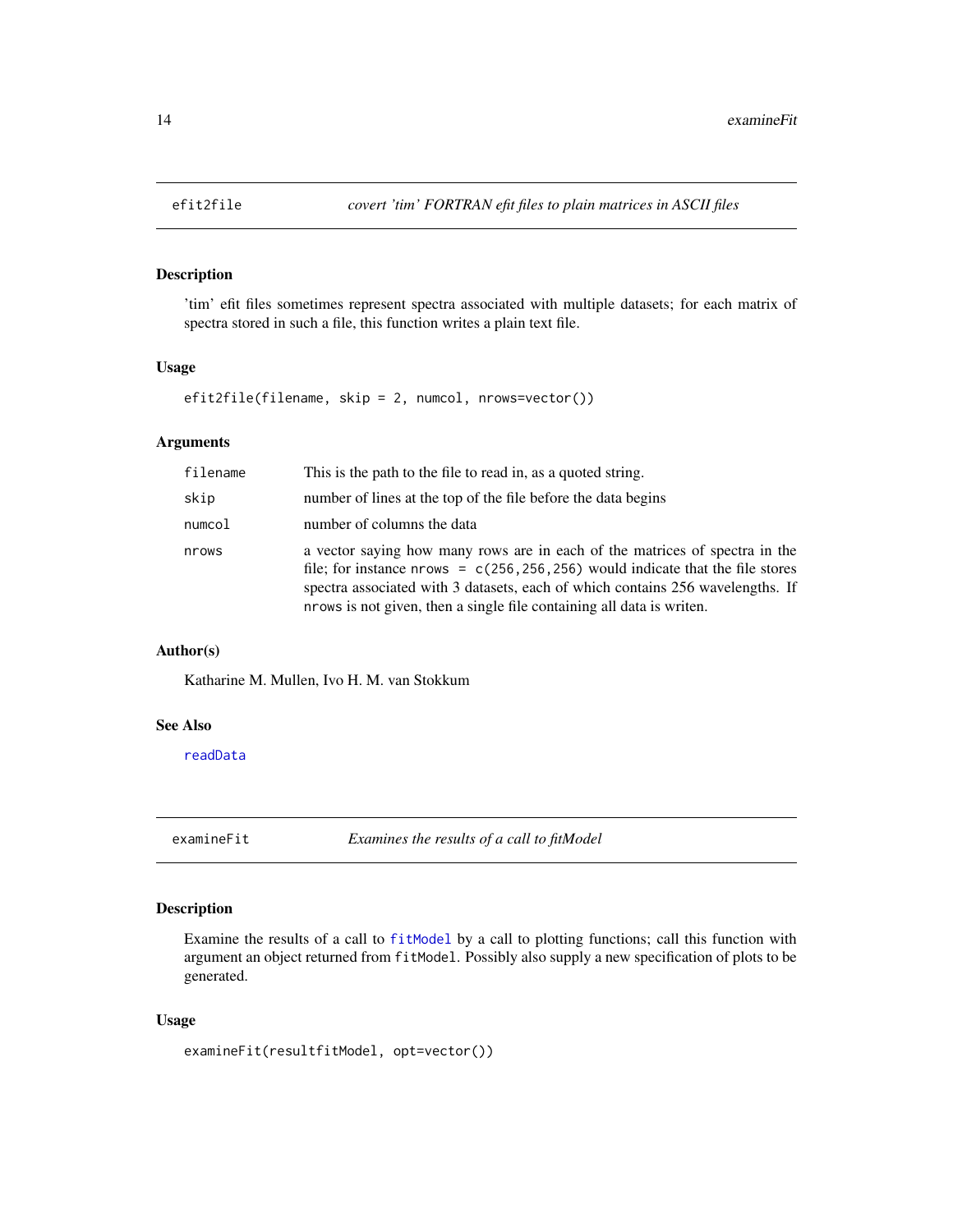## efit2file — *covert 'tim' FORTRAN efit files to plain matrices in ASCII files*

### Description

'tim' efit files sometimes represent spectra associated with multiple datasets; for each matrix of spectra stored in such a file, this function writes a plain text file.

### Usage

```
efit2file(filename, skip = 2, numcol, nrows=vector())
```

### Arguments

| | |
|---|---|
| filename | This is the path to the file to read in, as a quoted string. |
| skip | number of lines at the top of the file before the data begins |
| numcol | number of columns the data |
| nrows | a vector saying how many rows are in each of the matrices of spectra in the file; for instance `nrows = c(256,256,256)` would indicate that the file stores spectra associated with 3 datasets, each of which contains 256 wavelengths. If `nrows` is not given, then a single file containing all data is writen. |

### Author(s)

Katharine M. Mullen, Ivo H. M. van Stokkum

### See Also

readData

## examineFit — *Examines the results of a call to fitModel*

### Description

Examine the results of a call to `fitModel` by a call to plotting functions; call this function with argument an object returned from `fitModel`. Possibly also supply a new specification of plots to be generated.

### Usage

```
examineFit(resultfitModel, opt=vector())
```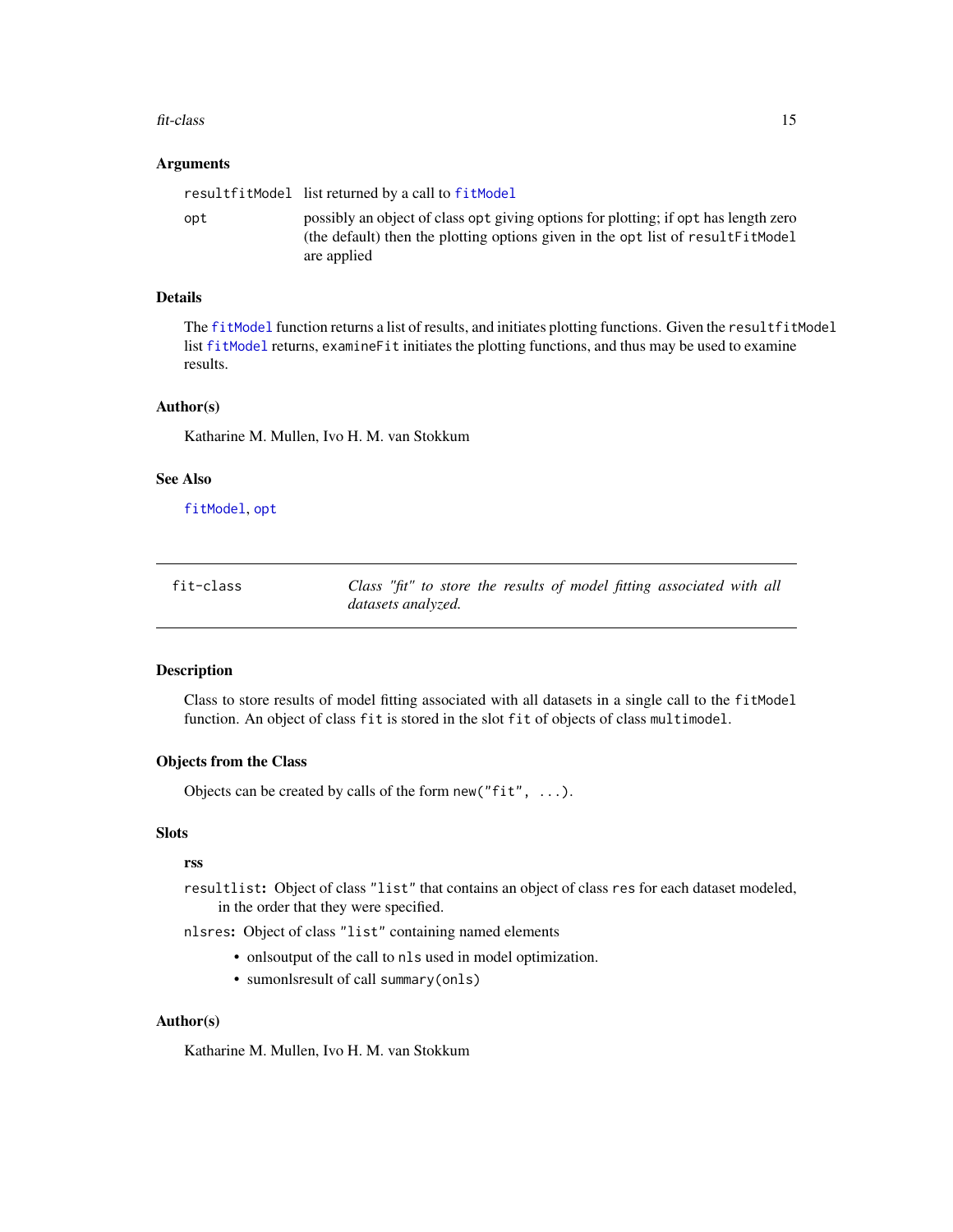## Arguments

| | |
|---|---|
| `resultfitModel` | list returned by a call to `fitModel` |
| `opt` | possibly an object of class `opt` giving options for plotting; if `opt` has length zero (the default) then the plotting options given in the `opt` list of `resultFitModel` are applied |

## Details

The `fitModel` function returns a list of results, and initiates plotting functions. Given the `resultfitModel` list `fitModel` returns, `examineFit` initiates the plotting functions, and thus may be used to examine results.

## Author(s)

Katharine M. Mullen, Ivo H. M. van Stokkum

## See Also

`fitModel`, `opt`

---

`fit-class` *Class "fit" to store the results of model fitting associated with all datasets analyzed.*

---

## Description

Class to store results of model fitting associated with all datasets in a single call to the `fitModel` function. An object of class `fit` is stored in the slot `fit` of objects of class `multimodel`.

## Objects from the Class

Objects can be created by calls of the form `new("fit", ...)`.

## Slots

**rss**

**`resultlist`:** Object of class `"list"` that contains an object of class `res` for each dataset modeled, in the order that they were specified.

**`nlsres`:** Object of class `"list"` containing named elements

- onlsoutput of the call to `nls` used in model optimization.
- sumonlsresult of call `summary(onls)`

## Author(s)

Katharine M. Mullen, Ivo H. M. van Stokkum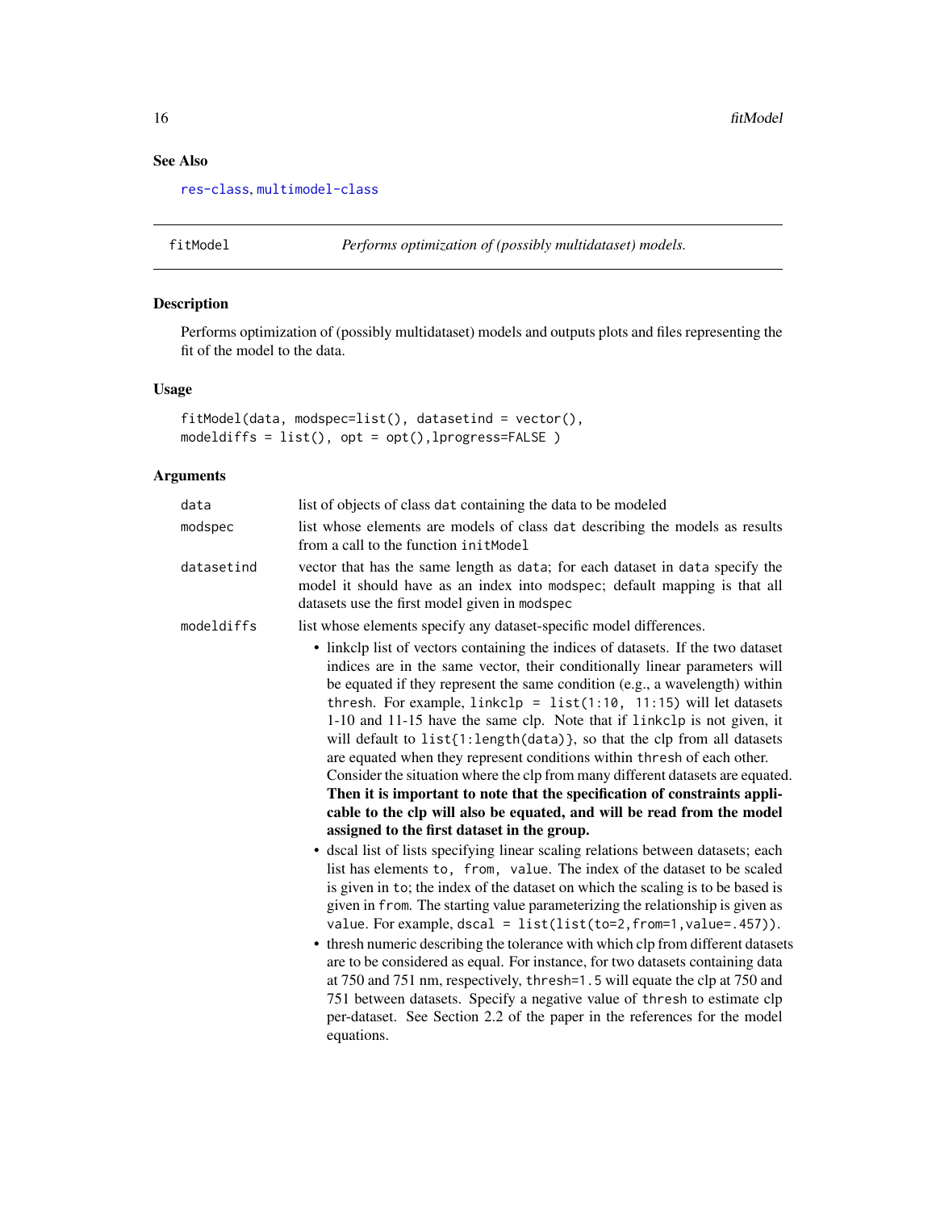## See Also

res-class, multimodel-class

---

fitModel *Performs optimization of (possibly multidataset) models.*

---

### Description

Performs optimization of (possibly multidataset) models and outputs plots and files representing the fit of the model to the data.

### Usage

```
fitModel(data, modspec=list(), datasetind = vector(),
modeldiffs = list(), opt = opt(),lprogress=FALSE )
```

### Arguments

| | |
|---|---|
| `data` | list of objects of class `dat` containing the data to be modeled |
| `modspec` | list whose elements are models of class `dat` describing the models as results from a call to the function `initModel` |
| `datasetind` | vector that has the same length as `data`; for each dataset in `data` specify the model it should have as an index into `modspec`; default mapping is that all datasets use the first model given in `modspec` |
| `modeldiffs` | list whose elements specify any dataset-specific model differences. |

- linkclp list of vectors containing the indices of datasets. If the two dataset indices are in the same vector, their conditionally linear parameters will be equated if they represent the same condition (e.g., a wavelength) within `thresh`. For example, `linkclp = list(1:10, 11:15)` will let datasets 1-10 and 11-15 have the same clp. Note that if `linkclp` is not given, it will default to `list{1:length(data)}`, so that the clp from all datasets are equated when they represent conditions within `thresh` of each other. Consider the situation where the clp from many different datasets are equated. **Then it is important to note that the specification of constraints applicable to the clp will also be equated, and will be read from the model assigned to the first dataset in the group.**
- dscal list of lists specifying linear scaling relations between datasets; each list has elements `to, from, value`. The index of the dataset to be scaled is given in `to`; the index of the dataset on which the scaling is to be based is given in `from`. The starting value parameterizing the relationship is given as `value`. For example, `dscal = list(list(to=2,from=1,value=.457))`.
- thresh numeric describing the tolerance with which clp from different datasets are to be considered as equal. For instance, for two datasets containing data at 750 and 751 nm, respectively, `thresh=1.5` will equate the clp at 750 and 751 between datasets. Specify a negative value of `thresh` to estimate clp per-dataset. See Section 2.2 of the paper in the references for the model equations.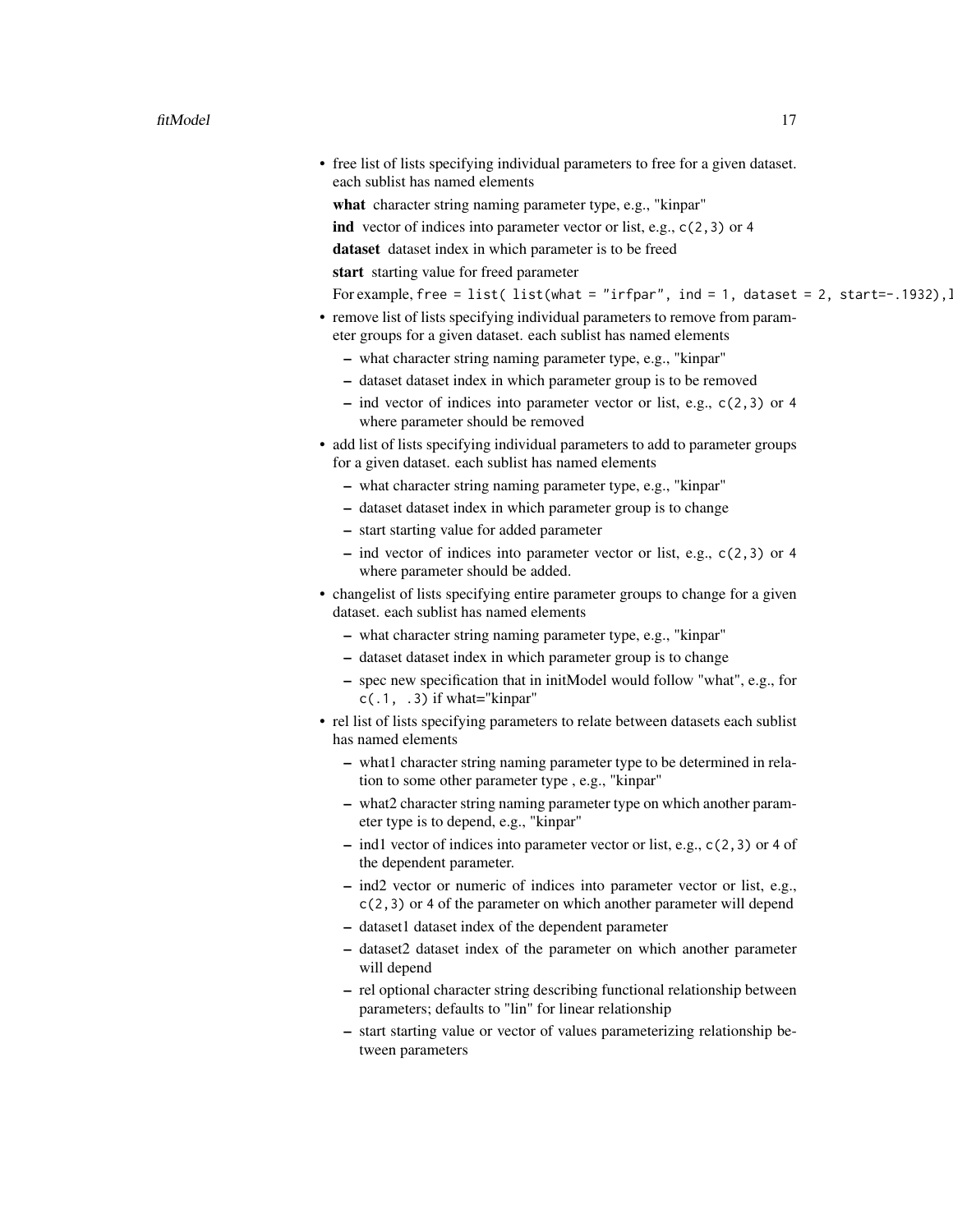- free list of lists specifying individual parameters to free for a given dataset. each sublist has named elements

  **what** character string naming parameter type, e.g., "kinpar"

  **ind** vector of indices into parameter vector or list, e.g., `c(2,3)` or `4`

  **dataset** dataset index in which parameter is to be freed

  **start** starting value for freed parameter

  For example, `free = list( list(what = "irfpar", ind = 1, dataset = 2, start=-.1932),l`
- remove list of lists specifying individual parameters to remove from parameter groups for a given dataset. each sublist has named elements
  - what character string naming parameter type, e.g., "kinpar"
  - dataset dataset index in which parameter group is to be removed
  - ind vector of indices into parameter vector or list, e.g., `c(2,3)` or `4` where parameter should be removed
- add list of lists specifying individual parameters to add to parameter groups for a given dataset. each sublist has named elements
  - what character string naming parameter type, e.g., "kinpar"
  - dataset dataset index in which parameter group is to change
  - start starting value for added parameter
  - ind vector of indices into parameter vector or list, e.g., `c(2,3)` or `4` where parameter should be added.
- changelist of lists specifying entire parameter groups to change for a given dataset. each sublist has named elements
  - what character string naming parameter type, e.g., "kinpar"
  - dataset dataset index in which parameter group is to change
  - spec new specification that in initModel would follow "what", e.g., for `c(.1, .3)` if what="kinpar"
- rel list of lists specifying parameters to relate between datasets each sublist has named elements
  - what1 character string naming parameter type to be determined in relation to some other parameter type , e.g., "kinpar"
  - what2 character string naming parameter type on which another parameter type is to depend, e.g., "kinpar"
  - ind1 vector of indices into parameter vector or list, e.g., `c(2,3)` or `4` of the dependent parameter.
  - ind2 vector or numeric of indices into parameter vector or list, e.g., `c(2,3)` or `4` of the parameter on which another parameter will depend
  - dataset1 dataset index of the dependent parameter
  - dataset2 dataset index of the parameter on which another parameter will depend
  - rel optional character string describing functional relationship between parameters; defaults to "lin" for linear relationship
  - start starting value or vector of values parameterizing relationship between parameters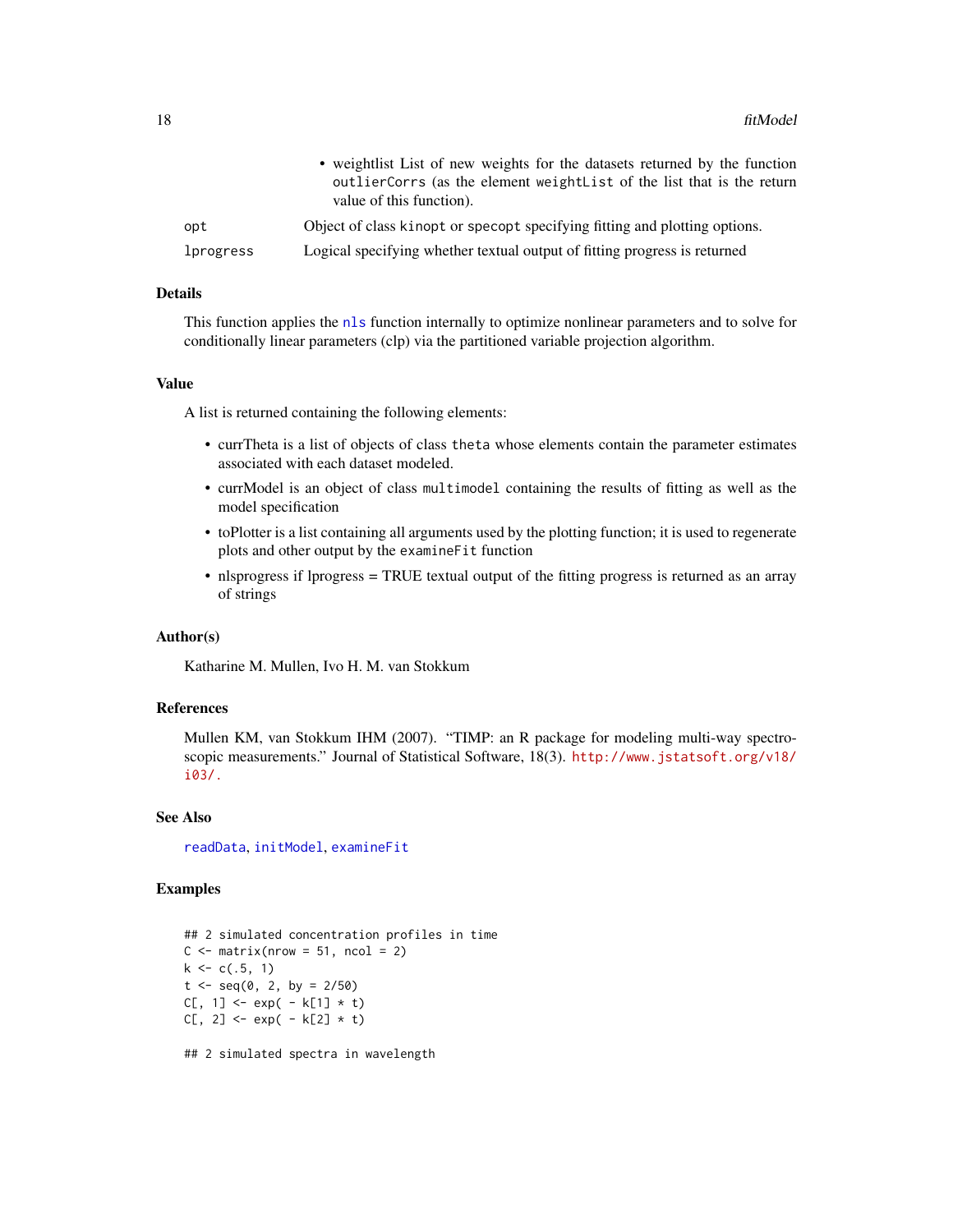- weightlist List of new weights for the datasets returned by the function `outlierCorrs` (as the element `weightList` of the list that is the return value of this function).

| | |
|---|---|
| `opt` | Object of class `kinopt` or `specopt` specifying fitting and plotting options. |
| `lprogress` | Logical specifying whether textual output of fitting progress is returned |

### Details

This function applies the `nls` function internally to optimize nonlinear parameters and to solve for conditionally linear parameters (clp) via the partitioned variable projection algorithm.

### Value

A list is returned containing the following elements:

- currTheta is a list of objects of class `theta` whose elements contain the parameter estimates associated with each dataset modeled.
- currModel is an object of class `multimodel` containing the results of fitting as well as the model specification
- toPlotter is a list containing all arguments used by the plotting function; it is used to regenerate plots and other output by the `examineFit` function
- nlsprogress if lprogress = TRUE textual output of the fitting progress is returned as an array of strings

### Author(s)

Katharine M. Mullen, Ivo H. M. van Stokkum

### References

Mullen KM, van Stokkum IHM (2007). "TIMP: an R package for modeling multi-way spectroscopic measurements." Journal of Statistical Software, 18(3). http://www.jstatsoft.org/v18/i03/.

### See Also

`readData`, `initModel`, `examineFit`

### Examples

```
## 2 simulated concentration profiles in time
C <- matrix(nrow = 51, ncol = 2)
k <- c(.5, 1)
t <- seq(0, 2, by = 2/50)
C[, 1] <- exp( - k[1] * t)
C[, 2] <- exp( - k[2] * t)

## 2 simulated spectra in wavelength
```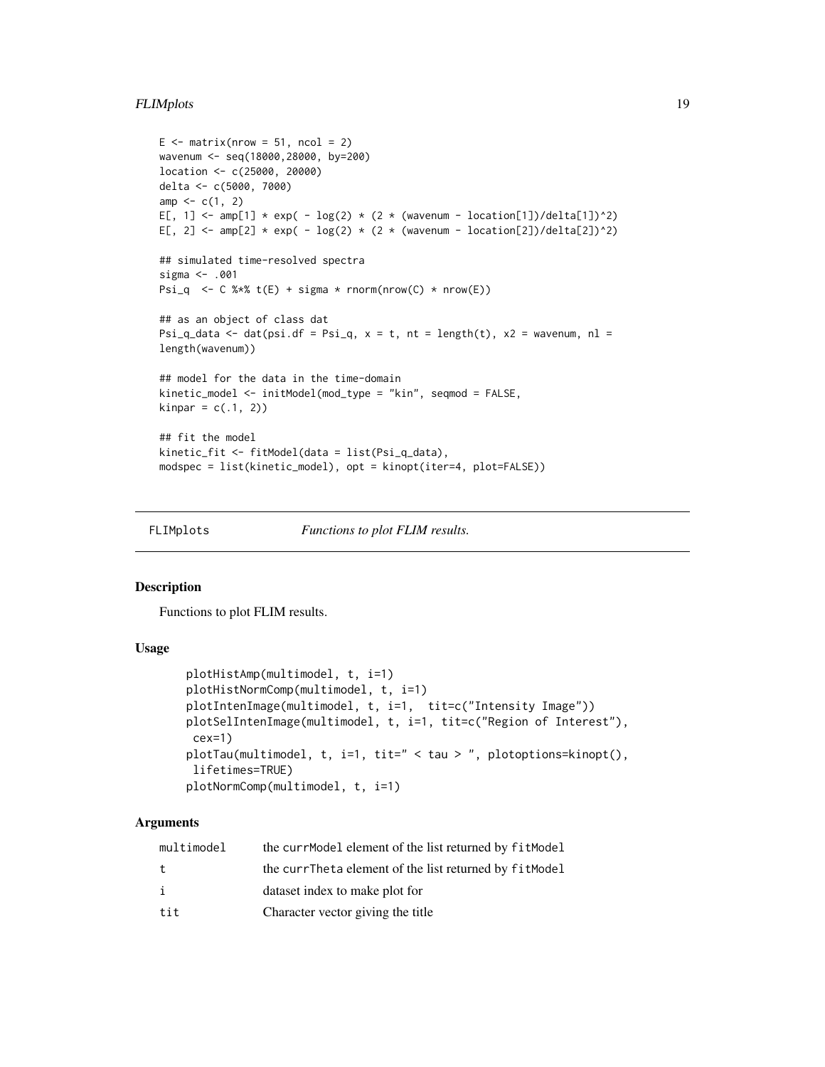```
E <- matrix(nrow = 51, ncol = 2)
wavenum <- seq(18000,28000, by=200)
location <- c(25000, 20000)
delta <- c(5000, 7000)
amp <- c(1, 2)
E[, 1] <- amp[1] * exp( - log(2) * (2 * (wavenum - location[1])/delta[1])^2)
E[, 2] <- amp[2] * exp( - log(2) * (2 * (wavenum - location[2])/delta[2])^2)

## simulated time-resolved spectra
sigma <- .001
Psi_q  <- C %*% t(E) + sigma * rnorm(nrow(C) * nrow(E))

## as an object of class dat
Psi_q_data <- dat(psi.df = Psi_q, x = t, nt = length(t), x2 = wavenum, nl =
length(wavenum))

## model for the data in the time-domain
kinetic_model <- initModel(mod_type = "kin", seqmod = FALSE,
kinpar = c(.1, 2))

## fit the model
kinetic_fit <- fitModel(data = list(Psi_q_data),
modspec = list(kinetic_model), opt = kinopt(iter=4, plot=FALSE))
```

---

## FLIMplots — *Functions to plot FLIM results.*

### Description

Functions to plot FLIM results.

### Usage

```
plotHistAmp(multimodel, t, i=1)
plotHistNormComp(multimodel, t, i=1)
plotIntenImage(multimodel, t, i=1,  tit=c("Intensity Image"))
plotSelIntenImage(multimodel, t, i=1, tit=c("Region of Interest"),
 cex=1)
plotTau(multimodel, t, i=1, tit=" < tau > ", plotoptions=kinopt(),
 lifetimes=TRUE)
plotNormComp(multimodel, t, i=1)
```

### Arguments

| | |
|---|---|
| multimodel | the currModel element of the list returned by fitModel |
| t | the currTheta element of the list returned by fitModel |
| i | dataset index to make plot for |
| tit | Character vector giving the title |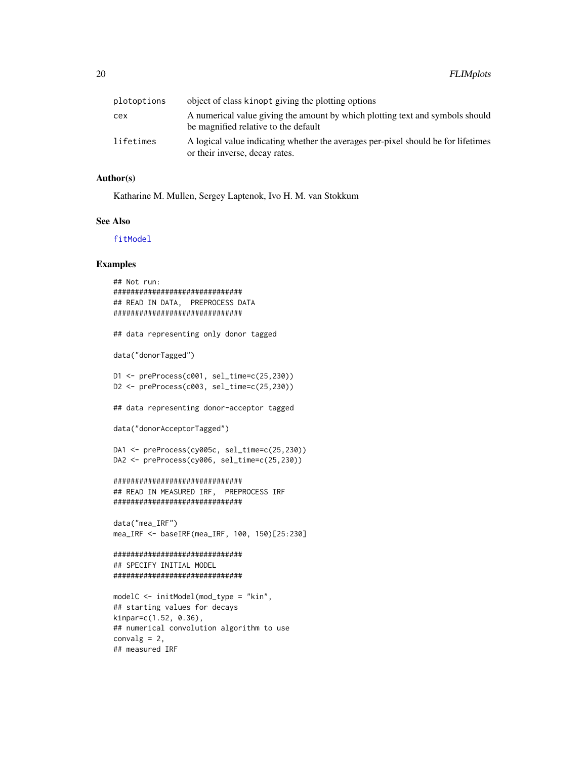| | |
|---|---|
| plotoptions | object of class kinopt giving the plotting options |
| cex | A numerical value giving the amount by which plotting text and symbols should be magnified relative to the default |
| lifetimes | A logical value indicating whether the averages per-pixel should be for lifetimes or their inverse, decay rates. |

## Author(s)

Katharine M. Mullen, Sergey Laptenok, Ivo H. M. van Stokkum

## See Also

fitModel

## Examples

```
## Not run:
##############################
## READ IN DATA,  PREPROCESS DATA
##############################

## data representing only donor tagged

data("donorTagged")

D1 <- preProcess(c001, sel_time=c(25,230))
D2 <- preProcess(c003, sel_time=c(25,230))

## data representing donor-acceptor tagged

data("donorAcceptorTagged")

DA1 <- preProcess(cy005c, sel_time=c(25,230))
DA2 <- preProcess(cy006, sel_time=c(25,230))

##############################
## READ IN MEASURED IRF,  PREPROCESS IRF
##############################

data("mea_IRF")
mea_IRF <- baseIRF(mea_IRF, 100, 150)[25:230]

##############################
## SPECIFY INITIAL MODEL
##############################

modelC <- initModel(mod_type = "kin",
## starting values for decays
kinpar=c(1.52, 0.36),
## numerical convolution algorithm to use
convalg = 2,
## measured IRF
```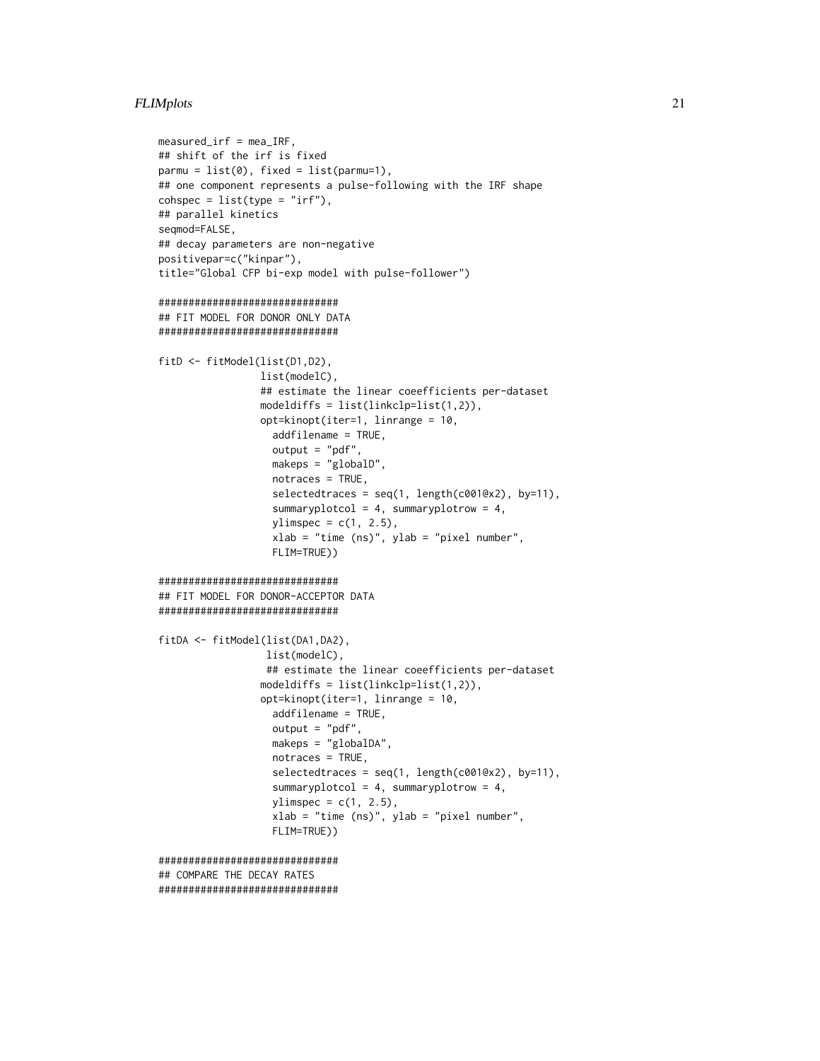```
measured_irf = mea_IRF,
## shift of the irf is fixed
parmu = list(0), fixed = list(parmu=1),
## one component represents a pulse-following with the IRF shape
cohspec = list(type = "irf"),
## parallel kinetics
seqmod=FALSE,
## decay parameters are non-negative
positivepar=c("kinpar"),
title="Global CFP bi-exp model with pulse-follower")

##############################
## FIT MODEL FOR DONOR ONLY DATA
##############################

fitD <- fitModel(list(D1,D2),
                 list(modelC),
                 ## estimate the linear coeefficients per-dataset
                 modeldiffs = list(linkclp=list(1,2)),
                 opt=kinopt(iter=1, linrange = 10,
                   addfilename = TRUE,
                   output = "pdf",
                   makeps = "globalD",
                   notraces = TRUE,
                   selectedtraces = seq(1, length(c001@x2), by=11),
                   summaryplotcol = 4, summaryplotrow = 4,
                   ylimspec = c(1, 2.5),
                   xlab = "time (ns)", ylab = "pixel number",
                   FLIM=TRUE))

##############################
## FIT MODEL FOR DONOR-ACCEPTOR DATA
##############################

fitDA <- fitModel(list(DA1,DA2),
                  list(modelC),
                  ## estimate the linear coeefficients per-dataset
                 modeldiffs = list(linkclp=list(1,2)),
                 opt=kinopt(iter=1, linrange = 10,
                   addfilename = TRUE,
                   output = "pdf",
                   makeps = "globalDA",
                   notraces = TRUE,
                   selectedtraces = seq(1, length(c001@x2), by=11),
                   summaryplotcol = 4, summaryplotrow = 4,
                   ylimspec = c(1, 2.5),
                   xlab = "time (ns)", ylab = "pixel number",
                   FLIM=TRUE))

##############################
## COMPARE THE DECAY RATES
##############################
```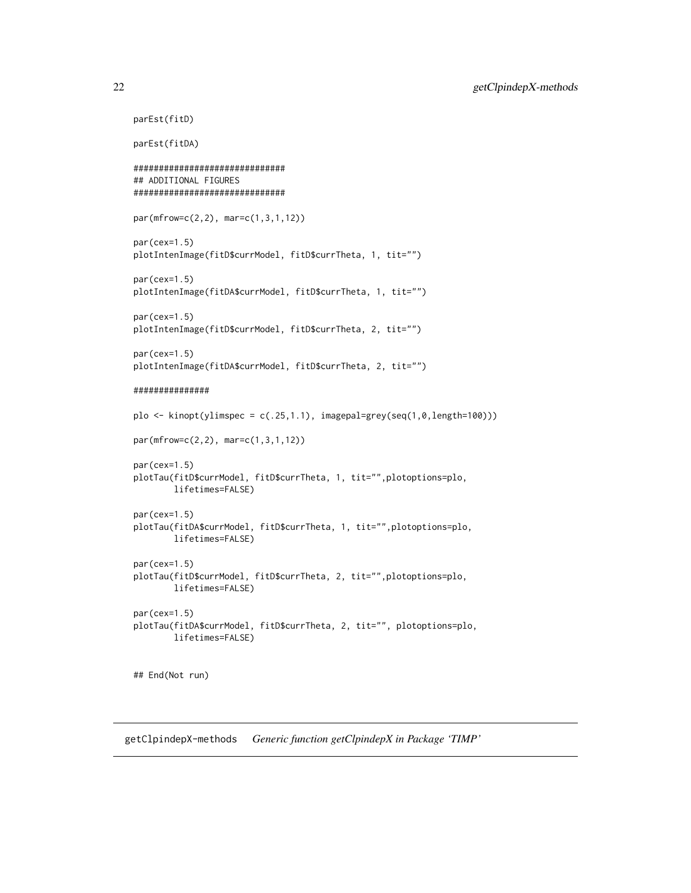```
parEst(fitD)

parEst(fitDA)

##############################
## ADDITIONAL FIGURES
##############################

par(mfrow=c(2,2), mar=c(1,3,1,12))

par(cex=1.5)
plotIntenImage(fitD$currModel, fitD$currTheta, 1, tit="")

par(cex=1.5)
plotIntenImage(fitDA$currModel, fitD$currTheta, 1, tit="")

par(cex=1.5)
plotIntenImage(fitD$currModel, fitD$currTheta, 2, tit="")

par(cex=1.5)
plotIntenImage(fitDA$currModel, fitD$currTheta, 2, tit="")

###############

plo <- kinopt(ylimspec = c(.25,1.1), imagepal=grey(seq(1,0,length=100)))

par(mfrow=c(2,2), mar=c(1,3,1,12))

par(cex=1.5)
plotTau(fitD$currModel, fitD$currTheta, 1, tit="",plotoptions=plo,
        lifetimes=FALSE)

par(cex=1.5)
plotTau(fitDA$currModel, fitD$currTheta, 1, tit="",plotoptions=plo,
        lifetimes=FALSE)

par(cex=1.5)
plotTau(fitD$currModel, fitD$currTheta, 2, tit="",plotoptions=plo,
        lifetimes=FALSE)

par(cex=1.5)
plotTau(fitDA$currModel, fitD$currTheta, 2, tit="", plotoptions=plo,
        lifetimes=FALSE)


## End(Not run)
```

---

## getClpindepX-methods *Generic function getClpindepX in Package 'TIMP'*

---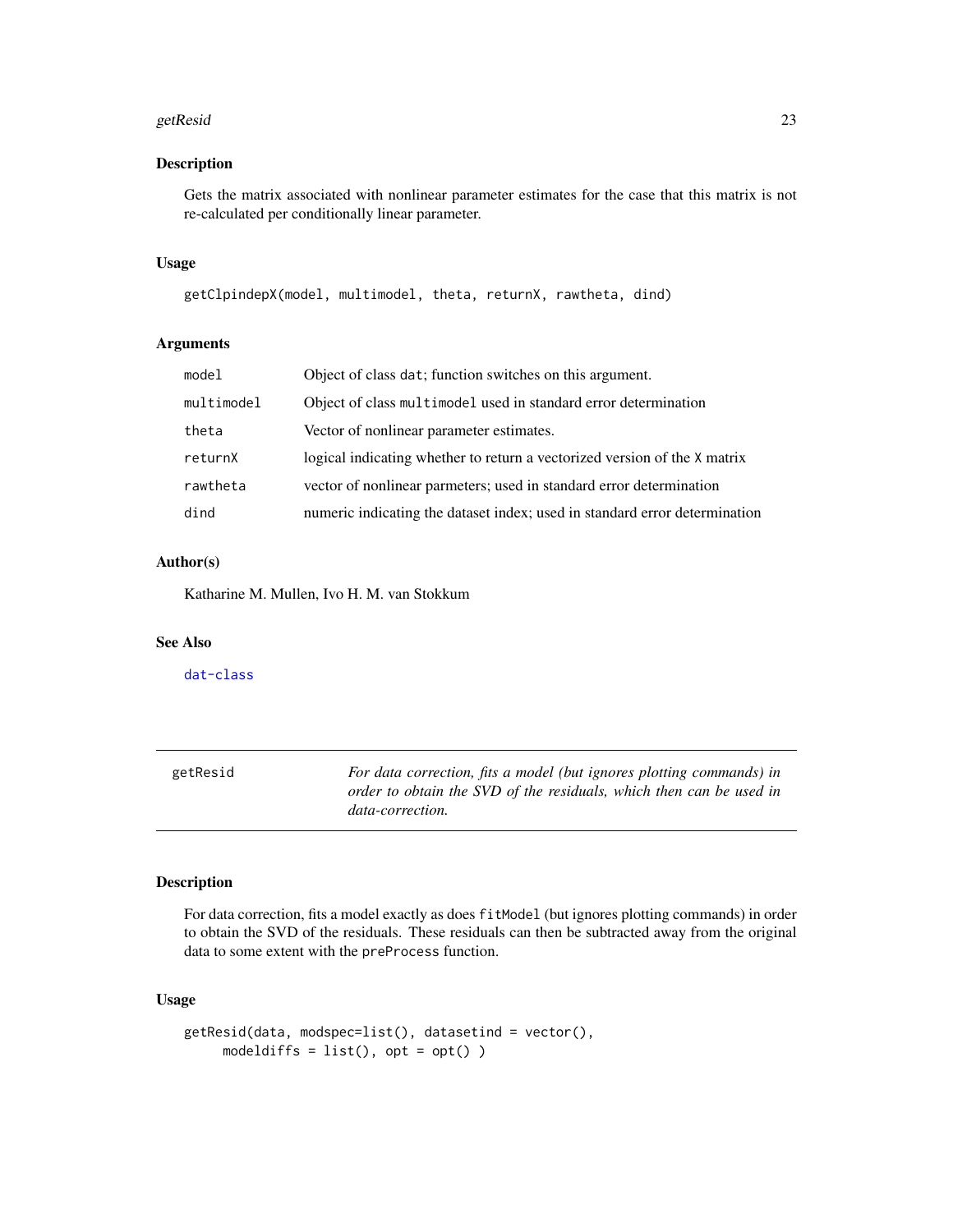## Description

Gets the matrix associated with nonlinear parameter estimates for the case that this matrix is not re-calculated per conditionally linear parameter.

## Usage

```
getClpindepX(model, multimodel, theta, returnX, rawtheta, dind)
```

## Arguments

| | |
|---|---|
| model | Object of class dat; function switches on this argument. |
| multimodel | Object of class multimodel used in standard error determination |
| theta | Vector of nonlinear parameter estimates. |
| returnX | logical indicating whether to return a vectorized version of the X matrix |
| rawtheta | vector of nonlinear parmeters; used in standard error determination |
| dind | numeric indicating the dataset index; used in standard error determination |

## Author(s)

Katharine M. Mullen, Ivo H. M. van Stokkum

## See Also

dat-class

---

# getResid — *For data correction, fits a model (but ignores plotting commands) in order to obtain the SVD of the residuals, which then can be used in data-correction.*

---

## Description

For data correction, fits a model exactly as does `fitModel` (but ignores plotting commands) in order to obtain the SVD of the residuals. These residuals can then be subtracted away from the original data to some extent with the `preProcess` function.

## Usage

```
getResid(data, modspec=list(), datasetind = vector(),
     modeldiffs = list(), opt = opt() )
```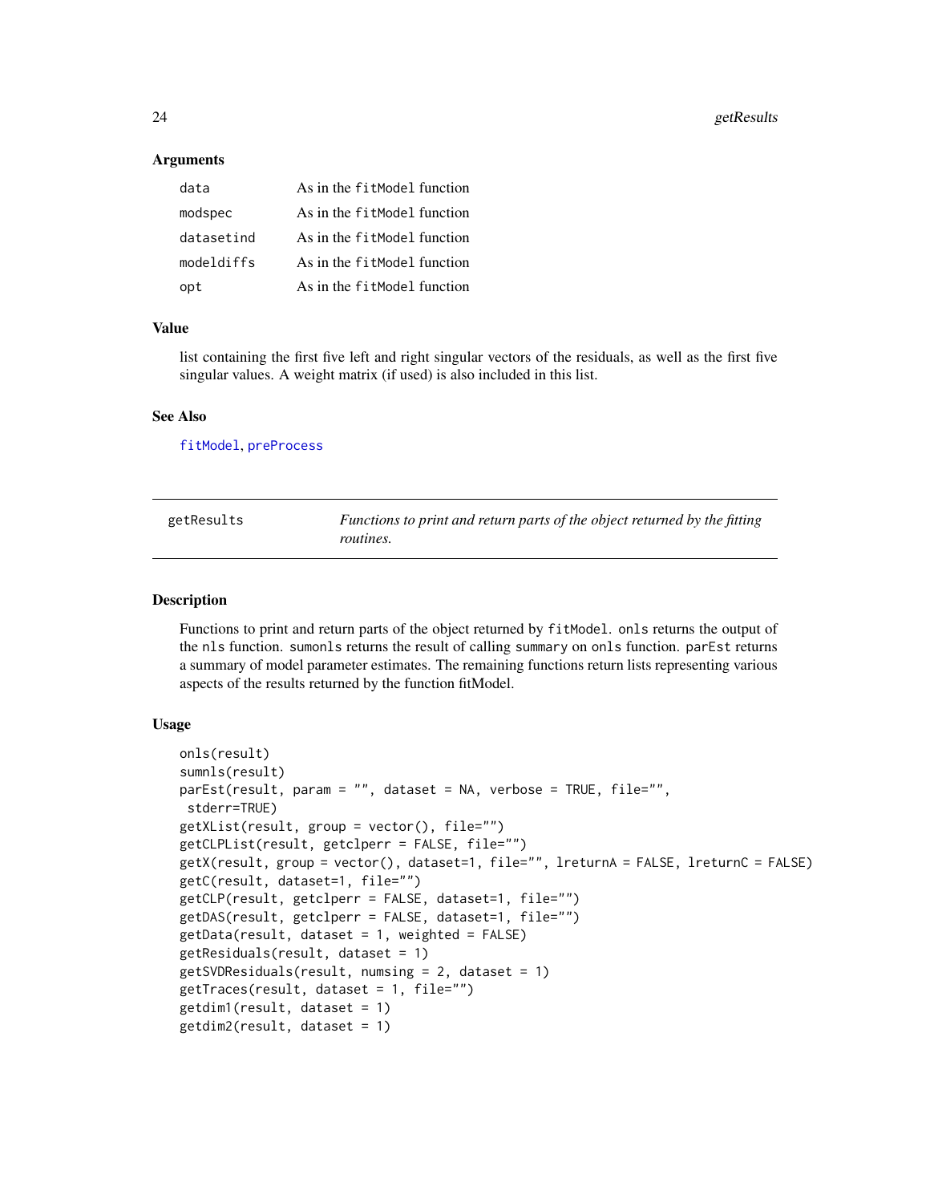## Arguments

| | |
|---|---|
| data | As in the fitModel function |
| modspec | As in the fitModel function |
| datasetind | As in the fitModel function |
| modeldiffs | As in the fitModel function |
| opt | As in the fitModel function |

## Value

list containing the first five left and right singular vectors of the residuals, as well as the first five singular values. A weight matrix (if used) is also included in this list.

## See Also

fitModel, preProcess

---

# getResults — *Functions to print and return parts of the object returned by the fitting routines.*

## Description

Functions to print and return parts of the object returned by fitModel. onls returns the output of the nls function. sumonls returns the result of calling summary on onls function. parEst returns a summary of model parameter estimates. The remaining functions return lists representing various aspects of the results returned by the function fitModel.

## Usage

```
onls(result)
sumnls(result)
parEst(result, param = "", dataset = NA, verbose = TRUE, file="",
 stderr=TRUE)
getXList(result, group = vector(), file="")
getCLPList(result, getclperr = FALSE, file="")
getX(result, group = vector(), dataset=1, file="", lreturnA = FALSE, lreturnC = FALSE)
getC(result, dataset=1, file="")
getCLP(result, getclperr = FALSE, dataset=1, file="")
getDAS(result, getclperr = FALSE, dataset=1, file="")
getData(result, dataset = 1, weighted = FALSE)
getResiduals(result, dataset = 1)
getSVDResiduals(result, numsing = 2, dataset = 1)
getTraces(result, dataset = 1, file="")
getdim1(result, dataset = 1)
getdim2(result, dataset = 1)
```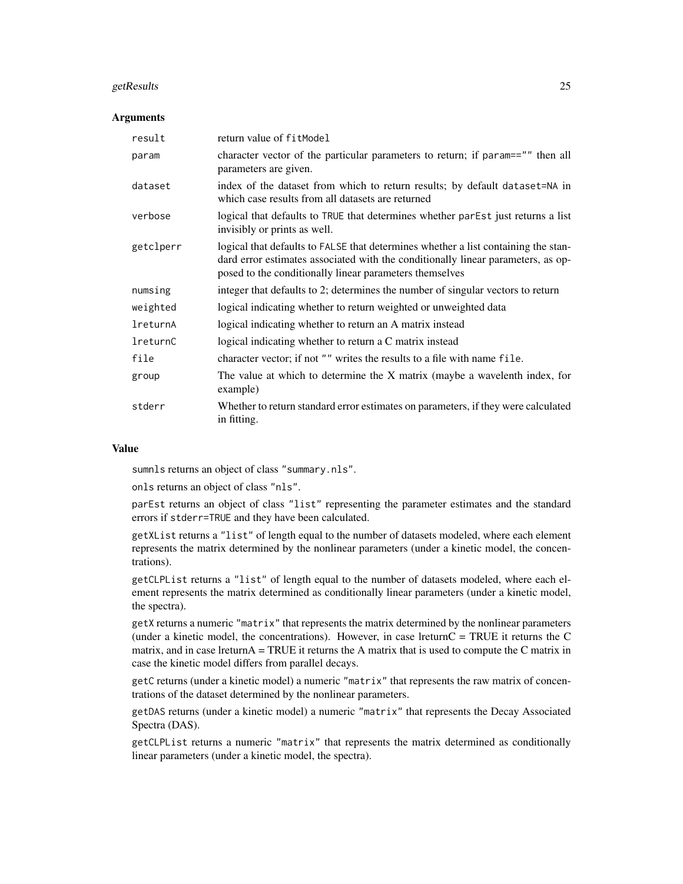## Arguments

| | |
|---|---|
| `result` | return value of `fitModel` |
| `param` | character vector of the particular parameters to return; if `param==""` then all parameters are given. |
| `dataset` | index of the dataset from which to return results; by default `dataset=NA` in which case results from all datasets are returned |
| `verbose` | logical that defaults to `TRUE` that determines whether `parEst` just returns a list invisibly or prints as well. |
| `getclperr` | logical that defaults to `FALSE` that determines whether a list containing the standard error estimates associated with the conditionally linear parameters, as opposed to the conditionally linear parameters themselves |
| `numsing` | integer that defaults to 2; determines the number of singular vectors to return |
| `weighted` | logical indicating whether to return weighted or unweighted data |
| `lreturnA` | logical indicating whether to return an A matrix instead |
| `lreturnC` | logical indicating whether to return a C matrix instead |
| `file` | character vector; if not `""` writes the results to a file with name `file`. |
| `group` | The value at which to determine the X matrix (maybe a wavelenth index, for example) |
| `stderr` | Whether to return standard error estimates on parameters, if they were calculated in fitting. |

## Value

`sumnls` returns an object of class `"summary.nls"`.

`onls` returns an object of class `"nls"`.

`parEst` returns an object of class `"list"` representing the parameter estimates and the standard errors if `stderr=TRUE` and they have been calculated.

`getXList` returns a `"list"` of length equal to the number of datasets modeled, where each element represents the matrix determined by the nonlinear parameters (under a kinetic model, the concentrations).

`getCLPList` returns a `"list"` of length equal to the number of datasets modeled, where each element represents the matrix determined as conditionally linear parameters (under a kinetic model, the spectra).

`getX` returns a numeric `"matrix"` that represents the matrix determined by the nonlinear parameters (under a kinetic model, the concentrations). However, in case lreturnC = TRUE it returns the C matrix, and in case lreturnA = TRUE it returns the A matrix that is used to compute the C matrix in case the kinetic model differs from parallel decays.

`getC` returns (under a kinetic model) a numeric `"matrix"` that represents the raw matrix of concentrations of the dataset determined by the nonlinear parameters.

`getDAS` returns (under a kinetic model) a numeric `"matrix"` that represents the Decay Associated Spectra (DAS).

`getCLPList` returns a numeric `"matrix"` that represents the matrix determined as conditionally linear parameters (under a kinetic model, the spectra).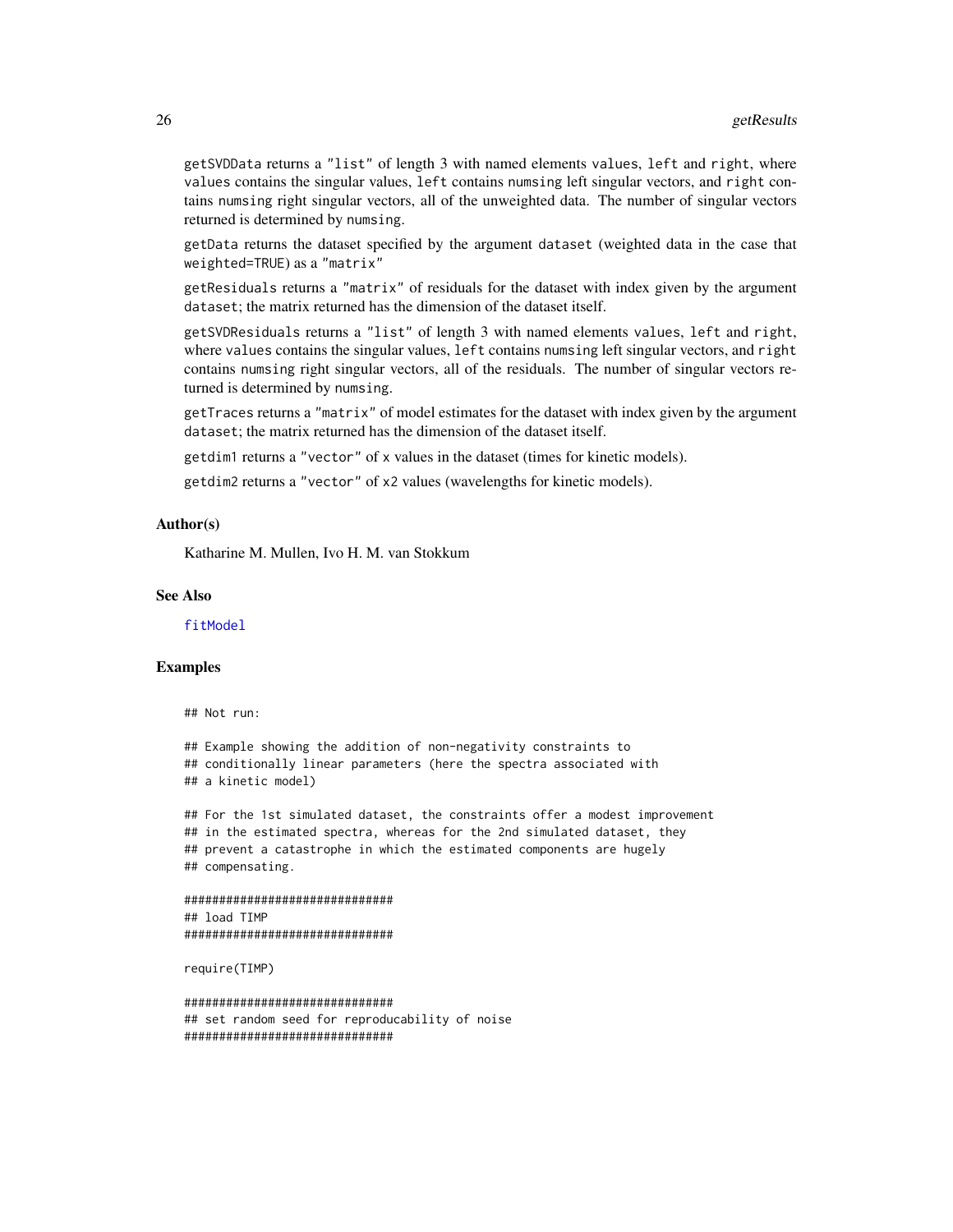getSVDData returns a "list" of length 3 with named elements values, left and right, where values contains the singular values, left contains numsing left singular vectors, and right contains numsing right singular vectors, all of the unweighted data. The number of singular vectors returned is determined by numsing.

getData returns the dataset specified by the argument dataset (weighted data in the case that weighted=TRUE) as a "matrix"

getResiduals returns a "matrix" of residuals for the dataset with index given by the argument dataset; the matrix returned has the dimension of the dataset itself.

getSVDResiduals returns a "list" of length 3 with named elements values, left and right, where values contains the singular values, left contains numsing left singular vectors, and right contains numsing right singular vectors, all of the residuals. The number of singular vectors returned is determined by numsing.

getTraces returns a "matrix" of model estimates for the dataset with index given by the argument dataset; the matrix returned has the dimension of the dataset itself.

getdim1 returns a "vector" of x values in the dataset (times for kinetic models).

getdim2 returns a "vector" of x2 values (wavelengths for kinetic models).

### Author(s)

Katharine M. Mullen, Ivo H. M. van Stokkum

### See Also

fitModel

### Examples

```
## Not run:

## Example showing the addition of non-negativity constraints to
## conditionally linear parameters (here the spectra associated with
## a kinetic model)

## For the 1st simulated dataset, the constraints offer a modest improvement
## in the estimated spectra, whereas for the 2nd simulated dataset, they
## prevent a catastrophe in which the estimated components are hugely
## compensating.

##############################
## load TIMP
##############################

require(TIMP)

##############################
## set random seed for reproducability of noise
##############################
```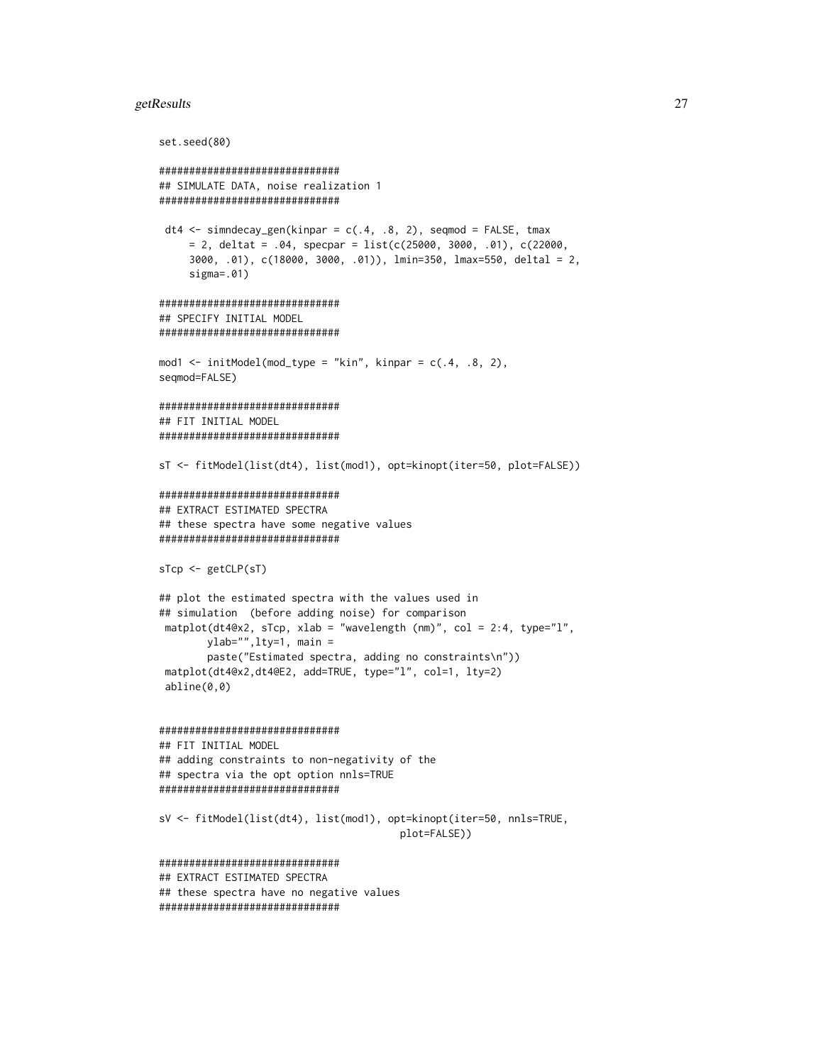```
set.seed(80)

##############################
## SIMULATE DATA, noise realization 1
##############################

 dt4 <- simndecay_gen(kinpar = c(.4, .8, 2), seqmod = FALSE, tmax
     = 2, deltat = .04, specpar = list(c(25000, 3000, .01), c(22000,
     3000, .01), c(18000, 3000, .01)), lmin=350, lmax=550, deltal = 2,
     sigma=.01)

##############################
## SPECIFY INITIAL MODEL
##############################

mod1 <- initModel(mod_type = "kin", kinpar = c(.4, .8, 2),
seqmod=FALSE)

##############################
## FIT INITIAL MODEL
##############################

sT <- fitModel(list(dt4), list(mod1), opt=kinopt(iter=50, plot=FALSE))

##############################
## EXTRACT ESTIMATED SPECTRA
## these spectra have some negative values
##############################

sTcp <- getCLP(sT)

## plot the estimated spectra with the values used in
## simulation  (before adding noise) for comparison
 matplot(dt4@x2, sTcp, xlab = "wavelength (nm)", col = 2:4, type="l",
        ylab="",lty=1, main =
        paste("Estimated spectra, adding no constraints\n"))
 matplot(dt4@x2,dt4@E2, add=TRUE, type="l", col=1, lty=2)
 abline(0,0)


##############################
## FIT INITIAL MODEL
## adding constraints to non-negativity of the
## spectra via the opt option nnls=TRUE
##############################

sV <- fitModel(list(dt4), list(mod1), opt=kinopt(iter=50, nnls=TRUE,
                                       plot=FALSE))

##############################
## EXTRACT ESTIMATED SPECTRA
## these spectra have no negative values
##############################
```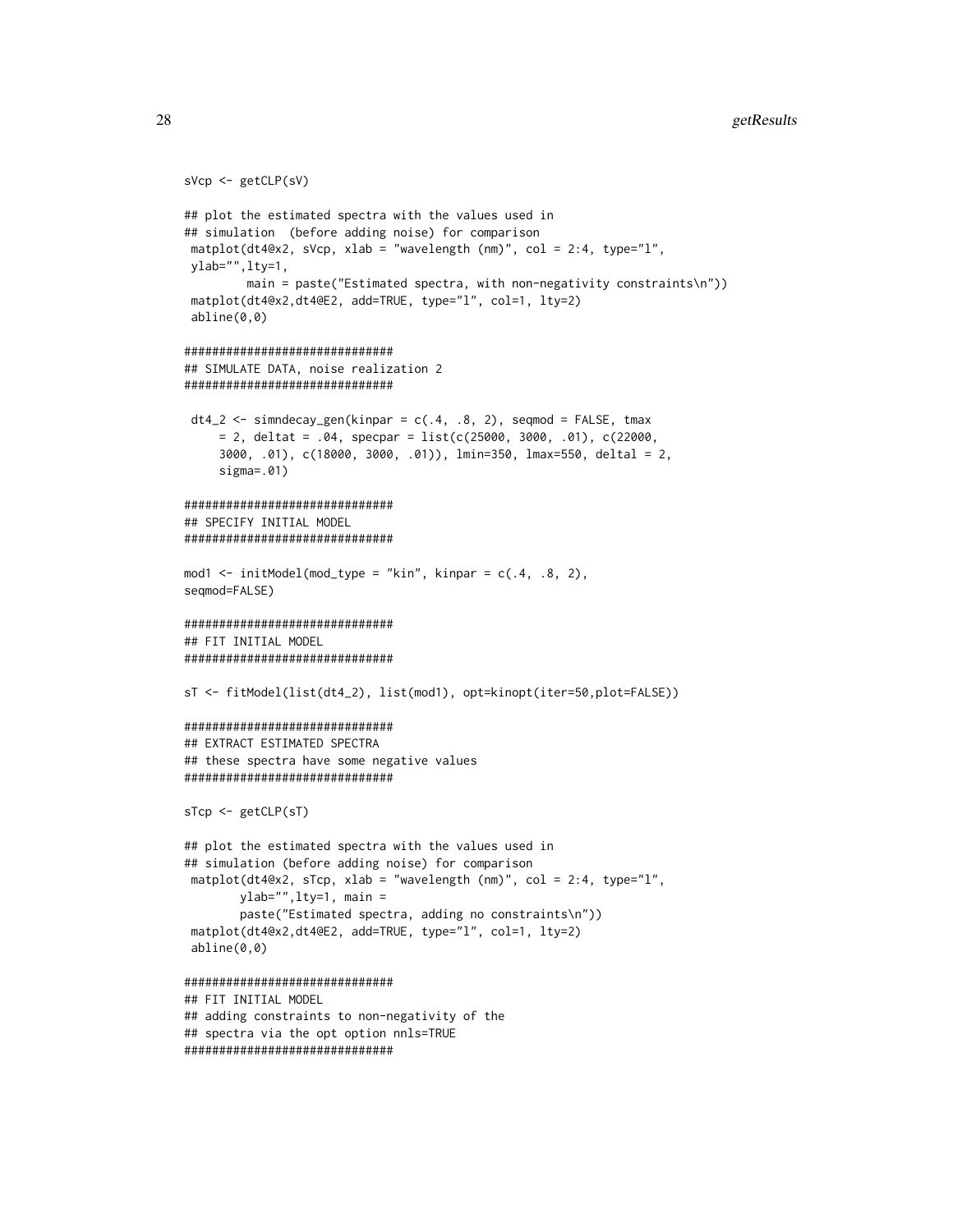```
sVcp <- getCLP(sV)

## plot the estimated spectra with the values used in
## simulation  (before adding noise) for comparison
 matplot(dt4@x2, sVcp, xlab = "wavelength (nm)", col = 2:4, type="l",
 ylab="",lty=1,
         main = paste("Estimated spectra, with non-negativity constraints\n"))
 matplot(dt4@x2,dt4@E2, add=TRUE, type="l", col=1, lty=2)
 abline(0,0)

##############################
## SIMULATE DATA, noise realization 2
##############################

 dt4_2 <- simndecay_gen(kinpar = c(.4, .8, 2), seqmod = FALSE, tmax
     = 2, deltat = .04, specpar = list(c(25000, 3000, .01), c(22000,
     3000, .01), c(18000, 3000, .01)), lmin=350, lmax=550, deltal = 2,
     sigma=.01)

##############################
## SPECIFY INITIAL MODEL
##############################

mod1 <- initModel(mod_type = "kin", kinpar = c(.4, .8, 2),
seqmod=FALSE)

##############################
## FIT INITIAL MODEL
##############################

sT <- fitModel(list(dt4_2), list(mod1), opt=kinopt(iter=50,plot=FALSE))

##############################
## EXTRACT ESTIMATED SPECTRA
## these spectra have some negative values
##############################

sTcp <- getCLP(sT)

## plot the estimated spectra with the values used in
## simulation (before adding noise) for comparison
 matplot(dt4@x2, sTcp, xlab = "wavelength (nm)", col = 2:4, type="l",
        ylab="",lty=1, main =
        paste("Estimated spectra, adding no constraints\n"))
 matplot(dt4@x2,dt4@E2, add=TRUE, type="l", col=1, lty=2)
 abline(0,0)

##############################
## FIT INITIAL MODEL
## adding constraints to non-negativity of the
## spectra via the opt option nnls=TRUE
##############################
```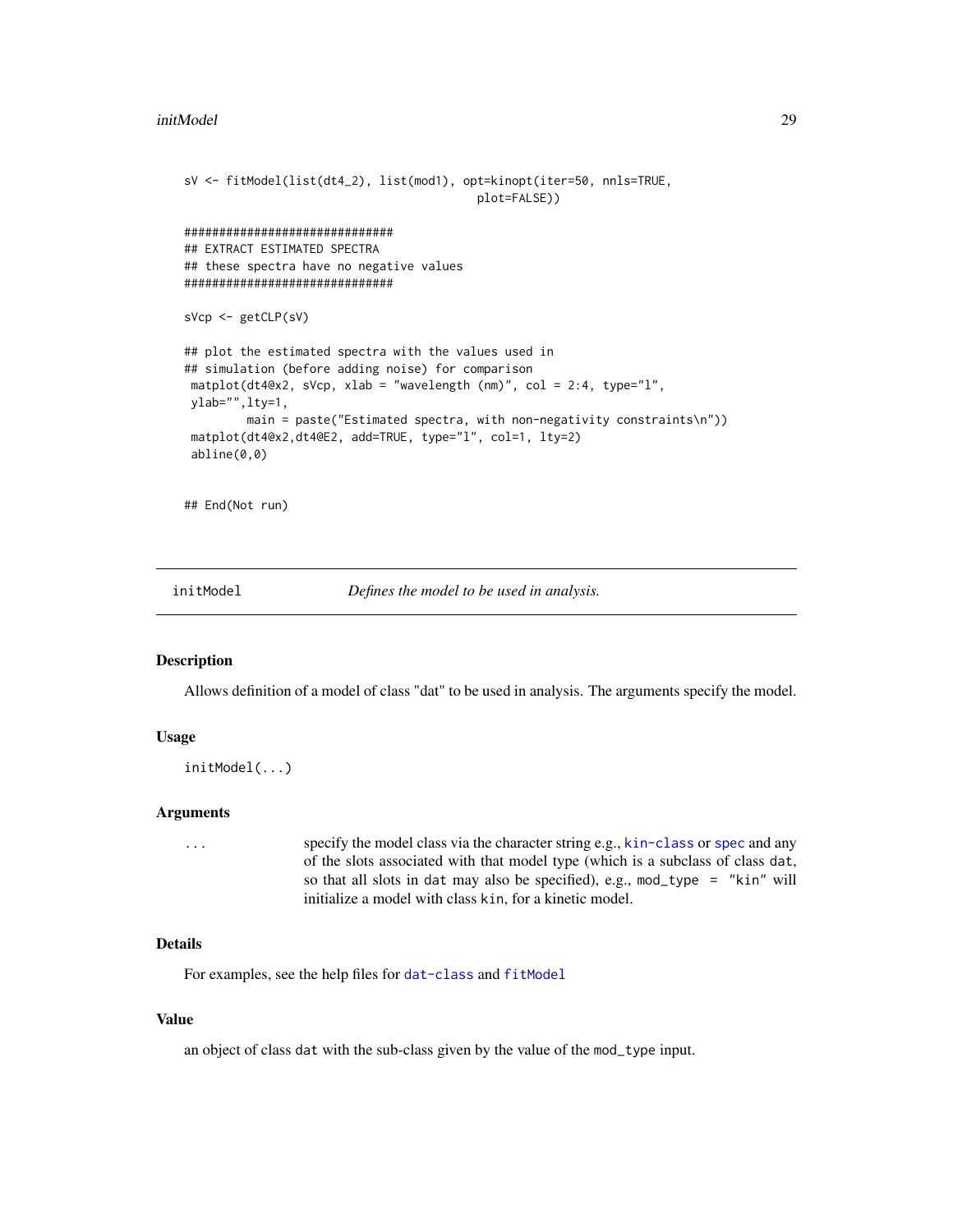```
sV <- fitModel(list(dt4_2), list(mod1), opt=kinopt(iter=50, nnls=TRUE,
                                          plot=FALSE))

##############################
## EXTRACT ESTIMATED SPECTRA
## these spectra have no negative values
##############################

sVcp <- getCLP(sV)

## plot the estimated spectra with the values used in
## simulation (before adding noise) for comparison
 matplot(dt4@x2, sVcp, xlab = "wavelength (nm)", col = 2:4, type="l",
 ylab="",lty=1,
         main = paste("Estimated spectra, with non-negativity constraints\n"))
 matplot(dt4@x2,dt4@E2, add=TRUE, type="l", col=1, lty=2)
 abline(0,0)

## End(Not run)
```

---

## initModel — *Defines the model to be used in analysis.*

### Description

Allows definition of a model of class "dat" to be used in analysis. The arguments specify the model.

### Usage

```
initModel(...)
```

### Arguments

| | |
|---|---|
| `...` | specify the model class via the character string e.g., `kin-class` or `spec` and any of the slots associated with that model type (which is a subclass of class `dat`, so that all slots in `dat` may also be specified), e.g., `mod_type = "kin"` will initialize a model with class `kin`, for a kinetic model. |

### Details

For examples, see the help files for `dat-class` and `fitModel`

### Value

an object of class `dat` with the sub-class given by the value of the `mod_type` input.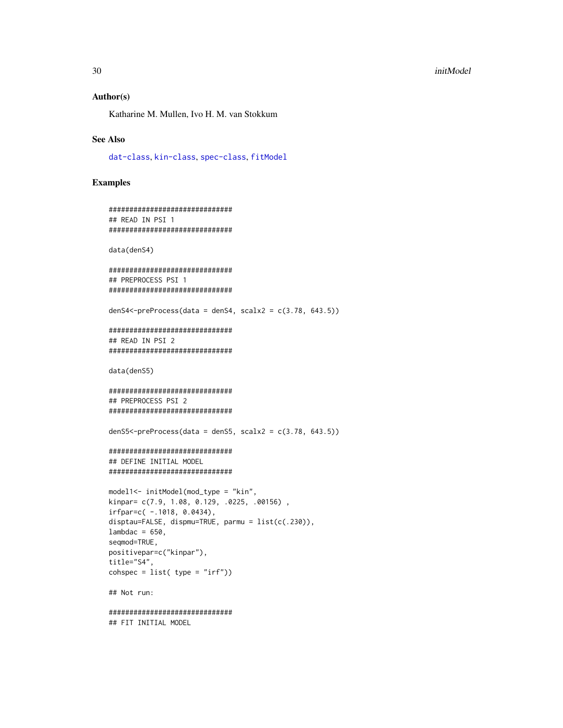## Author(s)

Katharine M. Mullen, Ivo H. M. van Stokkum

## See Also

dat-class, kin-class, spec-class, fitModel

## Examples

```
##############################
## READ IN PSI 1
##############################

data(denS4)

##############################
## PREPROCESS PSI 1
##############################

denS4<-preProcess(data = denS4, scalx2 = c(3.78, 643.5))

##############################
## READ IN PSI 2
##############################

data(denS5)

##############################
## PREPROCESS PSI 2
##############################

denS5<-preProcess(data = denS5, scalx2 = c(3.78, 643.5))

##############################
## DEFINE INITIAL MODEL
##############################

model1<- initModel(mod_type = "kin",
kinpar= c(7.9, 1.08, 0.129, .0225, .00156) ,
irfpar=c( -.1018, 0.0434),
disptau=FALSE, dispmu=TRUE, parmu = list(c(.230)),
lambdac = 650,
seqmod=TRUE,
positivepar=c("kinpar"),
title="S4",
cohspec = list( type = "irf"))

## Not run:

##############################
## FIT INITIAL MODEL
```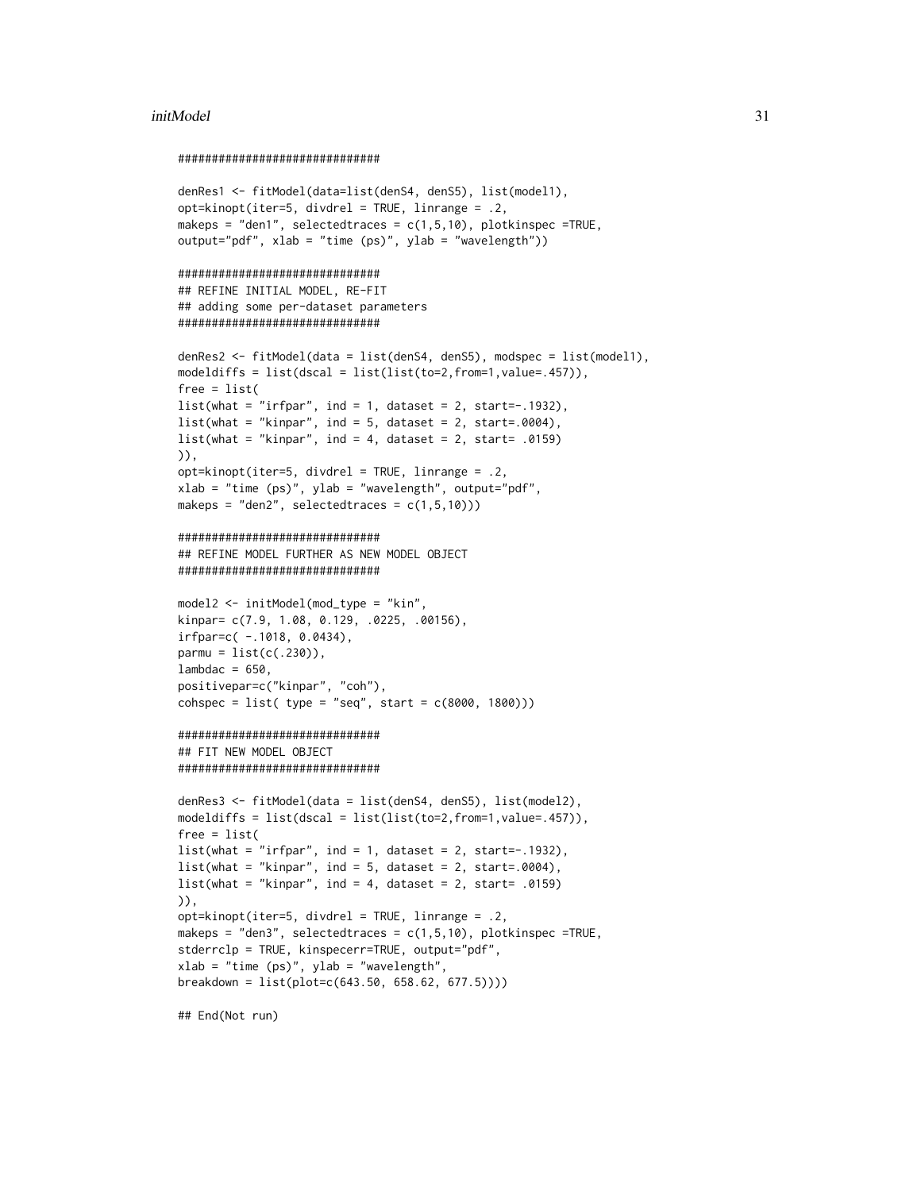```
##############################

denRes1 <- fitModel(data=list(denS4, denS5), list(model1),
opt=kinopt(iter=5, divdrel = TRUE, linrange = .2,
makeps = "den1", selectedtraces = c(1,5,10), plotkinspec =TRUE,
output="pdf", xlab = "time (ps)", ylab = "wavelength"))

##############################
## REFINE INITIAL MODEL, RE-FIT
## adding some per-dataset parameters
##############################

denRes2 <- fitModel(data = list(denS4, denS5), modspec = list(model1),
modeldiffs = list(dscal = list(list(to=2,from=1,value=.457)),
free = list(
list(what = "irfpar", ind = 1, dataset = 2, start=-.1932),
list(what = "kinpar", ind = 5, dataset = 2, start=.0004),
list(what = "kinpar", ind = 4, dataset = 2, start= .0159)
)),
opt=kinopt(iter=5, divdrel = TRUE, linrange = .2,
xlab = "time (ps)", ylab = "wavelength", output="pdf",
makeps = "den2", selectedtraces = c(1,5,10)))

##############################
## REFINE MODEL FURTHER AS NEW MODEL OBJECT
##############################

model2 <- initModel(mod_type = "kin",
kinpar= c(7.9, 1.08, 0.129, .0225, .00156),
irfpar=c( -.1018, 0.0434),
parmu = list(c(.230)),
lambdac = 650,
positivepar=c("kinpar", "coh"),
cohspec = list( type = "seq", start = c(8000, 1800)))

##############################
## FIT NEW MODEL OBJECT
##############################

denRes3 <- fitModel(data = list(denS4, denS5), list(model2),
modeldiffs = list(dscal = list(list(to=2,from=1,value=.457)),
free = list(
list(what = "irfpar", ind = 1, dataset = 2, start=-.1932),
list(what = "kinpar", ind = 5, dataset = 2, start=.0004),
list(what = "kinpar", ind = 4, dataset = 2, start= .0159)
)),
opt=kinopt(iter=5, divdrel = TRUE, linrange = .2,
makeps = "den3", selectedtraces = c(1,5,10), plotkinspec =TRUE,
stderrclp = TRUE, kinspecerr=TRUE, output="pdf",
xlab = "time (ps)", ylab = "wavelength",
breakdown = list(plot=c(643.50, 658.62, 677.5))))

## End(Not run)
```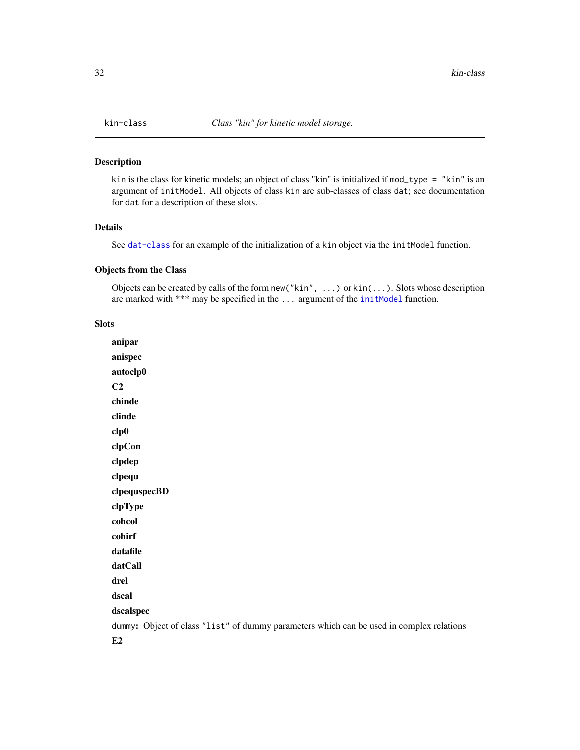kin-class *Class "kin" for kinetic model storage.*

## Description

kin is the class for kinetic models; an object of class "kin" is initialized if mod_type = "kin" is an argument of initModel. All objects of class kin are sub-classes of class dat; see documentation for dat for a description of these slots.

## Details

See dat-class for an example of the initialization of a kin object via the initModel function.

## Objects from the Class

Objects can be created by calls of the form new("kin", ...) or kin(...). Slots whose description are marked with *** may be specified in the ... argument of the initModel function.

## Slots

**anipar**

**anispec**

**autoclp0**

**C2**

**chinde**

**clinde**

**clp0**

**clpCon**

**clpdep**

**clpequ**

**clpequspecBD**

**clpType**

**cohcol**

**cohirf**

**datafile**

**datCall**

**drel**

**dscal**

**dscalspec**

dummy**:** Object of class "list" of dummy parameters which can be used in complex relations

**E2**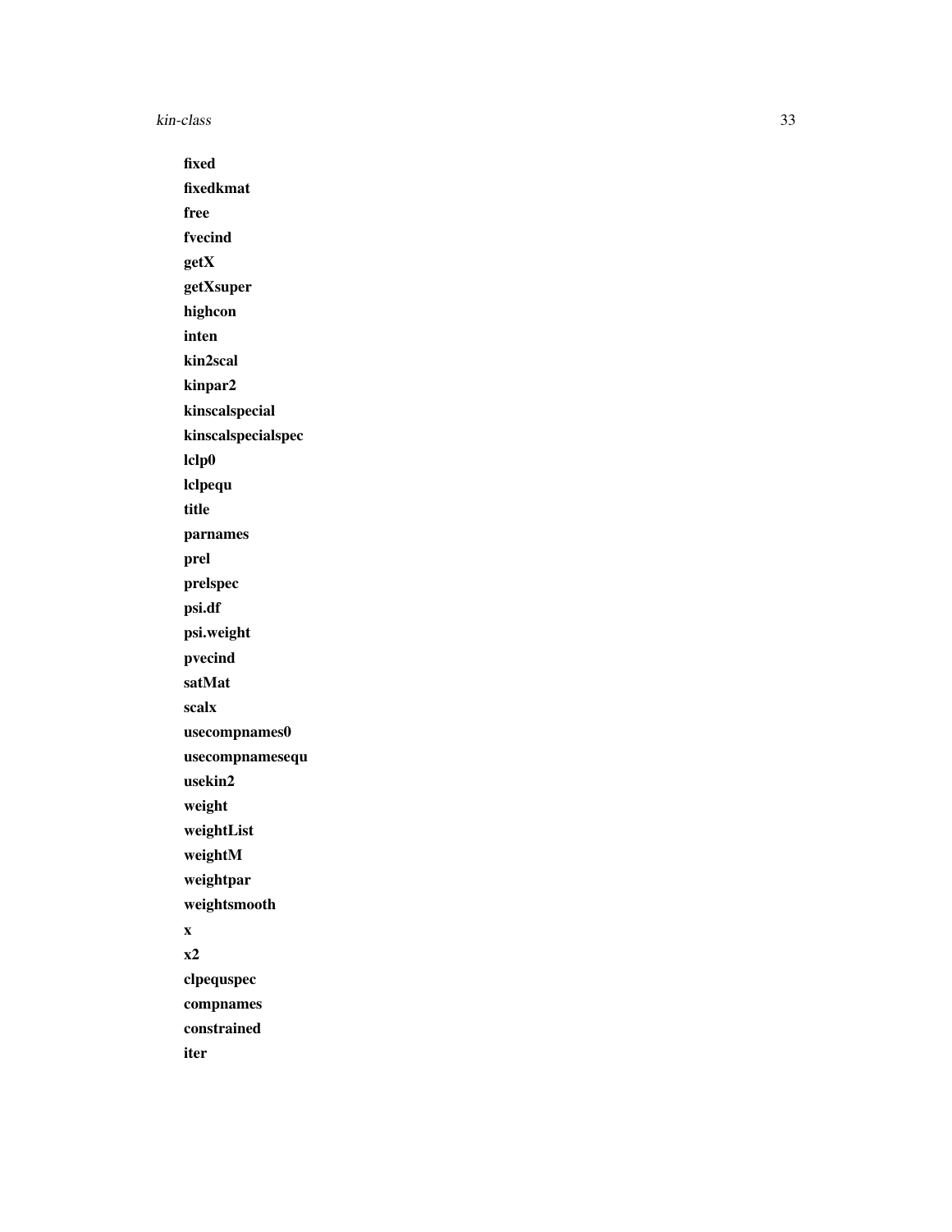**fixed**

**fixedkmat**

**free**

**fvecind**

**getX**

**getXsuper**

**highcon**

**inten**

**kin2scal**

**kinpar2**

**kinscalspecial**

**kinscalspecialspec**

**lclp0**

**lclpequ**

**title**

**parnames**

**prel**

**prelspec**

**psi.df**

**psi.weight**

**pvecind**

**satMat**

**scalx**

**usecompnames0**

**usecompnamesequ**

**usekin2**

**weight**

**weightList**

**weightM**

**weightpar**

**weightsmooth**

**x**

**x2**

**clpequspec**

**compnames**

**constrained**

**iter**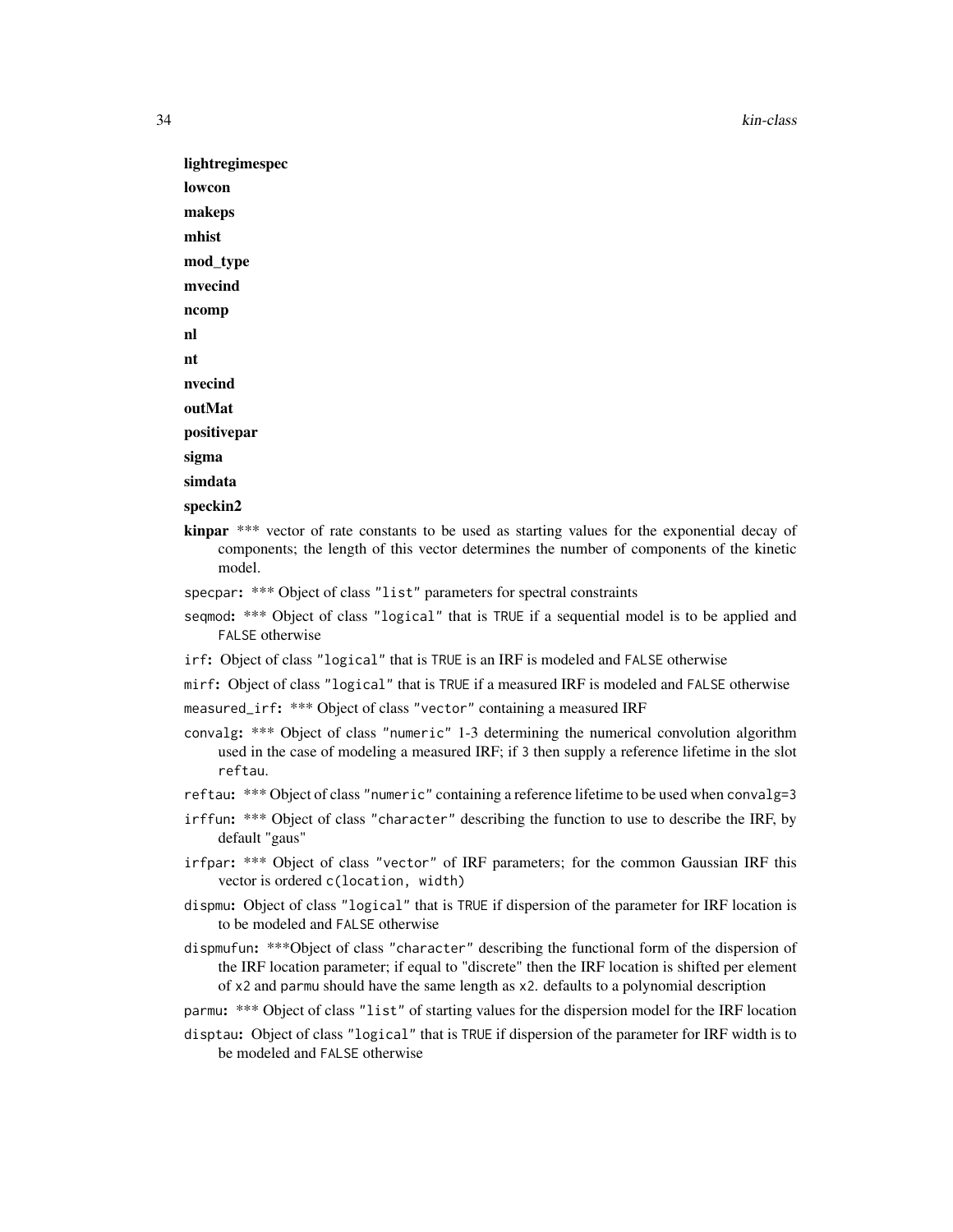**lightregimespec**

**lowcon**

**makeps**

**mhist**

**mod_type**

**mvecind**

**ncomp**

**nl**

**nt**

**nvecind**

**outMat**

**positivepar**

**sigma**

**simdata**

**speckin2**

**kinpar** *** vector of rate constants to be used as starting values for the exponential decay of components; the length of this vector determines the number of components of the kinetic model.

`specpar`: *** Object of class `"list"` parameters for spectral constraints

`seqmod`: *** Object of class `"logical"` that is `TRUE` if a sequential model is to be applied and `FALSE` otherwise

`irf`: Object of class `"logical"` that is `TRUE` is an IRF is modeled and `FALSE` otherwise

`mirf`: Object of class `"logical"` that is `TRUE` if a measured IRF is modeled and `FALSE` otherwise

`measured_irf`: *** Object of class `"vector"` containing a measured IRF

`convalg`: *** Object of class `"numeric"` 1-3 determining the numerical convolution algorithm used in the case of modeling a measured IRF; if `3` then supply a reference lifetime in the slot `reftau`.

`reftau`: *** Object of class `"numeric"` containing a reference lifetime to be used when `convalg=3`

`irffun`: *** Object of class `"character"` describing the function to use to describe the IRF, by default "gaus"

`irfpar`: *** Object of class `"vector"` of IRF parameters; for the common Gaussian IRF this vector is ordered `c(location, width)`

`dispmu`: Object of class `"logical"` that is `TRUE` if dispersion of the parameter for IRF location is to be modeled and `FALSE` otherwise

`dispmufun`: ***Object of class `"character"` describing the functional form of the dispersion of the IRF location parameter; if equal to "discrete" then the IRF location is shifted per element of `x2` and `parmu` should have the same length as `x2`. defaults to a polynomial description

`parmu`: *** Object of class `"list"` of starting values for the dispersion model for the IRF location

`disptau`: Object of class `"logical"` that is `TRUE` if dispersion of the parameter for IRF width is to be modeled and `FALSE` otherwise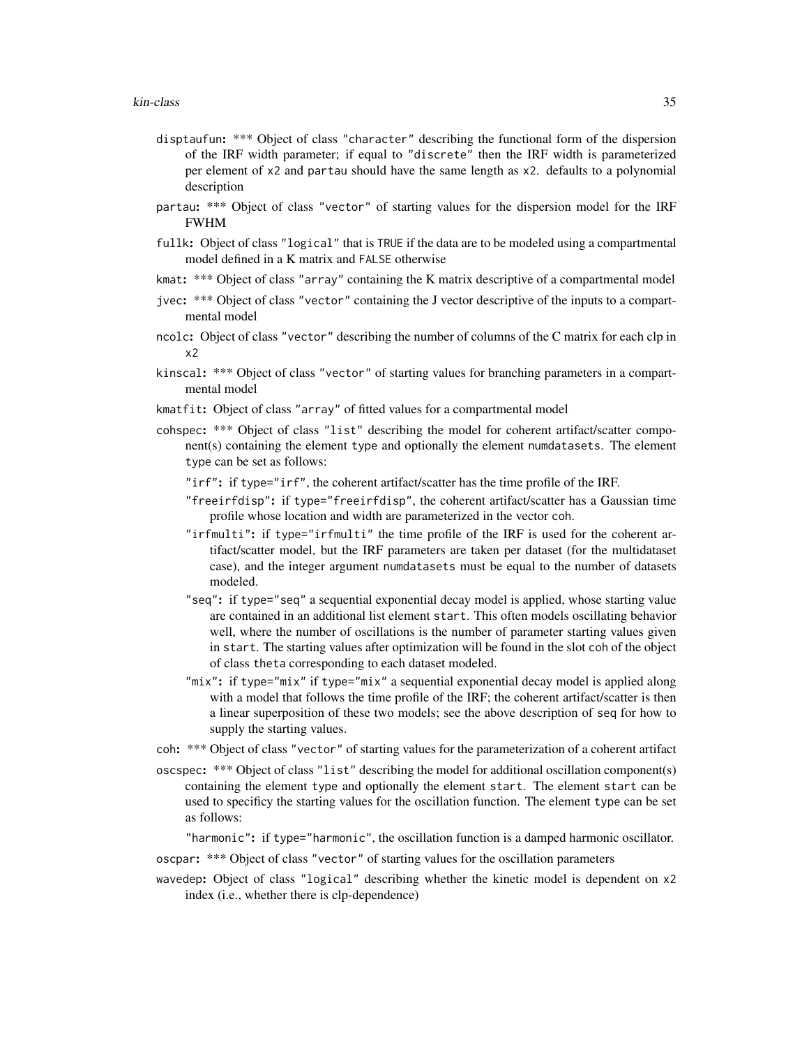`disptaufun`: *** Object of class "character" describing the functional form of the dispersion of the IRF width parameter; if equal to "discrete" then the IRF width is parameterized per element of `x2` and `partau` should have the same length as `x2`. defaults to a polynomial description

`partau`: *** Object of class "vector" of starting values for the dispersion model for the IRF FWHM

`fullk`: Object of class "logical" that is `TRUE` if the data are to be modeled using a compartmental model defined in a K matrix and `FALSE` otherwise

`kmat`: *** Object of class "array" containing the K matrix descriptive of a compartmental model

`jvec`: *** Object of class "vector" containing the J vector descriptive of the inputs to a compartmental model

`ncolc`: Object of class "vector" describing the number of columns of the C matrix for each clp in `x2`

`kinscal`: *** Object of class "vector" of starting values for branching parameters in a compartmental model

`kmatfit`: Object of class "array" of fitted values for a compartmental model

`cohspec`: *** Object of class "list" describing the model for coherent artifact/scatter component(s) containing the element `type` and optionally the element `numdatasets`. The element `type` can be set as follows:

- "irf": if `type="irf"`, the coherent artifact/scatter has the time profile of the IRF.
- "freeirfdisp": if `type="freeirfdisp"`, the coherent artifact/scatter has a Gaussian time profile whose location and width are parameterized in the vector `coh`.
- "irfmulti": if `type="irfmulti"` the time profile of the IRF is used for the coherent artifact/scatter model, but the IRF parameters are taken per dataset (for the multidataset case), and the integer argument `numdatasets` must be equal to the number of datasets modeled.
- "seq": if `type="seq"` a sequential exponential decay model is applied, whose starting value are contained in an additional list element `start`. This often models oscillating behavior well, where the number of oscillations is the number of parameter starting values given in `start`. The starting values after optimization will be found in the slot `coh` of the object of class `theta` corresponding to each dataset modeled.
- "mix": if `type="mix"` if `type="mix"` a sequential exponential decay model is applied along with a model that follows the time profile of the IRF; the coherent artifact/scatter is then a linear superposition of these two models; see the above description of `seq` for how to supply the starting values.

`coh`: *** Object of class "vector" of starting values for the parameterization of a coherent artifact

`oscspec`: *** Object of class "list" describing the model for additional oscillation component(s) containing the element `type` and optionally the element `start`. The element `start` can be used to specificy the starting values for the oscillation function. The element `type` can be set as follows:

- "harmonic": if `type="harmonic"`, the oscillation function is a damped harmonic oscillator.

`oscpar`: *** Object of class "vector" of starting values for the oscillation parameters

`wavedep`: Object of class "logical" describing whether the kinetic model is dependent on `x2` index (i.e., whether there is clp-dependence)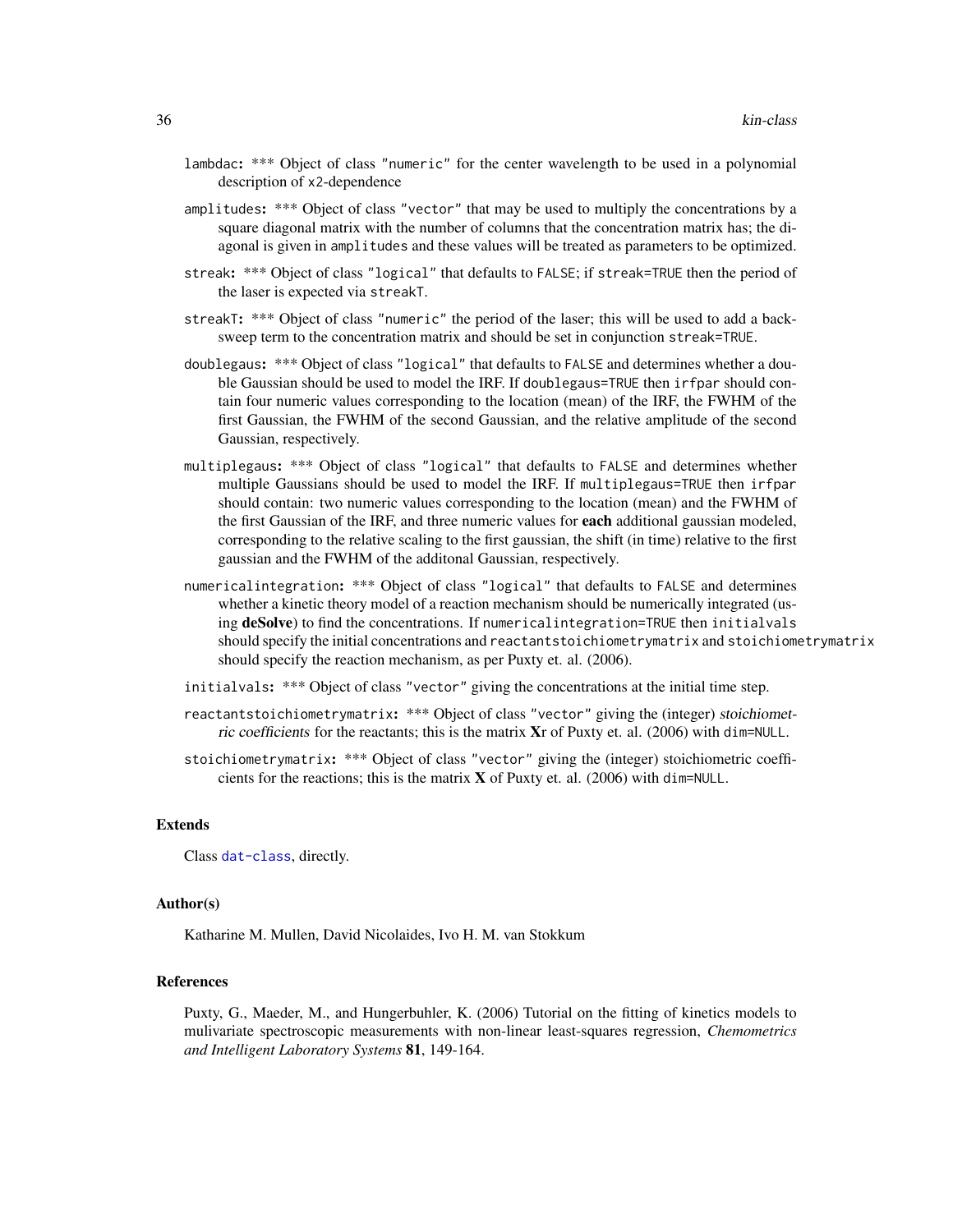lambdac: *** Object of class "numeric" for the center wavelength to be used in a polynomial description of x2-dependence

amplitudes: *** Object of class "vector" that may be used to multiply the concentrations by a square diagonal matrix with the number of columns that the concentration matrix has; the diagonal is given in amplitudes and these values will be treated as parameters to be optimized.

streak: *** Object of class "logical" that defaults to FALSE; if streak=TRUE then the period of the laser is expected via streakT.

streakT: *** Object of class "numeric" the period of the laser; this will be used to add a backsweep term to the concentration matrix and should be set in conjunction streak=TRUE.

doublegaus: *** Object of class "logical" that defaults to FALSE and determines whether a double Gaussian should be used to model the IRF. If doublegaus=TRUE then irfpar should contain four numeric values corresponding to the location (mean) of the IRF, the FWHM of the first Gaussian, the FWHM of the second Gaussian, and the relative amplitude of the second Gaussian, respectively.

multiplegaus: *** Object of class "logical" that defaults to FALSE and determines whether multiple Gaussians should be used to model the IRF. If multiplegaus=TRUE then irfpar should contain: two numeric values corresponding to the location (mean) and the FWHM of the first Gaussian of the IRF, and three numeric values for **each** additional gaussian modeled, corresponding to the relative scaling to the first gaussian, the shift (in time) relative to the first gaussian and the FWHM of the additonal Gaussian, respectively.

numericalintegration: *** Object of class "logical" that defaults to FALSE and determines whether a kinetic theory model of a reaction mechanism should be numerically integrated (using **deSolve**) to find the concentrations. If numericalintegration=TRUE then initialvals should specify the initial concentrations and reactantstoichiometrymatrix and stoichiometrymatrix should specify the reaction mechanism, as per Puxty et. al. (2006).

initialvals: *** Object of class "vector" giving the concentrations at the initial time step.

reactantstoichiometrymatrix: *** Object of class "vector" giving the (integer) *stoichiometric coefficients* for the reactants; this is the matrix **X**r of Puxty et. al. (2006) with dim=NULL.

stoichiometrymatrix: *** Object of class "vector" giving the (integer) stoichiometric coefficients for the reactions; this is the matrix **X** of Puxty et. al. (2006) with dim=NULL.

### Extends

Class dat-class, directly.

### Author(s)

Katharine M. Mullen, David Nicolaides, Ivo H. M. van Stokkum

### References

Puxty, G., Maeder, M., and Hungerbuhler, K. (2006) Tutorial on the fitting of kinetics models to mulivariate spectroscopic measurements with non-linear least-squares regression, *Chemometrics and Intelligent Laboratory Systems* **81**, 149-164.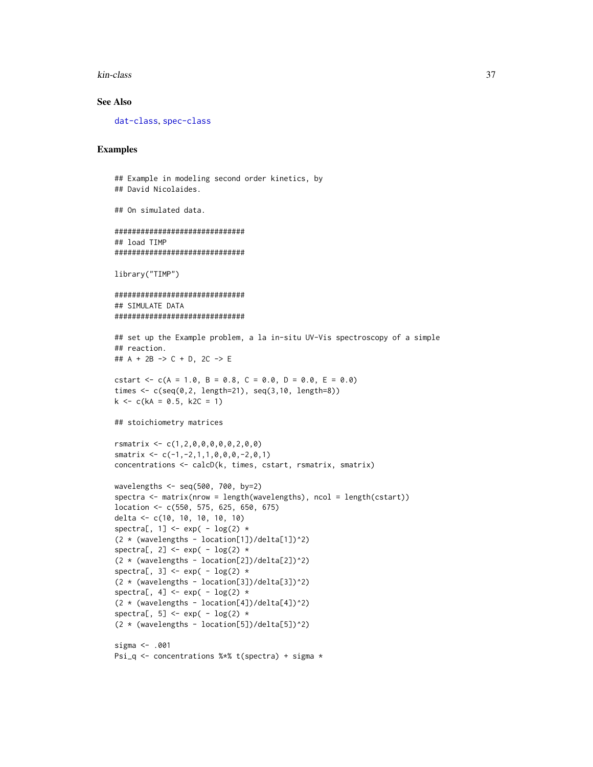### See Also

dat-class, spec-class

### Examples

```
## Example in modeling second order kinetics, by
## David Nicolaides.

## On simulated data.

##############################
## load TIMP
##############################

library("TIMP")

##############################
## SIMULATE DATA
##############################

## set up the Example problem, a la in-situ UV-Vis spectroscopy of a simple
## reaction.
## A + 2B -> C + D, 2C -> E

cstart <- c(A = 1.0, B = 0.8, C = 0.0, D = 0.0, E = 0.0)
times <- c(seq(0,2, length=21), seq(3,10, length=8))
k <- c(kA = 0.5, k2C = 1)

## stoichiometry matrices

rsmatrix <- c(1,2,0,0,0,0,0,2,0,0)
smatrix <- c(-1,-2,1,1,0,0,0,-2,0,1)
concentrations <- calcD(k, times, cstart, rsmatrix, smatrix)

wavelengths <- seq(500, 700, by=2)
spectra <- matrix(nrow = length(wavelengths), ncol = length(cstart))
location <- c(550, 575, 625, 650, 675)
delta <- c(10, 10, 10, 10, 10)
spectra[, 1] <- exp( - log(2) *
(2 * (wavelengths - location[1])/delta[1])^2)
spectra[, 2] <- exp( - log(2) *
(2 * (wavelengths - location[2])/delta[2])^2)
spectra[, 3] <- exp( - log(2) *
(2 * (wavelengths - location[3])/delta[3])^2)
spectra[, 4] <- exp( - log(2) *
(2 * (wavelengths - location[4])/delta[4])^2)
spectra[, 5] <- exp( - log(2) *
(2 * (wavelengths - location[5])/delta[5])^2)

sigma <- .001
Psi_q <- concentrations %*% t(spectra) + sigma *
```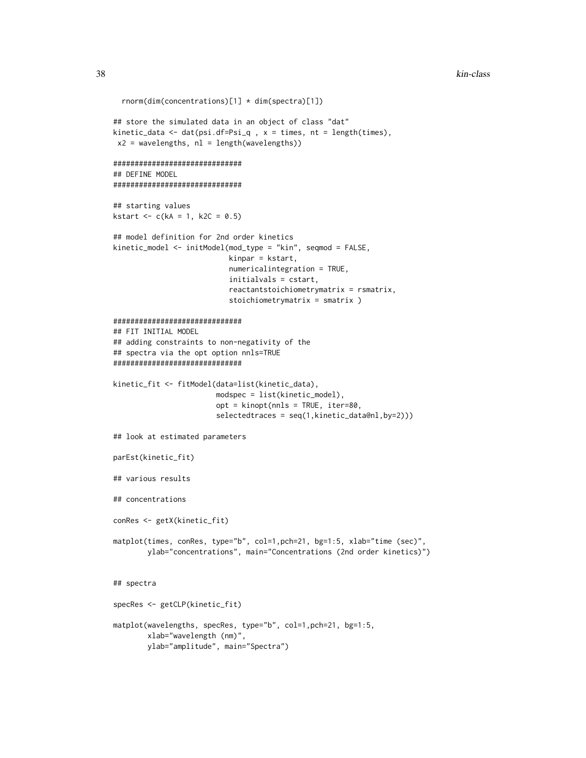```
  rnorm(dim(concentrations)[1] * dim(spectra)[1])

## store the simulated data in an object of class "dat"
kinetic_data <- dat(psi.df=Psi_q , x = times, nt = length(times),
 x2 = wavelengths, nl = length(wavelengths))

##############################
## DEFINE MODEL
##############################

## starting values
kstart <- c(kA = 1, k2C = 0.5)

## model definition for 2nd order kinetics
kinetic_model <- initModel(mod_type = "kin", seqmod = FALSE,
                           kinpar = kstart,
                           numericalintegration = TRUE,
                           initialvals = cstart,
                           reactantstoichiometrymatrix = rsmatrix,
                           stoichiometrymatrix = smatrix )

##############################
## FIT INITIAL MODEL
## adding constraints to non-negativity of the
## spectra via the opt option nnls=TRUE
##############################

kinetic_fit <- fitModel(data=list(kinetic_data),
                        modspec = list(kinetic_model),
                        opt = kinopt(nnls = TRUE, iter=80,
                        selectedtraces = seq(1,kinetic_data@nl,by=2)))

## look at estimated parameters

parEst(kinetic_fit)

## various results

## concentrations

conRes <- getX(kinetic_fit)

matplot(times, conRes, type="b", col=1,pch=21, bg=1:5, xlab="time (sec)",
        ylab="concentrations", main="Concentrations (2nd order kinetics)")


## spectra

specRes <- getCLP(kinetic_fit)

matplot(wavelengths, specRes, type="b", col=1,pch=21, bg=1:5,
        xlab="wavelength (nm)",
        ylab="amplitude", main="Spectra")
```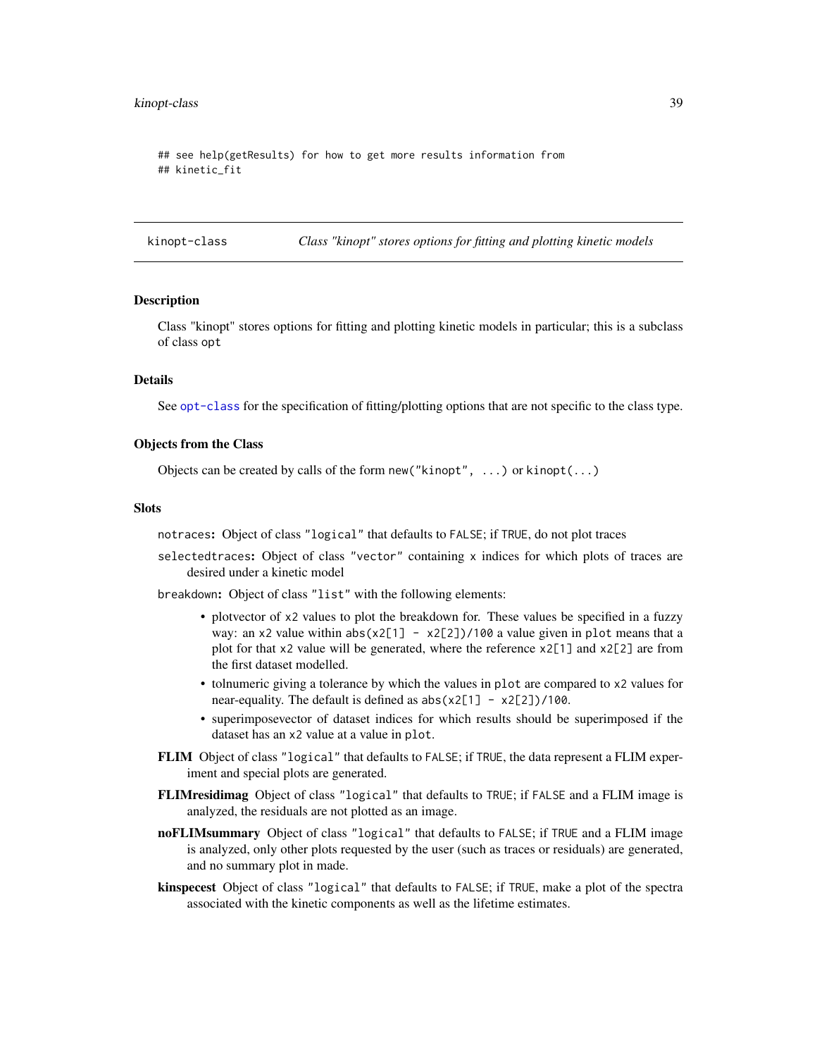```
## see help(getResults) for how to get more results information from
## kinetic_fit
```

---

## kinopt-class — *Class "kinopt" stores options for fitting and plotting kinetic models*

### Description

Class "kinopt" stores options for fitting and plotting kinetic models in particular; this is a subclass of class `opt`

### Details

See `opt-class` for the specification of fitting/plotting options that are not specific to the class type.

### Objects from the Class

Objects can be created by calls of the form `new("kinopt", ...)` or `kinopt(...)`

### Slots

`notraces`: Object of class `"logical"` that defaults to `FALSE`; if `TRUE`, do not plot traces

`selectedtraces`: Object of class `"vector"` containing `x` indices for which plots of traces are desired under a kinetic model

`breakdown`: Object of class `"list"` with the following elements:

- plotvector of `x2` values to plot the breakdown for. These values be specified in a fuzzy way: an `x2` value within `abs(x2[1] - x2[2])/100` a value given in `plot` means that a plot for that `x2` value will be generated, where the reference `x2[1]` and `x2[2]` are from the first dataset modelled.
- tolnumeric giving a tolerance by which the values in `plot` are compared to `x2` values for near-equality. The default is defined as `abs(x2[1] - x2[2])/100`.
- superimposevector of dataset indices for which results should be superimposed if the dataset has an `x2` value at a value in `plot`.

**FLIM** Object of class `"logical"` that defaults to `FALSE`; if `TRUE`, the data represent a FLIM experiment and special plots are generated.

**FLIMresidimag** Object of class `"logical"` that defaults to `TRUE`; if `FALSE` and a FLIM image is analyzed, the residuals are not plotted as an image.

**noFLIMsummary** Object of class `"logical"` that defaults to `FALSE`; if `TRUE` and a FLIM image is analyzed, only other plots requested by the user (such as traces or residuals) are generated, and no summary plot in made.

**kinspecest** Object of class `"logical"` that defaults to `FALSE`; if `TRUE`, make a plot of the spectra associated with the kinetic components as well as the lifetime estimates.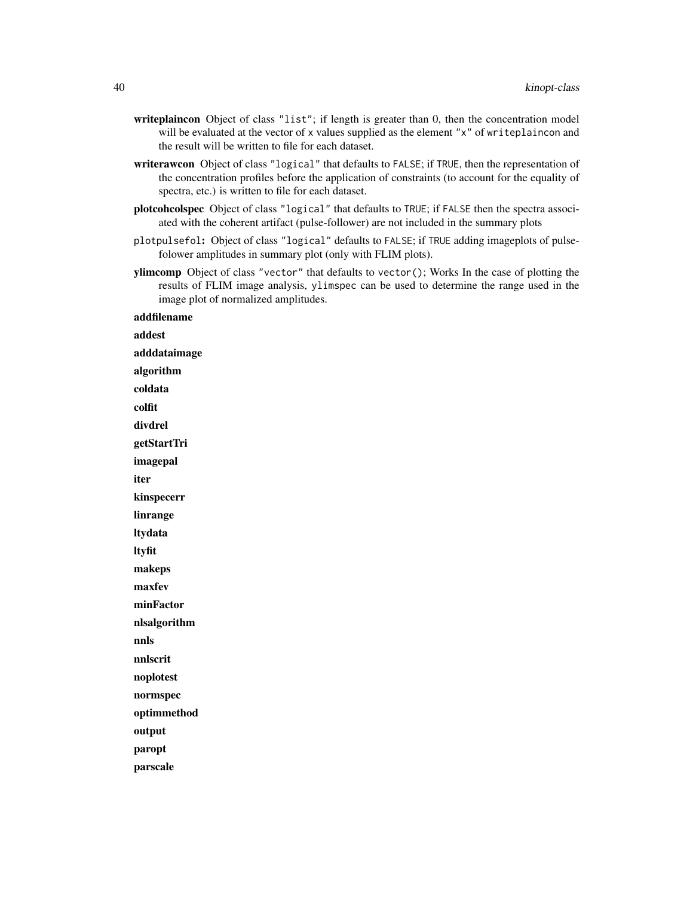**writeplaincon** Object of class "list"; if length is greater than 0, then the concentration model will be evaluated at the vector of x values supplied as the element "x" of writeplaincon and the result will be written to file for each dataset.

**writerawcon** Object of class "logical" that defaults to FALSE; if TRUE, then the representation of the concentration profiles before the application of constraints (to account for the equality of spectra, etc.) is written to file for each dataset.

**plotcohcolspec** Object of class "logical" that defaults to TRUE; if FALSE then the spectra associated with the coherent artifact (pulse-follower) are not included in the summary plots

plotpulsefol**:** Object of class "logical" defaults to FALSE; if TRUE adding imageplots of pulse-folower amplitudes in summary plot (only with FLIM plots).

**ylimcomp** Object of class "vector" that defaults to vector(); Works In the case of plotting the results of FLIM image analysis, ylimspec can be used to determine the range used in the image plot of normalized amplitudes.

**addfilename**

**addest**

**adddataimage**

**algorithm**

**coldata**

**colfit**

**divdrel**

**getStartTri**

**imagepal**

**iter**

**kinspecerr**

**linrange**

**ltydata**

**ltyfit**

**makeps**

**maxfev**

**minFactor**

**nlsalgorithm**

**nnls**

**nnlscrit**

**noplotest**

**normspec**

**optimmethod**

**output**

**paropt**

**parscale**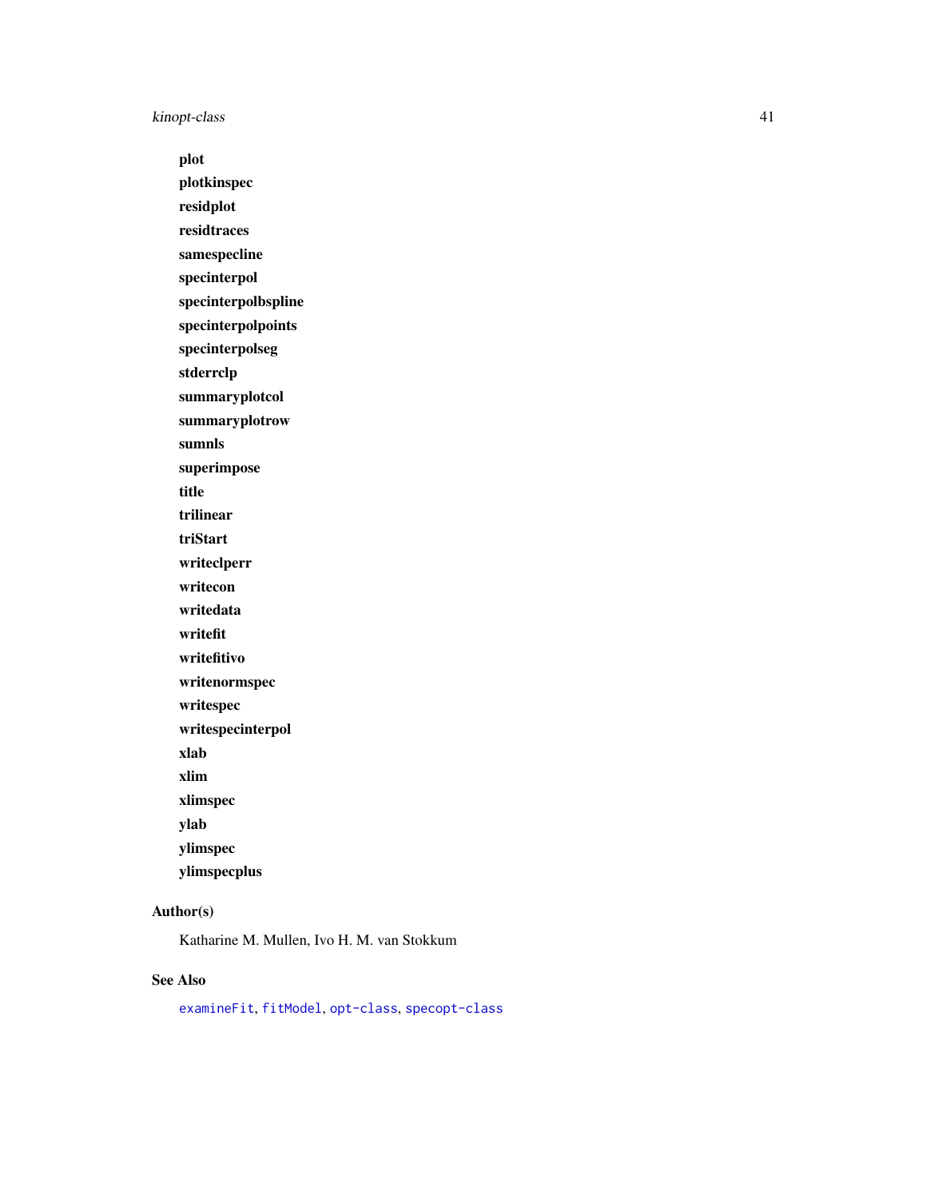**plot**

**plotkinspec**

**residplot**

**residtraces**

**samespecline**

**specinterpol**

**specinterpolbspline**

**specinterpolpoints**

**specinterpolseg**

**stderrclp**

**summaryplotcol**

**summaryplotrow**

**sumnls**

**superimpose**

**title**

**trilinear**

**triStart**

**writeclperr**

**writecon**

**writedata**

**writefit**

**writefitivo**

**writenormspec**

**writespec**

**writespecinterpol**

**xlab**

**xlim**

**xlimspec**

**ylab**

**ylimspec**

**ylimspecplus**

## Author(s)

Katharine M. Mullen, Ivo H. M. van Stokkum

## See Also

`examineFit`, `fitModel`, `opt-class`, `specopt-class`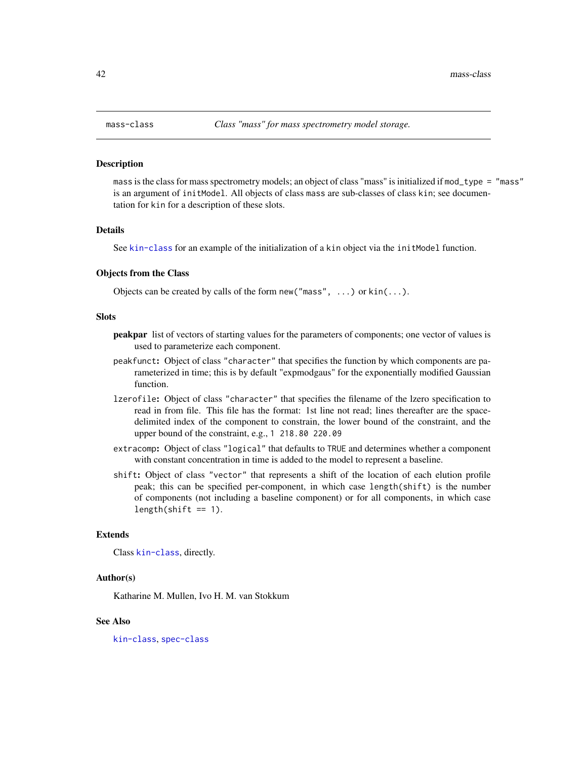# mass-class — *Class "mass" for mass spectrometry model storage.*

## Description

`mass` is the class for mass spectrometry models; an object of class "mass" is initialized if `mod_type = "mass"` is an argument of `initModel`. All objects of class `mass` are sub-classes of class `kin`; see documentation for `kin` for a description of these slots.

## Details

See `kin-class` for an example of the initialization of a `kin` object via the `initModel` function.

## Objects from the Class

Objects can be created by calls of the form `new("mass", ...)` or `kin(...)`.

## Slots

**peakpar** list of vectors of starting values for the parameters of components; one vector of values is used to parameterize each component.

`peakfunct`**:** Object of class `"character"` that specifies the function by which components are parameterized in time; this is by default "expmodgaus" for the exponentially modified Gaussian function.

`lzerofile`**:** Object of class `"character"` that specifies the filename of the lzero specification to read in from file. This file has the format: 1st line not read; lines thereafter are the space-delimited index of the component to constrain, the lower bound of the constraint, and the upper bound of the constraint, e.g., `1 218.80 220.09`

`extracomp`**:** Object of class `"logical"` that defaults to `TRUE` and determines whether a component with constant concentration in time is added to the model to represent a baseline.

`shift`**:** Object of class `"vector"` that represents a shift of the location of each elution profile peak; this can be specified per-component, in which case `length(shift)` is the number of components (not including a baseline component) or for all components, in which case `length(shift == 1)`.

## Extends

Class `kin-class`, directly.

## Author(s)

Katharine M. Mullen, Ivo H. M. van Stokkum

## See Also

`kin-class`, `spec-class`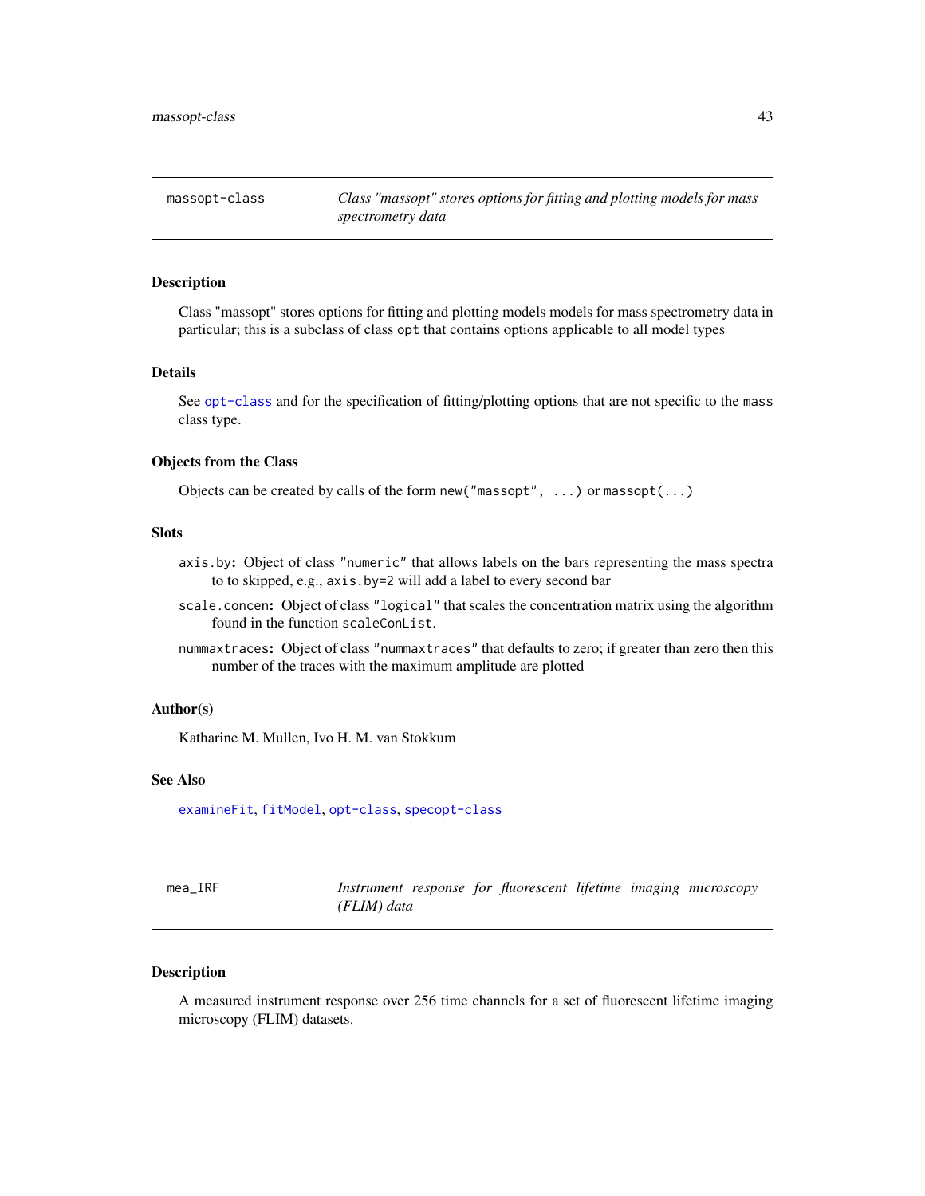## massopt-class

*Class "massopt" stores options for fitting and plotting models for mass spectrometry data*

### Description

Class "massopt" stores options for fitting and plotting models models for mass spectrometry data in particular; this is a subclass of class `opt` that contains options applicable to all model types

### Details

See `opt-class` and for the specification of fitting/plotting options that are not specific to the `mass` class type.

### Objects from the Class

Objects can be created by calls of the form `new("massopt", ...)` or `massopt(...)`

### Slots

- `axis.by`: Object of class `"numeric"` that allows labels on the bars representing the mass spectra to to skipped, e.g., `axis.by=2` will add a label to every second bar
- `scale.concen`: Object of class `"logical"` that scales the concentration matrix using the algorithm found in the function `scaleConList`.
- `nummaxtraces`: Object of class `"nummaxtraces"` that defaults to zero; if greater than zero then this number of the traces with the maximum amplitude are plotted

### Author(s)

Katharine M. Mullen, Ivo H. M. van Stokkum

### See Also

`examineFit`, `fitModel`, `opt-class`, `specopt-class`

## mea_IRF

*Instrument response for fluorescent lifetime imaging microscopy (FLIM) data*

### Description

A measured instrument response over 256 time channels for a set of fluorescent lifetime imaging microscopy (FLIM) datasets.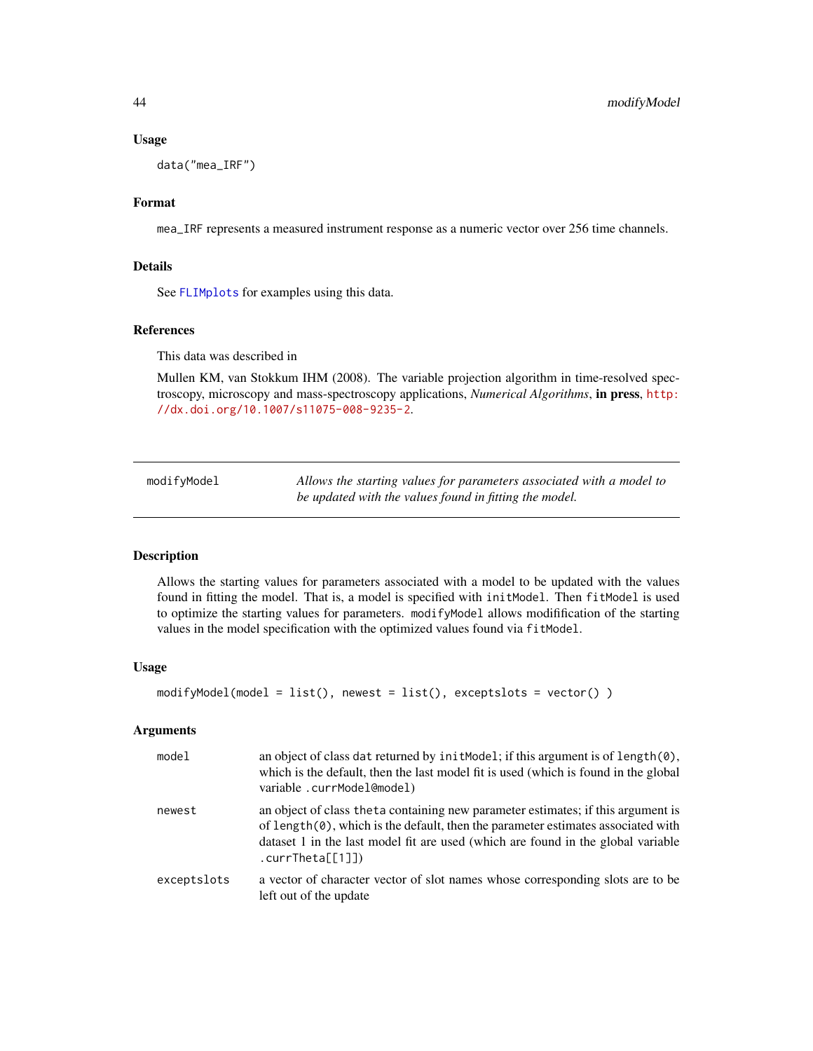### Usage

```
data("mea_IRF")
```

### Format

`mea_IRF` represents a measured instrument response as a numeric vector over 256 time channels.

### Details

See `FLIMplots` for examples using this data.

### References

This data was described in

Mullen KM, van Stokkum IHM (2008). The variable projection algorithm in time-resolved spectroscopy, microscopy and mass-spectroscopy applications, *Numerical Algorithms*, **in press**, http://dx.doi.org/10.1007/s11075-008-9235-2.

---

## modifyModel — *Allows the starting values for parameters associated with a model to be updated with the values found in fitting the model.*

---

### Description

Allows the starting values for parameters associated with a model to be updated with the values found in fitting the model. That is, a model is specified with `initModel`. Then `fitModel` is used to optimize the starting values for parameters. `modifyModel` allows modification of the starting values in the model specification with the optimized values found via `fitModel`.

### Usage

```
modifyModel(model = list(), newest = list(), exceptslots = vector() )
```

### Arguments

| | |
|---|---|
| `model` | an object of class `dat` returned by `initModel`; if this argument is of `length(0)`, which is the default, then the last model fit is used (which is found in the global variable `.currModel@model`) |
| `newest` | an object of class `theta` containing new parameter estimates; if this argument is of `length(0)`, which is the default, then the parameter estimates associated with dataset 1 in the last model fit are used (which are found in the global variable `.currTheta[[1]]`) |
| `exceptslots` | a vector of character vector of slot names whose corresponding slots are to be left out of the update |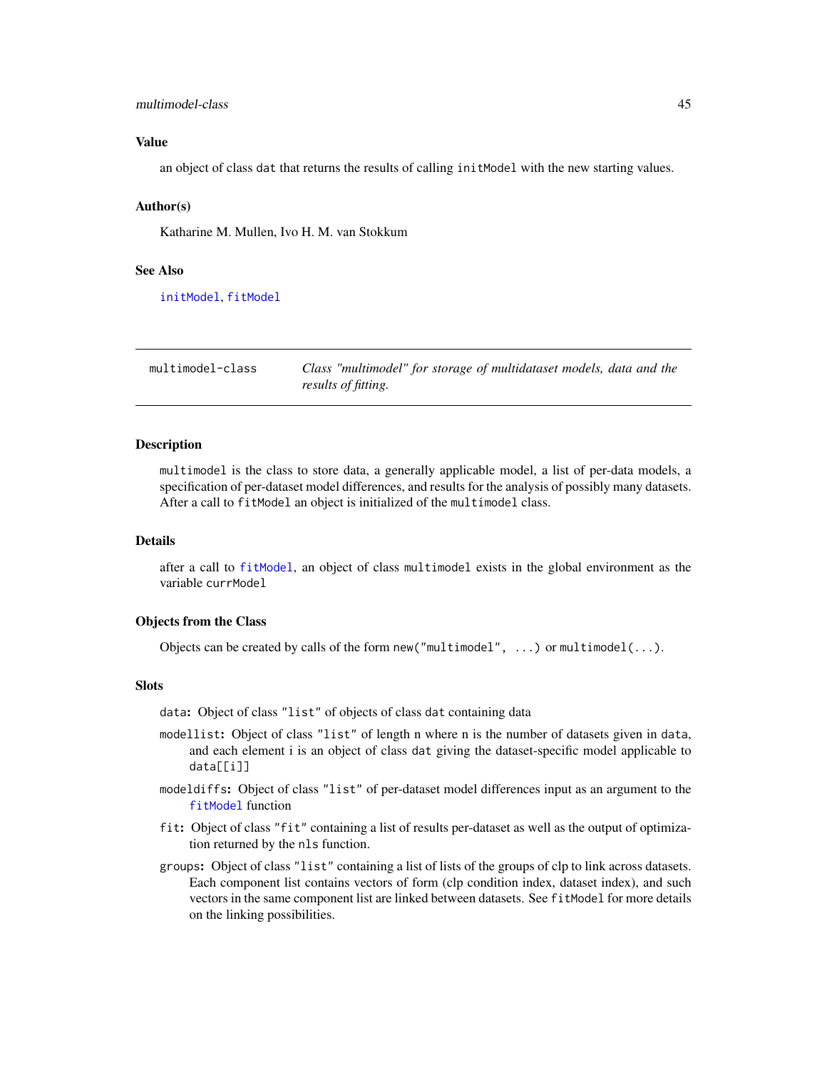### Value

an object of class `dat` that returns the results of calling `initModel` with the new starting values.

### Author(s)

Katharine M. Mullen, Ivo H. M. van Stokkum

### See Also

`initModel`, `fitModel`

---

## multimodel-class — *Class "multimodel" for storage of multidataset models, data and the results of fitting.*

---

### Description

`multimodel` is the class to store data, a generally applicable model, a list of per-data models, a specification of per-dataset model differences, and results for the analysis of possibly many datasets. After a call to `fitModel` an object is initialized of the `multimodel` class.

### Details

after a call to `fitModel`, an object of class `multimodel` exists in the global environment as the variable `currModel`

### Objects from the Class

Objects can be created by calls of the form `new("multimodel", ...)` or `multimodel(...)`.

### Slots

`data`**:** Object of class `"list"` of objects of class `dat` containing data

`modellist`**:** Object of class `"list"` of length n where n is the number of datasets given in `data`, and each element i is an object of class `dat` giving the dataset-specific model applicable to `data[[i]]`

`modeldiffs`**:** Object of class `"list"` of per-dataset model differences input as an argument to the `fitModel` function

`fit`**:** Object of class `"fit"` containing a list of results per-dataset as well as the output of optimization returned by the `nls` function.

`groups`**:** Object of class `"list"` containing a list of lists of the groups of clp to link across datasets. Each component list contains vectors of form (clp condition index, dataset index), and such vectors in the same component list are linked between datasets. See `fitModel` for more details on the linking possibilities.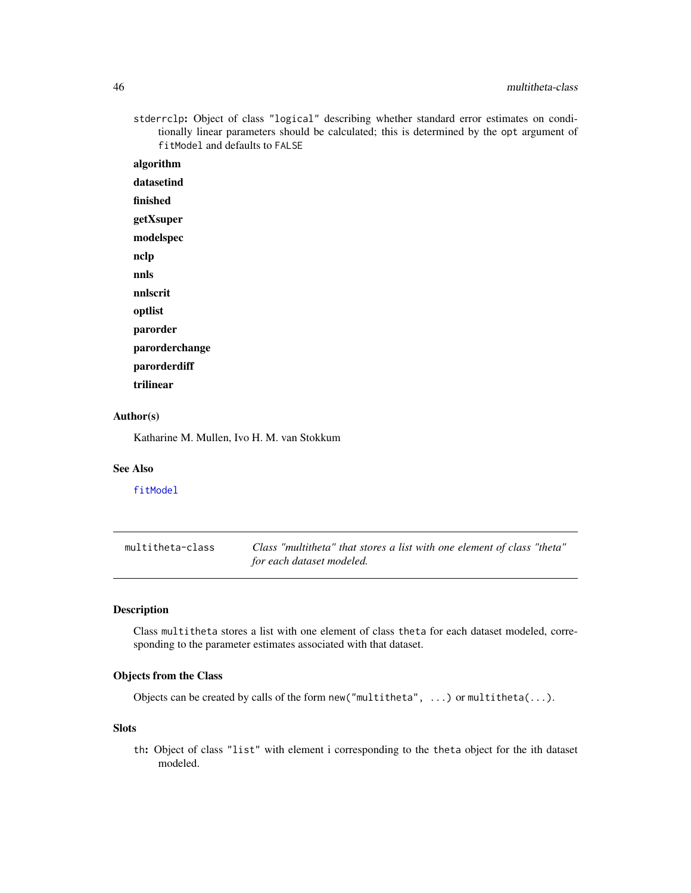stderrclp: Object of class "logical" describing whether standard error estimates on conditionally linear parameters should be calculated; this is determined by the opt argument of fitModel and defaults to FALSE

**algorithm**

**datasetind**

**finished**

**getXsuper**

**modelspec**

**nclp**

**nnls**

**nnlscrit**

**optlist**

**parorder**

**parorderchange**

**parorderdiff**

**trilinear**

### Author(s)

Katharine M. Mullen, Ivo H. M. van Stokkum

### See Also

fitModel

---

## multitheta-class    *Class "multitheta" that stores a list with one element of class "theta" for each dataset modeled.*

---

### Description

Class multitheta stores a list with one element of class theta for each dataset modeled, corresponding to the parameter estimates associated with that dataset.

### Objects from the Class

Objects can be created by calls of the form new("multitheta", ...) or multitheta(...).

### Slots

th: Object of class "list" with element i corresponding to the theta object for the ith dataset modeled.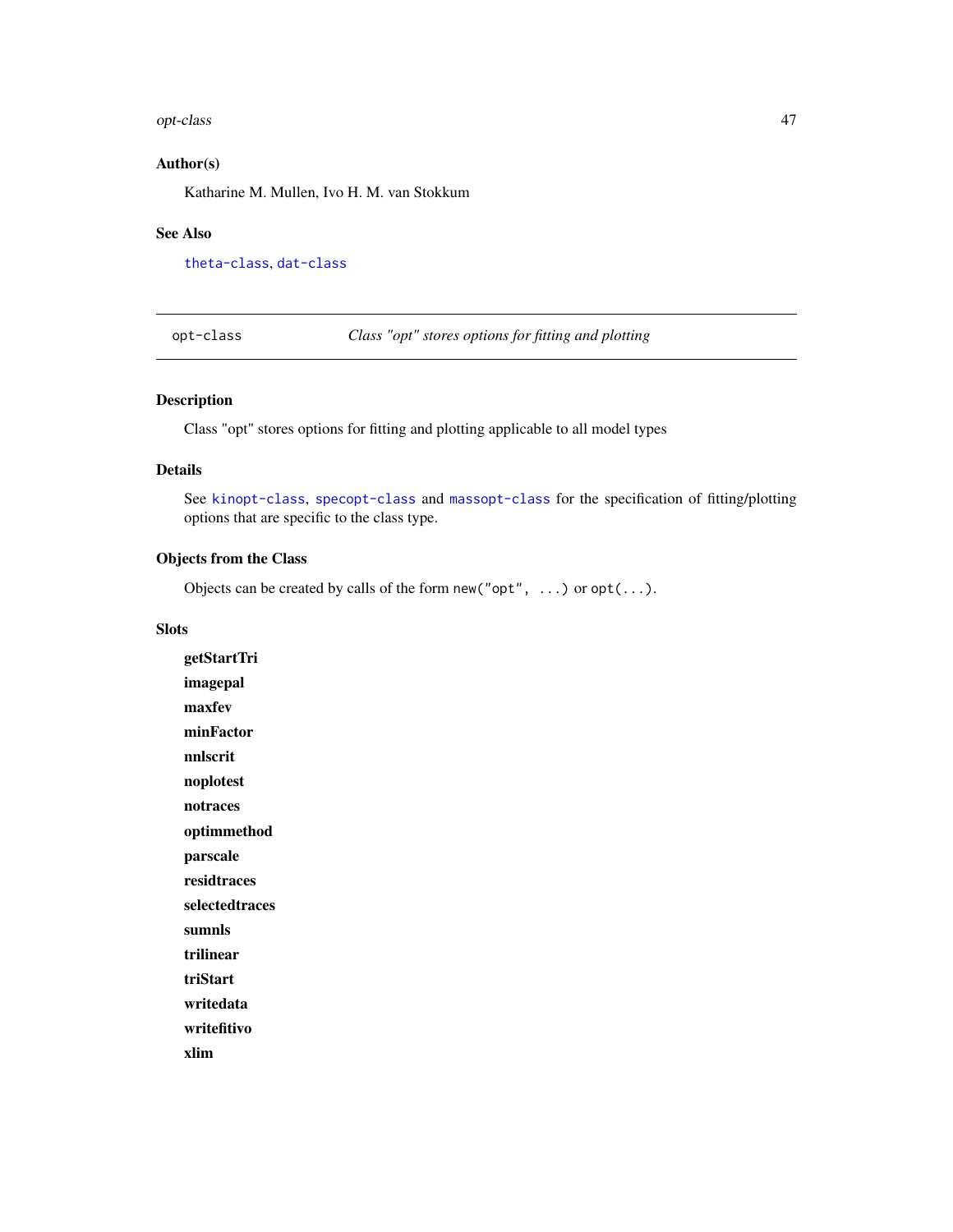## Author(s)

Katharine M. Mullen, Ivo H. M. van Stokkum

## See Also

theta-class, dat-class

---

opt-class *Class "opt" stores options for fitting and plotting*

---

## Description

Class "opt" stores options for fitting and plotting applicable to all model types

## Details

See kinopt-class, specopt-class and massopt-class for the specification of fitting/plotting options that are specific to the class type.

## Objects from the Class

Objects can be created by calls of the form `new("opt", ...)` or `opt(...)`.

## Slots

**getStartTri**

**imagepal**

**maxfev**

**minFactor**

**nnlscrit**

**noplotest**

**notraces**

**optimmethod**

**parscale**

**residtraces**

**selectedtraces**

**sumnls**

**trilinear**

**triStart**

**writedata**

**writefitivo**

**xlim**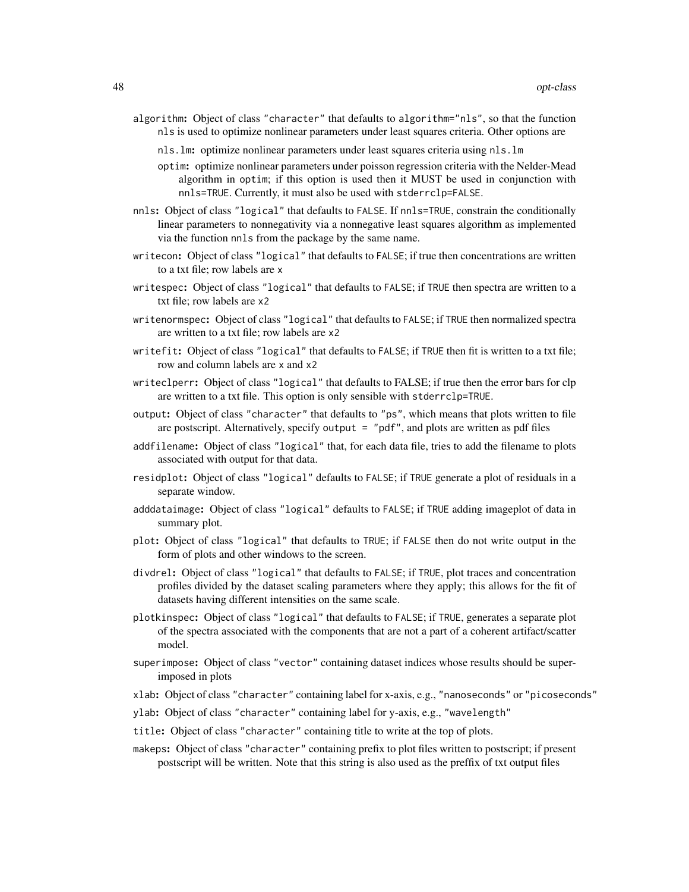`algorithm`: Object of class `"character"` that defaults to `algorithm="nls"`, so that the function `nls` is used to optimize nonlinear parameters under least squares criteria. Other options are

- `nls.lm`: optimize nonlinear parameters under least squares criteria using `nls.lm`
- `optim`: optimize nonlinear parameters under poisson regression criteria with the Nelder-Mead algorithm in `optim`; if this option is used then it MUST be used in conjunction with `nnls=TRUE`. Currently, it must also be used with `stderrclp=FALSE`.

`nnls`: Object of class `"logical"` that defaults to `FALSE`. If `nnls=TRUE`, constrain the conditionally linear parameters to nonnegativity via a nonnegative least squares algorithm as implemented via the function `nnls` from the package by the same name.

`writecon`: Object of class `"logical"` that defaults to `FALSE`; if true then concentrations are written to a txt file; row labels are `x`

`writespec`: Object of class `"logical"` that defaults to `FALSE`; if `TRUE` then spectra are written to a txt file; row labels are `x2`

`writenormspec`: Object of class `"logical"` that defaults to `FALSE`; if `TRUE` then normalized spectra are written to a txt file; row labels are `x2`

`writefit`: Object of class `"logical"` that defaults to `FALSE`; if `TRUE` then fit is written to a txt file; row and column labels are `x` and `x2`

`writeclperr`: Object of class `"logical"` that defaults to FALSE; if true then the error bars for clp are written to a txt file. This option is only sensible with `stderrclp=TRUE`.

`output`: Object of class `"character"` that defaults to `"ps"`, which means that plots written to file are postscript. Alternatively, specify `output = "pdf"`, and plots are written as pdf files

`addfilename`: Object of class `"logical"` that, for each data file, tries to add the filename to plots associated with output for that data.

`residplot`: Object of class `"logical"` defaults to `FALSE`; if `TRUE` generate a plot of residuals in a separate window.

`adddataimage`: Object of class `"logical"` defaults to `FALSE`; if `TRUE` adding imageplot of data in summary plot.

`plot`: Object of class `"logical"` that defaults to `TRUE`; if `FALSE` then do not write output in the form of plots and other windows to the screen.

`divdrel`: Object of class `"logical"` that defaults to `FALSE`; if `TRUE`, plot traces and concentration profiles divided by the dataset scaling parameters where they apply; this allows for the fit of datasets having different intensities on the same scale.

`plotkinspec`: Object of class `"logical"` that defaults to `FALSE`; if `TRUE`, generates a separate plot of the spectra associated with the components that are not a part of a coherent artifact/scatter model.

`superimpose`: Object of class `"vector"` containing dataset indices whose results should be superimposed in plots

`xlab`: Object of class `"character"` containing label for x-axis, e.g., `"nanoseconds"` or `"picoseconds"`

`ylab`: Object of class `"character"` containing label for y-axis, e.g., `"wavelength"`

`title`: Object of class `"character"` containing title to write at the top of plots.

`makeps`: Object of class `"character"` containing prefix to plot files written to postscript; if present postscript will be written. Note that this string is also used as the preffix of txt output files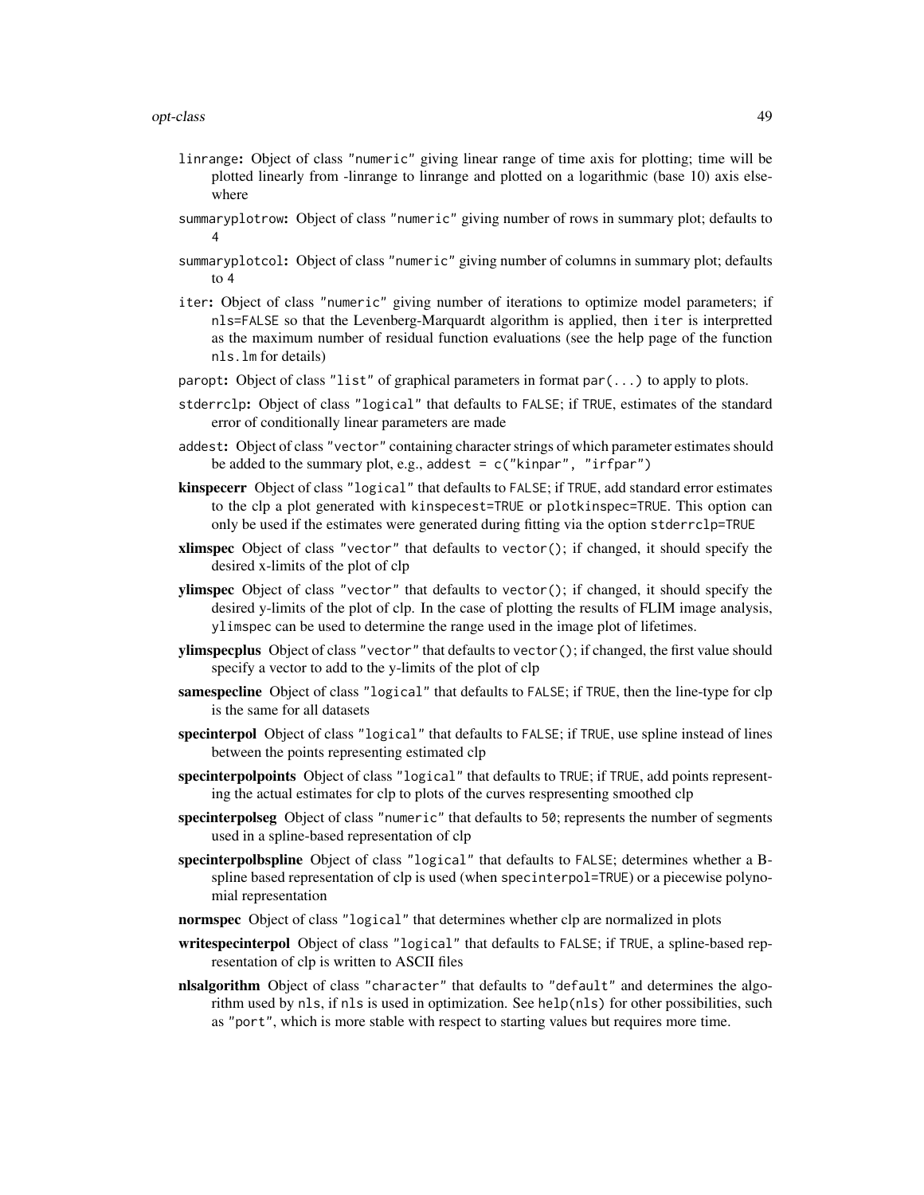- `linrange`: Object of class `"numeric"` giving linear range of time axis for plotting; time will be plotted linearly from -linrange to linrange and plotted on a logarithmic (base 10) axis elsewhere
- `summaryplotrow`: Object of class `"numeric"` giving number of rows in summary plot; defaults to 4
- `summaryplotcol`: Object of class `"numeric"` giving number of columns in summary plot; defaults to 4
- `iter`: Object of class `"numeric"` giving number of iterations to optimize model parameters; if `nls=FALSE` so that the Levenberg-Marquardt algorithm is applied, then `iter` is interpretted as the maximum number of residual function evaluations (see the help page of the function `nls.lm` for details)
- `paropt`: Object of class `"list"` of graphical parameters in format `par(...)` to apply to plots.
- `stderrclp`: Object of class `"logical"` that defaults to `FALSE`; if `TRUE`, estimates of the standard error of conditionally linear parameters are made
- `addest`: Object of class `"vector"` containing character strings of which parameter estimates should be added to the summary plot, e.g., `addest = c("kinpar", "irfpar")`
- **kinspecerr** Object of class `"logical"` that defaults to `FALSE`; if `TRUE`, add standard error estimates to the clp a plot generated with `kinspecest=TRUE` or `plotkinspec=TRUE`. This option can only be used if the estimates were generated during fitting via the option `stderrclp=TRUE`
- **xlimspec** Object of class `"vector"` that defaults to `vector()`; if changed, it should specify the desired x-limits of the plot of clp
- **ylimspec** Object of class `"vector"` that defaults to `vector()`; if changed, it should specify the desired y-limits of the plot of clp. In the case of plotting the results of FLIM image analysis, `ylimspec` can be used to determine the range used in the image plot of lifetimes.
- **ylimspecplus** Object of class `"vector"` that defaults to `vector()`; if changed, the first value should specify a vector to add to the y-limits of the plot of clp
- **samespecline** Object of class `"logical"` that defaults to `FALSE`; if `TRUE`, then the line-type for clp is the same for all datasets
- **specinterpol** Object of class `"logical"` that defaults to `FALSE`; if `TRUE`, use spline instead of lines between the points representing estimated clp
- **specinterpolpoints** Object of class `"logical"` that defaults to `TRUE`; if `TRUE`, add points representing the actual estimates for clp to plots of the curves respresenting smoothed clp
- **specinterpolseg** Object of class `"numeric"` that defaults to `50`; represents the number of segments used in a spline-based representation of clp
- **specinterpolbspline** Object of class `"logical"` that defaults to `FALSE`; determines whether a B-spline based representation of clp is used (when `specinterpol=TRUE`) or a piecewise polynomial representation
- **normspec** Object of class `"logical"` that determines whether clp are normalized in plots
- **writespecinterpol** Object of class `"logical"` that defaults to `FALSE`; if `TRUE`, a spline-based representation of clp is written to ASCII files
- **nlsalgorithm** Object of class `"character"` that defaults to `"default"` and determines the algorithm used by `nls`, if `nls` is used in optimization. See `help(nls)` for other possibilities, such as `"port"`, which is more stable with respect to starting values but requires more time.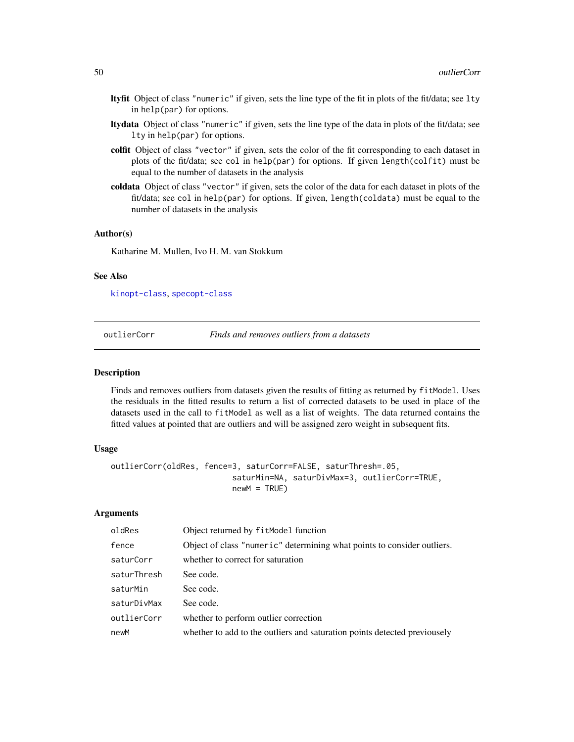**ltyfit** Object of class "numeric" if given, sets the line type of the fit in plots of the fit/data; see `lty` in `help(par)` for options.

**ltydata** Object of class "numeric" if given, sets the line type of the data in plots of the fit/data; see `lty` in `help(par)` for options.

**colfit** Object of class "vector" if given, sets the color of the fit corresponding to each dataset in plots of the fit/data; see `col` in `help(par)` for options. If given `length(colfit)` must be equal to the number of datasets in the analysis

**coldata** Object of class "vector" if given, sets the color of the data for each dataset in plots of the fit/data; see `col` in `help(par)` for options. If given, `length(coldata)` must be equal to the number of datasets in the analysis

### Author(s)

Katharine M. Mullen, Ivo H. M. van Stokkum

### See Also

kinopt-class, specopt-class

---

## outlierCorr — *Finds and removes outliers from a datasets*

### Description

Finds and removes outliers from datasets given the results of fitting as returned by `fitModel`. Uses the residuals in the fitted results to return a list of corrected datasets to be used in place of the datasets used in the call to `fitModel` as well as a list of weights. The data returned contains the fitted values at pointed that are outliers and will be assigned zero weight in subsequent fits.

### Usage

```
outlierCorr(oldRes, fence=3, saturCorr=FALSE, saturThresh=.05,
                          saturMin=NA, saturDivMax=3, outlierCorr=TRUE,
                          newM = TRUE)
```

### Arguments

| | |
|---|---|
| `oldRes` | Object returned by `fitModel` function |
| `fence` | Object of class "numeric" determining what points to consider outliers. |
| `saturCorr` | whether to correct for saturation |
| `saturThresh` | See code. |
| `saturMin` | See code. |
| `saturDivMax` | See code. |
| `outlierCorr` | whether to perform outlier correction |
| `newM` | whether to add to the outliers and saturation points detected previously |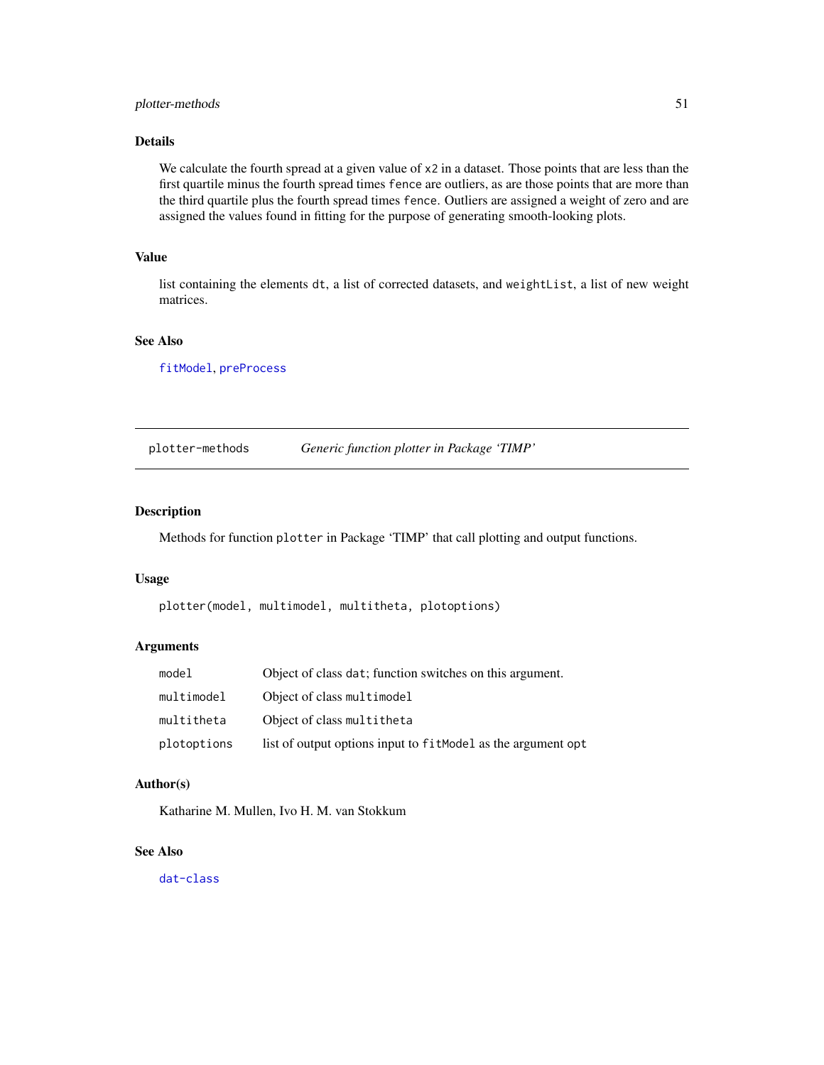### Details

We calculate the fourth spread at a given value of `x2` in a dataset. Those points that are less than the first quartile minus the fourth spread times `fence` are outliers, as are those points that are more than the third quartile plus the fourth spread times `fence`. Outliers are assigned a weight of zero and are assigned the values found in fitting for the purpose of generating smooth-looking plots.

### Value

list containing the elements `dt`, a list of corrected datasets, and `weightList`, a list of new weight matrices.

### See Also

`fitModel`, `preProcess`

---

## plotter-methods &nbsp;&nbsp;&nbsp; *Generic function plotter in Package 'TIMP'*

---

### Description

Methods for function `plotter` in Package 'TIMP' that call plotting and output functions.

### Usage

```
plotter(model, multimodel, multitheta, plotoptions)
```

### Arguments

| | |
|---|---|
| `model` | Object of class `dat`; function switches on this argument. |
| `multimodel` | Object of class `multimodel` |
| `multitheta` | Object of class `multitheta` |
| `plotoptions` | list of output options input to `fitModel` as the argument `opt` |

### Author(s)

Katharine M. Mullen, Ivo H. M. van Stokkum

### See Also

`dat-class`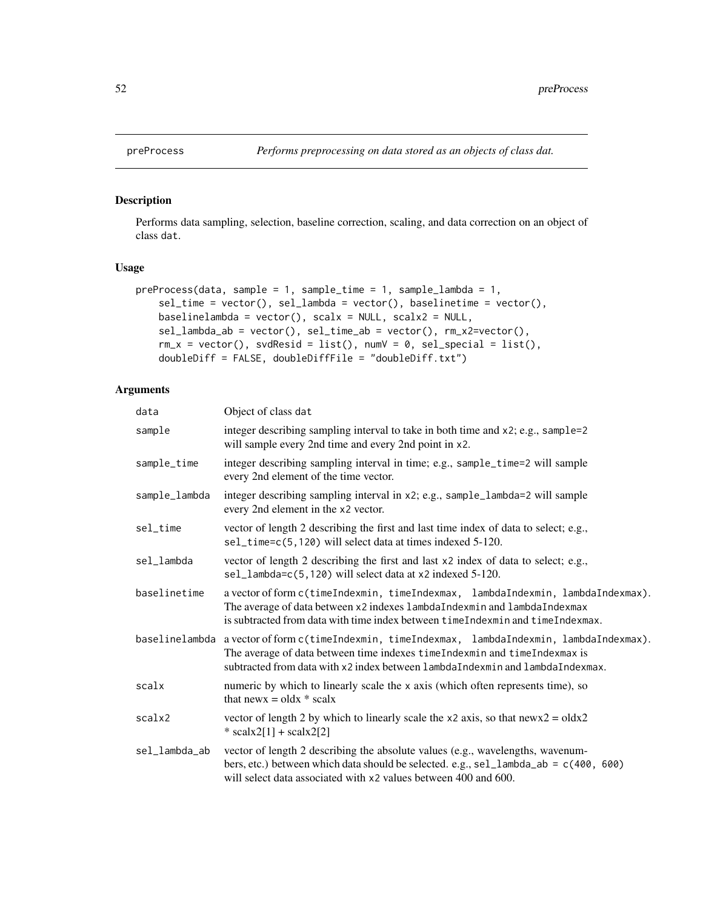## preProcess *Performs preprocessing on data stored as an objects of class dat.*

### Description

Performs data sampling, selection, baseline correction, scaling, and data correction on an object of class `dat`.

### Usage

```
preProcess(data, sample = 1, sample_time = 1, sample_lambda = 1,
    sel_time = vector(), sel_lambda = vector(), baselinetime = vector(),
    baselinelambda = vector(), scalx = NULL, scalx2 = NULL,
    sel_lambda_ab = vector(), sel_time_ab = vector(), rm_x2=vector(),
    rm_x = vector(), svdResid = list(), numV = 0, sel_special = list(),
    doubleDiff = FALSE, doubleDiffFile = "doubleDiff.txt")
```

### Arguments

| | |
|---|---|
| `data` | Object of class `dat` |
| `sample` | integer describing sampling interval to take in both time and `x2`; e.g., `sample=2` will sample every 2nd time and every 2nd point in `x2`. |
| `sample_time` | integer describing sampling interval in time; e.g., `sample_time=2` will sample every 2nd element of the time vector. |
| `sample_lambda` | integer describing sampling interval in `x2`; e.g., `sample_lambda=2` will sample every 2nd element in the `x2` vector. |
| `sel_time` | vector of length 2 describing the first and last time index of data to select; e.g., `sel_time=c(5,120)` will select data at times indexed 5-120. |
| `sel_lambda` | vector of length 2 describing the first and last `x2` index of data to select; e.g., `sel_lambda=c(5,120)` will select data at `x2` indexed 5-120. |
| `baselinetime` | a vector of form `c(timeIndexmin, timeIndexmax, lambdaIndexmin, lambdaIndexmax)`. The average of data between `x2` indexes `lambdaIndexmin` and `lambdaIndexmax` is subtracted from data with time index between `timeIndexmin` and `timeIndexmax`. |
| `baselinelambda` | a vector of form `c(timeIndexmin, timeIndexmax, lambdaIndexmin, lambdaIndexmax)`. The average of data between time indexes `timeIndexmin` and `timeIndexmax` is subtracted from data with `x2` index between `lambdaIndexmin` and `lambdaIndexmax`. |
| `scalx` | numeric by which to linearly scale the `x` axis (which often represents time), so that newx = oldx * scalx |
| `scalx2` | vector of length 2 by which to linearly scale the `x2` axis, so that newx2 = oldx2 * scalx2[1] + scalx2[2] |
| `sel_lambda_ab` | vector of length 2 describing the absolute values (e.g., wavelengths, wavenumbers, etc.) between which data should be selected. e.g., `sel_lambda_ab = c(400, 600)` will select data associated with `x2` values between 400 and 600. |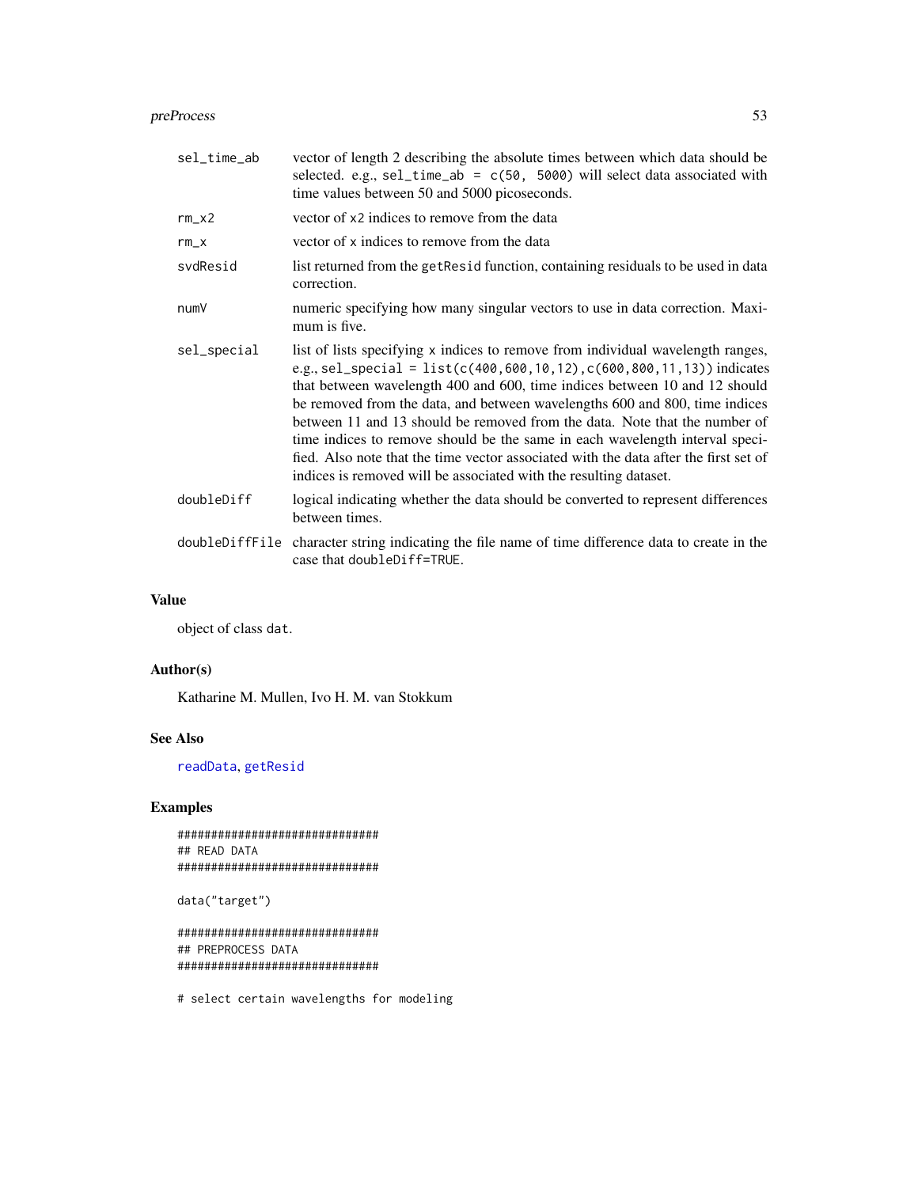| | |
|---|---|
| sel_time_ab | vector of length 2 describing the absolute times between which data should be selected. e.g., `sel_time_ab = c(50, 5000)` will select data associated with time values between 50 and 5000 picoseconds. |
| rm_x2 | vector of x2 indices to remove from the data |
| rm_x | vector of x indices to remove from the data |
| svdResid | list returned from the `getResid` function, containing residuals to be used in data correction. |
| numV | numeric specifying how many singular vectors to use in data correction. Maximum is five. |
| sel_special | list of lists specifying x indices to remove from individual wavelength ranges, e.g., `sel_special = list(c(400,600,10,12),c(600,800,11,13))` indicates that between wavelength 400 and 600, time indices between 10 and 12 should be removed from the data, and between wavelengths 600 and 800, time indices between 11 and 13 should be removed from the data. Note that the number of time indices to remove should be the same in each wavelength interval specified. Also note that the time vector associated with the data after the first set of indices is removed will be associated with the resulting dataset. |
| doubleDiff | logical indicating whether the data should be converted to represent differences between times. |
| doubleDiffFile | character string indicating the file name of time difference data to create in the case that `doubleDiff=TRUE`. |

## Value

object of class `dat`.

## Author(s)

Katharine M. Mullen, Ivo H. M. van Stokkum

## See Also

`readData`, `getResid`

## Examples

```
##############################
## READ DATA
##############################

data("target")

##############################
## PREPROCESS DATA
##############################

# select certain wavelengths for modeling
```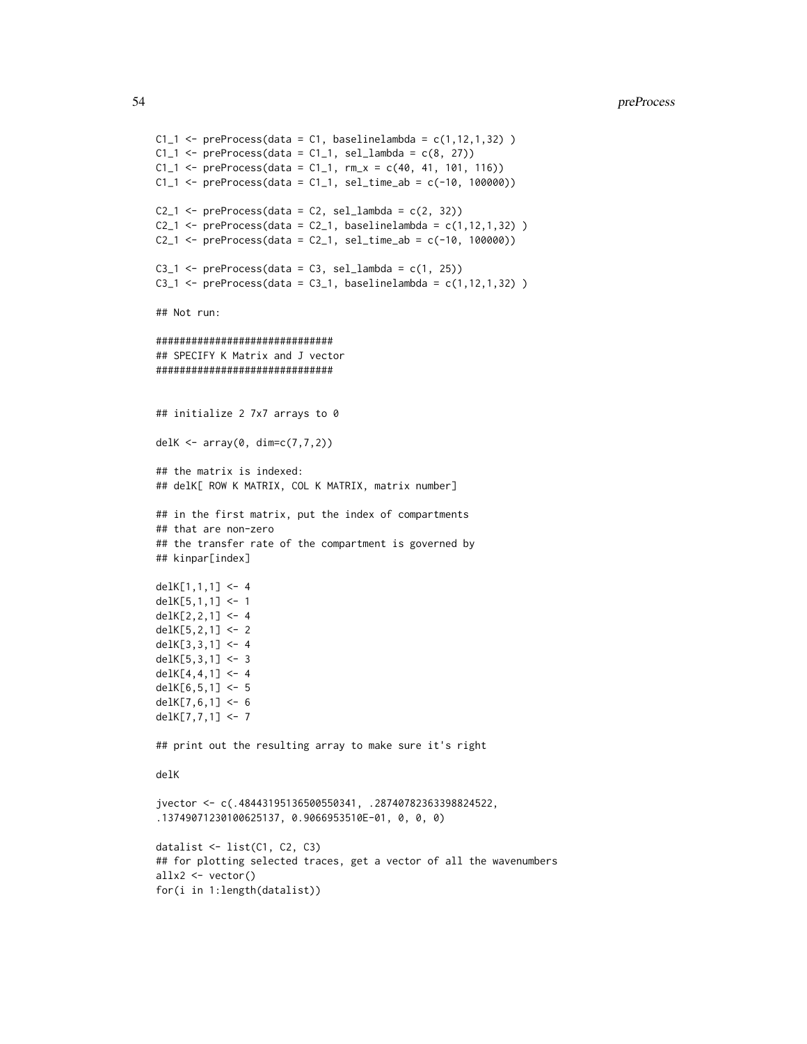```
C1_1 <- preProcess(data = C1, baselinelambda = c(1,12,1,32) )
C1_1 <- preProcess(data = C1_1, sel_lambda = c(8, 27))
C1_1 <- preProcess(data = C1_1, rm_x = c(40, 41, 101, 116))
C1_1 <- preProcess(data = C1_1, sel_time_ab = c(-10, 100000))

C2_1 <- preProcess(data = C2, sel_lambda = c(2, 32))
C2_1 <- preProcess(data = C2_1, baselinelambda = c(1,12,1,32) )
C2_1 <- preProcess(data = C2_1, sel_time_ab = c(-10, 100000))

C3_1 <- preProcess(data = C3, sel_lambda = c(1, 25))
C3_1 <- preProcess(data = C3_1, baselinelambda = c(1,12,1,32) )

## Not run:

##############################
## SPECIFY K Matrix and J vector
##############################


## initialize 2 7x7 arrays to 0

delK <- array(0, dim=c(7,7,2))

## the matrix is indexed:
## delK[ ROW K MATRIX, COL K MATRIX, matrix number]

## in the first matrix, put the index of compartments
## that are non-zero
## the transfer rate of the compartment is governed by
## kinpar[index]

delK[1,1,1] <- 4
delK[5,1,1] <- 1
delK[2,2,1] <- 4
delK[5,2,1] <- 2
delK[3,3,1] <- 4
delK[5,3,1] <- 3
delK[4,4,1] <- 4
delK[6,5,1] <- 5
delK[7,6,1] <- 6
delK[7,7,1] <- 7

## print out the resulting array to make sure it's right

delK

jvector <- c(.48443195136500550341, .28740782363398824522,
.13749071230100625137, 0.9066953510E-01, 0, 0, 0)

datalist <- list(C1, C2, C3)
## for plotting selected traces, get a vector of all the wavenumbers
allx2 <- vector()
for(i in 1:length(datalist))
```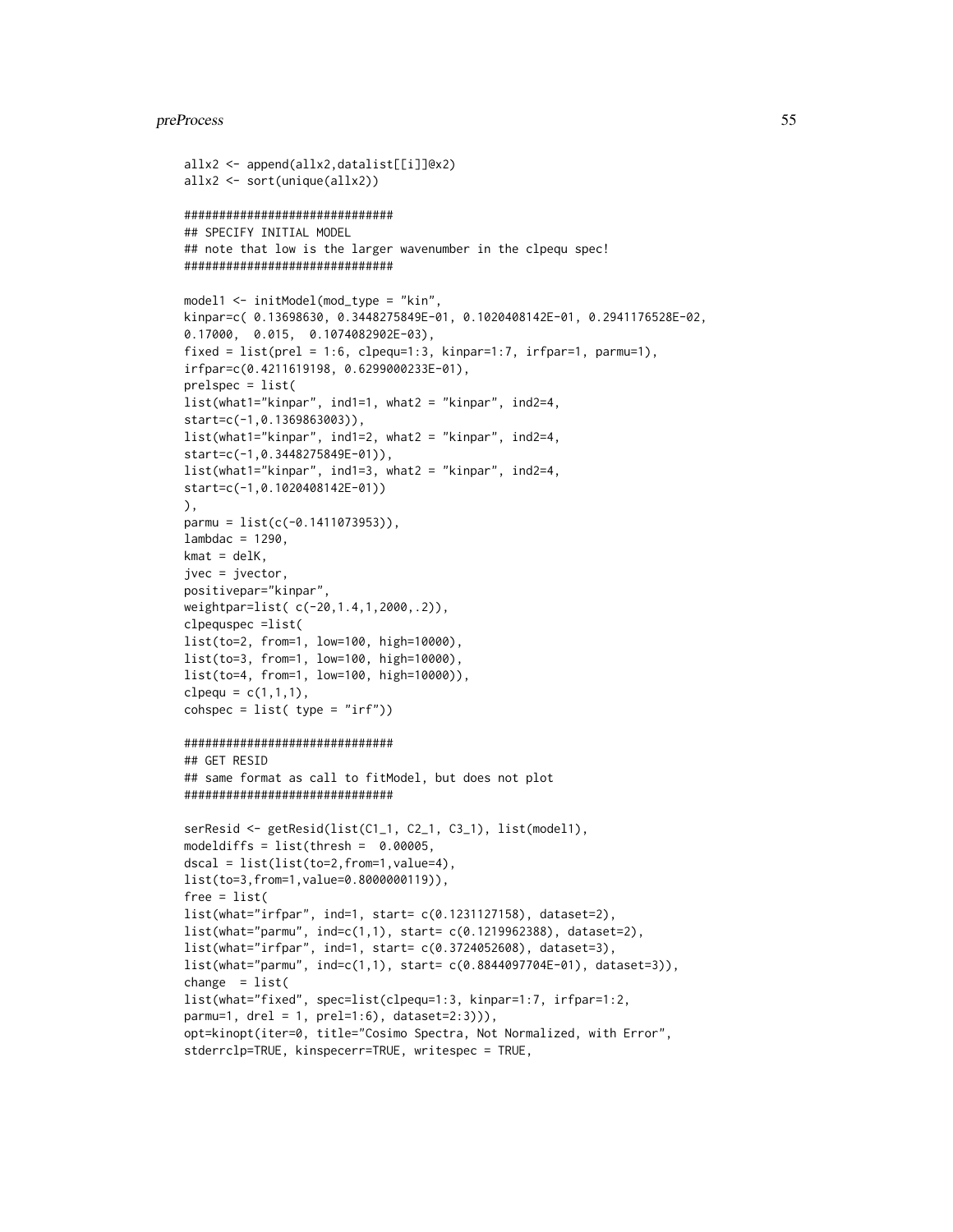```
allx2 <- append(allx2,datalist[[i]]@x2)
allx2 <- sort(unique(allx2))

##############################
## SPECIFY INITIAL MODEL
## note that low is the larger wavenumber in the clpequ spec!
##############################

model1 <- initModel(mod_type = "kin",
kinpar=c( 0.13698630, 0.3448275849E-01, 0.1020408142E-01, 0.2941176528E-02,
0.17000,  0.015,  0.1074082902E-03),
fixed = list(prel = 1:6, clpequ=1:3, kinpar=1:7, irfpar=1, parmu=1),
irfpar=c(0.4211619198, 0.6299000233E-01),
prelspec = list(
list(what1="kinpar", ind1=1, what2 = "kinpar", ind2=4,
start=c(-1,0.1369863003)),
list(what1="kinpar", ind1=2, what2 = "kinpar", ind2=4,
start=c(-1,0.3448275849E-01)),
list(what1="kinpar", ind1=3, what2 = "kinpar", ind2=4,
start=c(-1,0.1020408142E-01))
),
parmu = list(c(-0.1411073953)),
lambdac = 1290,
kmat = delK,
jvec = jvector,
positivepar="kinpar",
weightpar=list( c(-20,1.4,1,2000,.2)),
clpequspec =list(
list(to=2, from=1, low=100, high=10000),
list(to=3, from=1, low=100, high=10000),
list(to=4, from=1, low=100, high=10000)),
clpequ = c(1,1,1),
cohspec = list( type = "irf"))

##############################
## GET RESID
## same format as call to fitModel, but does not plot
##############################

serResid <- getResid(list(C1_1, C2_1, C3_1), list(model1),
modeldiffs = list(thresh =  0.00005,
dscal = list(list(to=2,from=1,value=4),
list(to=3,from=1,value=0.8000000119)),
free = list(
list(what="irfpar", ind=1, start= c(0.1231127158), dataset=2),
list(what="parmu", ind=c(1,1), start= c(0.1219962388), dataset=2),
list(what="irfpar", ind=1, start= c(0.3724052608), dataset=3),
list(what="parmu", ind=c(1,1), start= c(0.8844097704E-01), dataset=3)),
change  = list(
list(what="fixed", spec=list(clpequ=1:3, kinpar=1:7, irfpar=1:2,
parmu=1, drel = 1, prel=1:6), dataset=2:3))),
opt=kinopt(iter=0, title="Cosimo Spectra, Not Normalized, with Error",
stderrclp=TRUE, kinspecerr=TRUE, writespec = TRUE,
```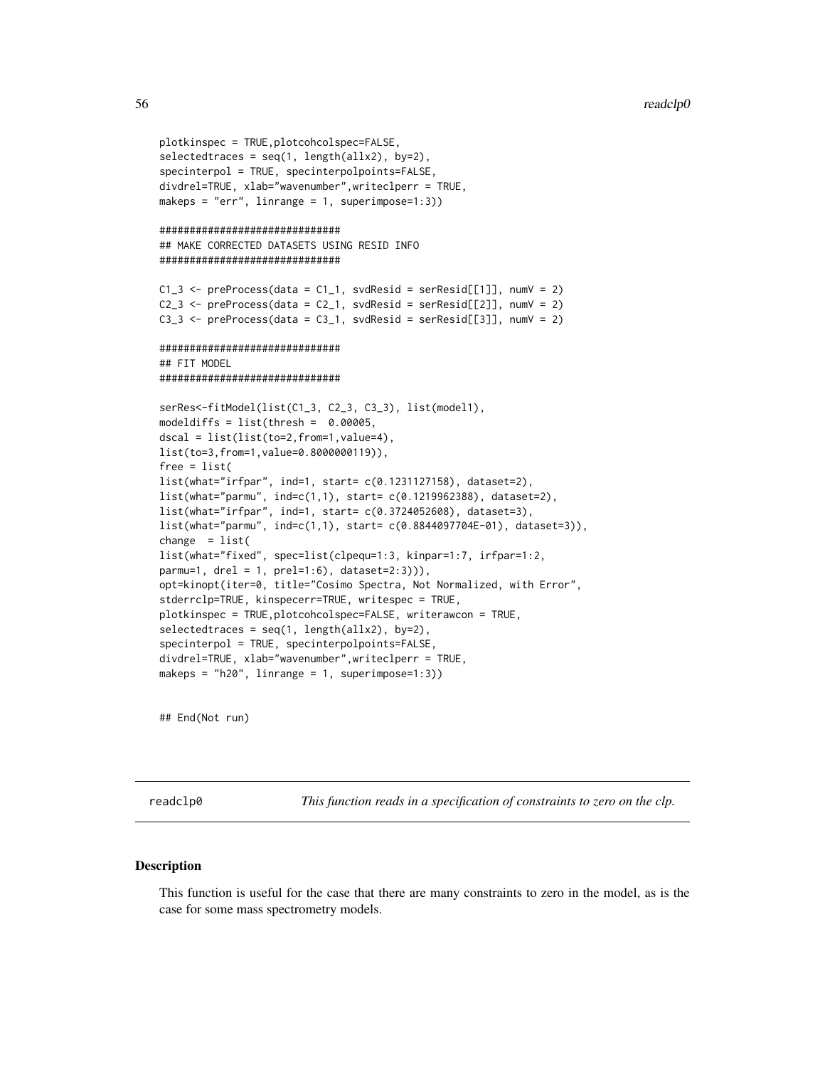```
plotkinspec = TRUE,plotcohcolspec=FALSE,
selectedtraces = seq(1, length(allx2), by=2),
specinterpol = TRUE, specinterpolpoints=FALSE,
divdrel=TRUE, xlab="wavenumber",writeclperr = TRUE,
makeps = "err", linrange = 1, superimpose=1:3))

##############################
## MAKE CORRECTED DATASETS USING RESID INFO
##############################

C1_3 <- preProcess(data = C1_1, svdResid = serResid[[1]], numV = 2)
C2_3 <- preProcess(data = C2_1, svdResid = serResid[[2]], numV = 2)
C3_3 <- preProcess(data = C3_1, svdResid = serResid[[3]], numV = 2)

##############################
## FIT MODEL
##############################

serRes<-fitModel(list(C1_3, C2_3, C3_3), list(model1),
modeldiffs = list(thresh =  0.00005,
dscal = list(list(to=2,from=1,value=4),
list(to=3,from=1,value=0.8000000119)),
free = list(
list(what="irfpar", ind=1, start= c(0.1231127158), dataset=2),
list(what="parmu", ind=c(1,1), start= c(0.1219962388), dataset=2),
list(what="irfpar", ind=1, start= c(0.3724052608), dataset=3),
list(what="parmu", ind=c(1,1), start= c(0.8844097704E-01), dataset=3)),
change  = list(
list(what="fixed", spec=list(clpequ=1:3, kinpar=1:7, irfpar=1:2,
parmu=1, drel = 1, prel=1:6), dataset=2:3))),
opt=kinopt(iter=0, title="Cosimo Spectra, Not Normalized, with Error",
stderrclp=TRUE, kinspecerr=TRUE, writespec = TRUE,
plotkinspec = TRUE,plotcohcolspec=FALSE, writerawcon = TRUE,
selectedtraces = seq(1, length(allx2), by=2),
specinterpol = TRUE, specinterpolpoints=FALSE,
divdrel=TRUE, xlab="wavenumber",writeclperr = TRUE,
makeps = "h20", linrange = 1, superimpose=1:3))


## End(Not run)
```

---

readclp0 *This function reads in a specification of constraints to zero on the clp.*

---

## Description

This function is useful for the case that there are many constraints to zero in the model, as is the case for some mass spectrometry models.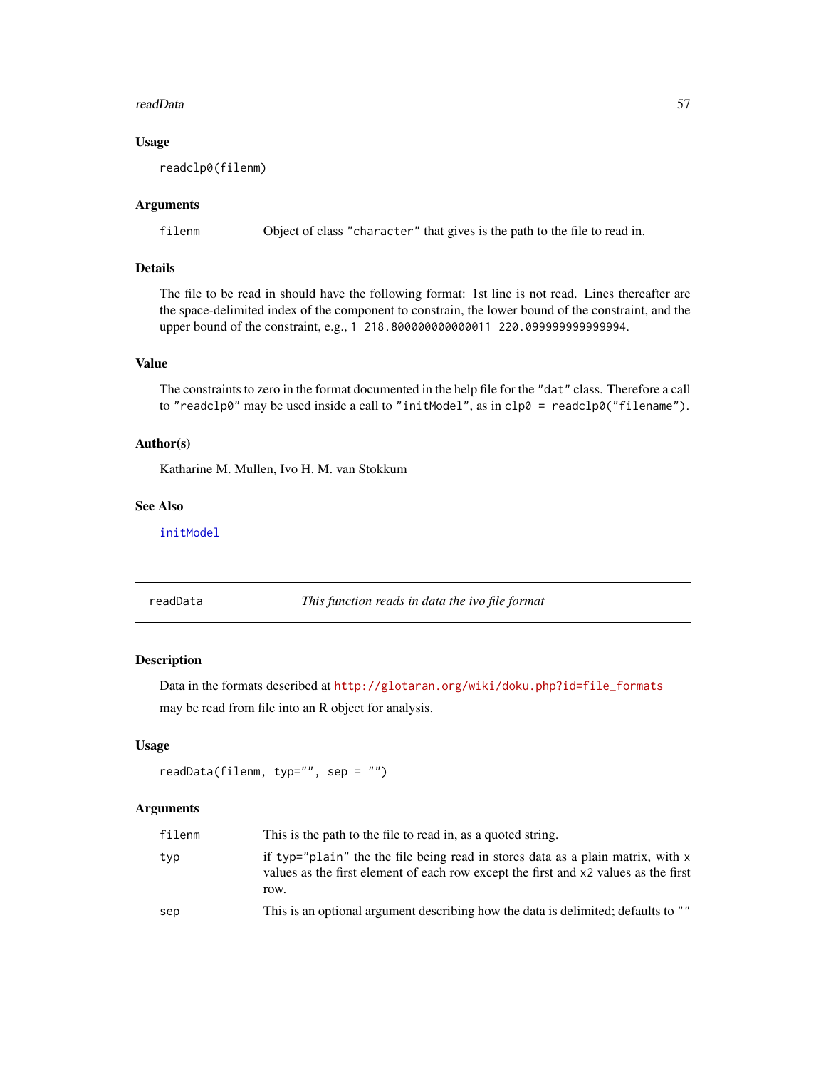### Usage

```
readclp0(filenm)
```

### Arguments

filenm Object of class "character" that gives is the path to the file to read in.

### Details

The file to be read in should have the following format: 1st line is not read. Lines thereafter are the space-delimited index of the component to constrain, the lower bound of the constraint, and the upper bound of the constraint, e.g., `1 218.800000000000011 220.099999999999994`.

### Value

The constraints to zero in the format documented in the help file for the "dat" class. Therefore a call to "readclp0" may be used inside a call to "initModel", as in `clp0 = readclp0("filename")`.

### Author(s)

Katharine M. Mullen, Ivo H. M. van Stokkum

### See Also

initModel

---

## readData *This function reads in data the ivo file format*

### Description

Data in the formats described at http://glotaran.org/wiki/doku.php?id=file_formats may be read from file into an R object for analysis.

### Usage

```
readData(filenm, typ="", sep = "")
```

### Arguments

filenm This is the path to the file to read in, as a quoted string.

typ if typ="plain" the the file being read in stores data as a plain matrix, with x values as the first element of each row except the first and x2 values as the first row.

sep This is an optional argument describing how the data is delimited; defaults to ""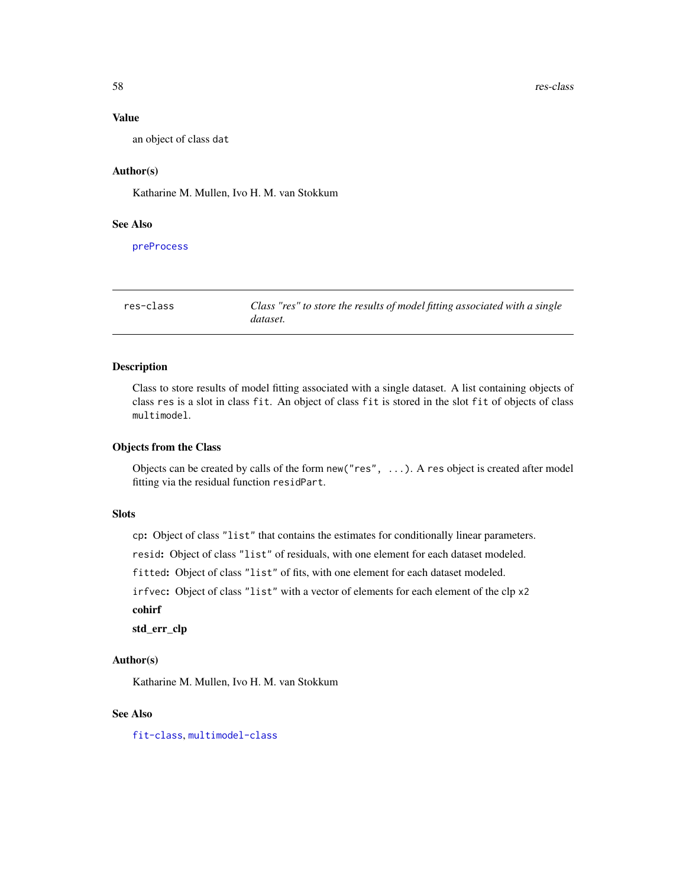### Value

an object of class `dat`

### Author(s)

Katharine M. Mullen, Ivo H. M. van Stokkum

### See Also

`preProcess`

---

## res-class — *Class "res" to store the results of model fitting associated with a single dataset.*

---

### Description

Class to store results of model fitting associated with a single dataset. A list containing objects of class `res` is a slot in class `fit`. An object of class `fit` is stored in the slot `fit` of objects of class `multimodel`.

### Objects from the Class

Objects can be created by calls of the form `new("res", ...)`. A `res` object is created after model fitting via the residual function `residPart`.

### Slots

`cp`**:** Object of class `"list"` that contains the estimates for conditionally linear parameters.

`resid`**:** Object of class `"list"` of residuals, with one element for each dataset modeled.

`fitted`**:** Object of class `"list"` of fits, with one element for each dataset modeled.

`irfvec`**:** Object of class `"list"` with a vector of elements for each element of the clp `x2`

**cohirf**

**std_err_clp**

### Author(s)

Katharine M. Mullen, Ivo H. M. van Stokkum

### See Also

`fit-class`, `multimodel-class`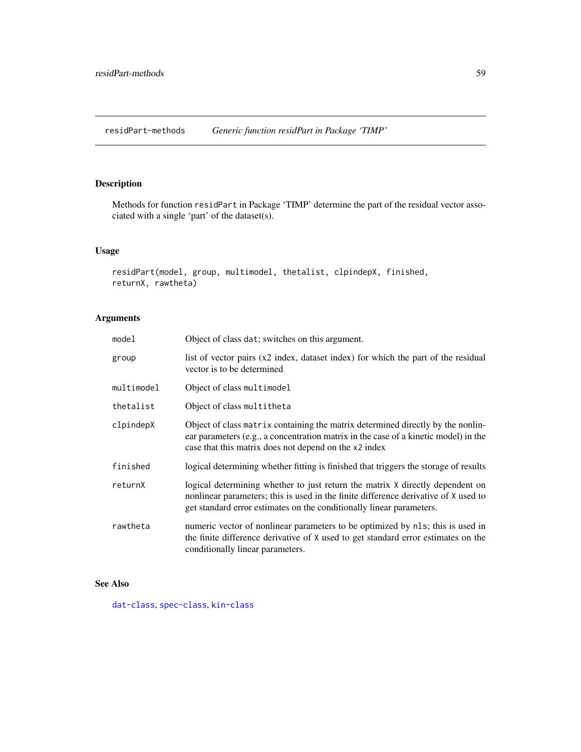# residPart-methods *Generic function residPart in Package 'TIMP'*

## Description

Methods for function `residPart` in Package 'TIMP' determine the part of the residual vector associated with a single 'part' of the dataset(s).

## Usage

```
residPart(model, group, multimodel, thetalist, clpindepX, finished,
returnX, rawtheta)
```

## Arguments

| | |
|---|---|
| `model` | Object of class `dat`; switches on this argument. |
| `group` | list of vector pairs (x2 index, dataset index) for which the part of the residual vector is to be determined |
| `multimodel` | Object of class `multimodel` |
| `thetalist` | Object of class `multitheta` |
| `clpindepX` | Object of class `matrix` containing the matrix determined directly by the nonlinear parameters (e.g., a concentration matrix in the case of a kinetic model) in the case that this matrix does not depend on the `x2` index |
| `finished` | logical determining whether fitting is finished that triggers the storage of results |
| `returnX` | logical determining whether to just return the matrix `X` directly dependent on nonlinear parameters; this is used in the finite difference derivative of `X` used to get standard error estimates on the conditionally linear parameters. |
| `rawtheta` | numeric vector of nonlinear parameters to be optimized by `nls`; this is used in the finite difference derivative of `X` used to get standard error estimates on the conditionally linear parameters. |

## See Also

`dat-class`, `spec-class`, `kin-class`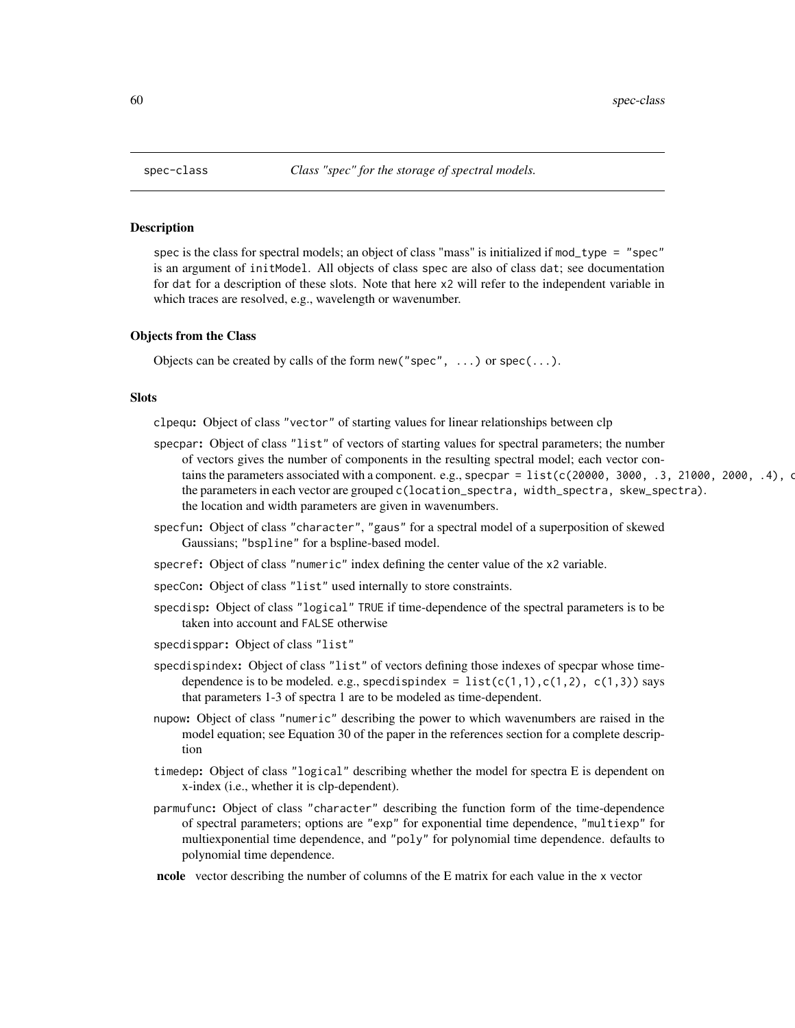spec-class *Class "spec" for the storage of spectral models.*

## Description

spec is the class for spectral models; an object of class "mass" is initialized if `mod_type = "spec"` is an argument of `initModel`. All objects of class spec are also of class dat; see documentation for dat for a description of these slots. Note that here `x2` will refer to the independent variable in which traces are resolved, e.g., wavelength or wavenumber.

## Objects from the Class

Objects can be created by calls of the form `new("spec", ...)` or `spec(...)`.

## Slots

**clpequ:** Object of class "vector" of starting values for linear relationships between clp

**specpar:** Object of class "list" of vectors of starting values for spectral parameters; the number of vectors gives the number of components in the resulting spectral model; each vector contains the parameters associated with a component. e.g., `specpar = list(c(20000, 3000, .3, 21000, 2000, .4), c` the parameters in each vector are grouped `c(location_spectra, width_spectra, skew_spectra)`. the location and width parameters are given in wavenumbers.

**specfun:** Object of class "character", "gaus" for a spectral model of a superposition of skewed Gaussians; "bspline" for a bspline-based model.

**specref:** Object of class "numeric" index defining the center value of the `x2` variable.

**specCon:** Object of class "list" used internally to store constraints.

**specdisp:** Object of class "logical" TRUE if time-dependence of the spectral parameters is to be taken into account and FALSE otherwise

**specdisppar:** Object of class "list"

**specdispindex:** Object of class "list" of vectors defining those indexes of specpar whose time-dependence is to be modeled. e.g., `specdispindex = list(c(1,1),c(1,2), c(1,3))` says that parameters 1-3 of spectra 1 are to be modeled as time-dependent.

**nupow:** Object of class "numeric" describing the power to which wavenumbers are raised in the model equation; see Equation 30 of the paper in the references section for a complete description

**timedep:** Object of class "logical" describing whether the model for spectra E is dependent on x-index (i.e., whether it is clp-dependent).

**parmufunc:** Object of class "character" describing the function form of the time-dependence of spectral parameters; options are "exp" for exponential time dependence, "multiexp" for multiexponential time dependence, and "poly" for polynomial time dependence. defaults to polynomial time dependence.

**ncole** vector describing the number of columns of the E matrix for each value in the `x` vector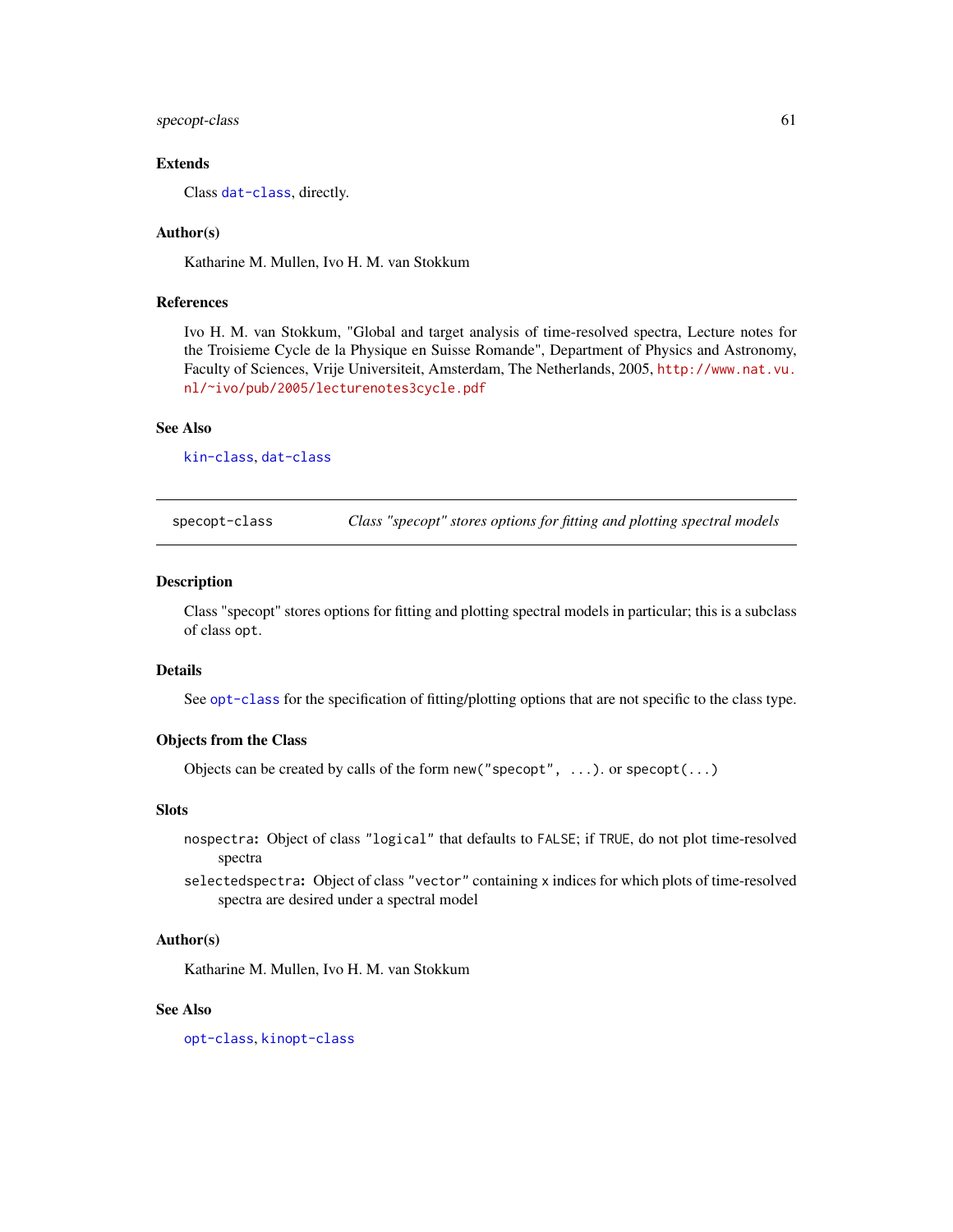### Extends

Class `dat-class`, directly.

### Author(s)

Katharine M. Mullen, Ivo H. M. van Stokkum

### References

Ivo H. M. van Stokkum, "Global and target analysis of time-resolved spectra, Lecture notes for the Troisieme Cycle de la Physique en Suisse Romande", Department of Physics and Astronomy, Faculty of Sciences, Vrije Universiteit, Amsterdam, The Netherlands, 2005, http://www.nat.vu.nl/~ivo/pub/2005/lecturenotes3cycle.pdf

### See Also

`kin-class`, `dat-class`

---

## specopt-class — *Class "specopt" stores options for fitting and plotting spectral models*

### Description

Class "specopt" stores options for fitting and plotting spectral models in particular; this is a subclass of class `opt`.

### Details

See `opt-class` for the specification of fitting/plotting options that are not specific to the class type.

### Objects from the Class

Objects can be created by calls of the form `new("specopt", ...)`. or `specopt(...)`

### Slots

- `nospectra`**:** Object of class `"logical"` that defaults to `FALSE`; if `TRUE`, do not plot time-resolved spectra
- `selectedspectra`**:** Object of class `"vector"` containing `x` indices for which plots of time-resolved spectra are desired under a spectral model

### Author(s)

Katharine M. Mullen, Ivo H. M. van Stokkum

### See Also

`opt-class`, `kinopt-class`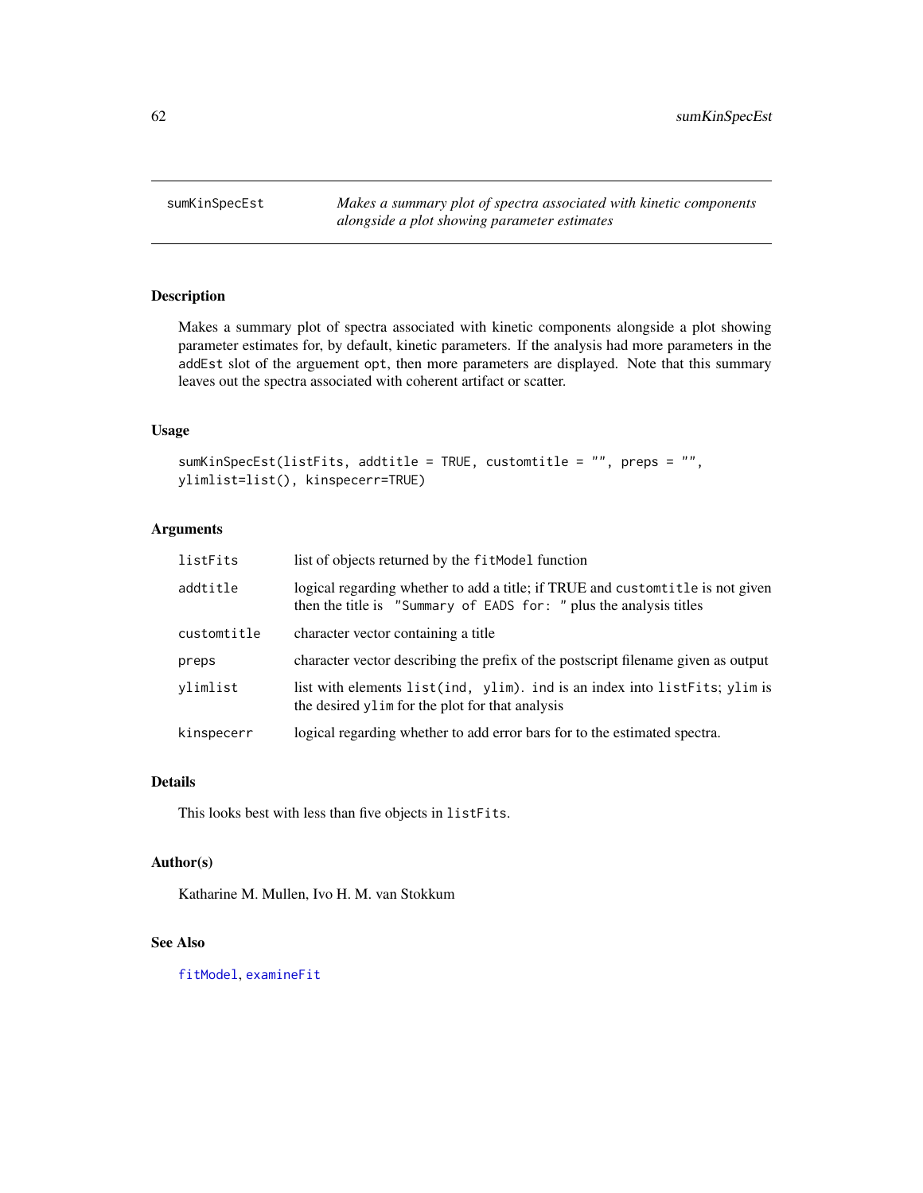# sumKinSpecEst

*Makes a summary plot of spectra associated with kinetic components alongside a plot showing parameter estimates*

## Description

Makes a summary plot of spectra associated with kinetic components alongside a plot showing parameter estimates for, by default, kinetic parameters. If the analysis had more parameters in the addEst slot of the arguement opt, then more parameters are displayed. Note that this summary leaves out the spectra associated with coherent artifact or scatter.

## Usage

```
sumKinSpecEst(listFits, addtitle = TRUE, customtitle = "", preps = "",
ylimlist=list(), kinspecerr=TRUE)
```

## Arguments

| | |
|---|---|
| listFits | list of objects returned by the fitModel function |
| addtitle | logical regarding whether to add a title; if TRUE and customtitle is not given then the title is "Summary of EADS for: " plus the analysis titles |
| customtitle | character vector containing a title |
| preps | character vector describing the prefix of the postscript filename given as output |
| ylimlist | list with elements list(ind, ylim). ind is an index into listFits; ylim is the desired ylim for the plot for that analysis |
| kinspecerr | logical regarding whether to add error bars for to the estimated spectra. |

## Details

This looks best with less than five objects in listFits.

## Author(s)

Katharine M. Mullen, Ivo H. M. van Stokkum

## See Also

fitModel, examineFit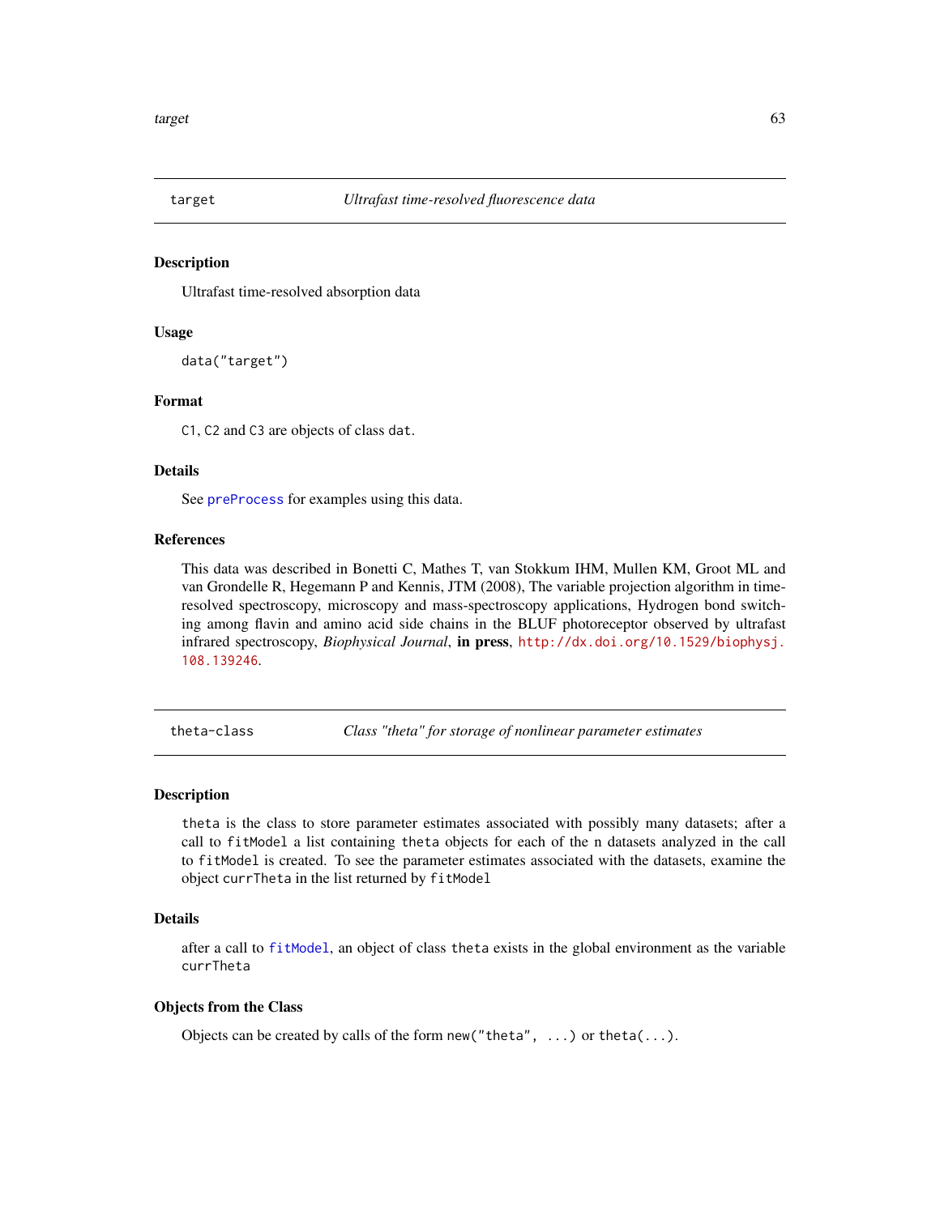target *Ultrafast time-resolved fluorescence data*

## Description

Ultrafast time-resolved absorption data

## Usage

```
data("target")
```

## Format

`C1`, `C2` and `C3` are objects of class `dat`.

## Details

See `preProcess` for examples using this data.

## References

This data was described in Bonetti C, Mathes T, van Stokkum IHM, Mullen KM, Groot ML and van Grondelle R, Hegemann P and Kennis, JTM (2008), The variable projection algorithm in time-resolved spectroscopy, microscopy and mass-spectroscopy applications, Hydrogen bond switching among flavin and amino acid side chains in the BLUF photoreceptor observed by ultrafast infrared spectroscopy, *Biophysical Journal*, **in press**, http://dx.doi.org/10.1529/biophysj.108.139246.

---

theta-class *Class "theta" for storage of nonlinear parameter estimates*

## Description

`theta` is the class to store parameter estimates associated with possibly many datasets; after a call to `fitModel` a list containing `theta` objects for each of the n datasets analyzed in the call to `fitModel` is created. To see the parameter estimates associated with the datasets, examine the object `currTheta` in the list returned by `fitModel`

## Details

after a call to `fitModel`, an object of class `theta` exists in the global environment as the variable `currTheta`

## Objects from the Class

Objects can be created by calls of the form `new("theta", ...)` or `theta(...)`.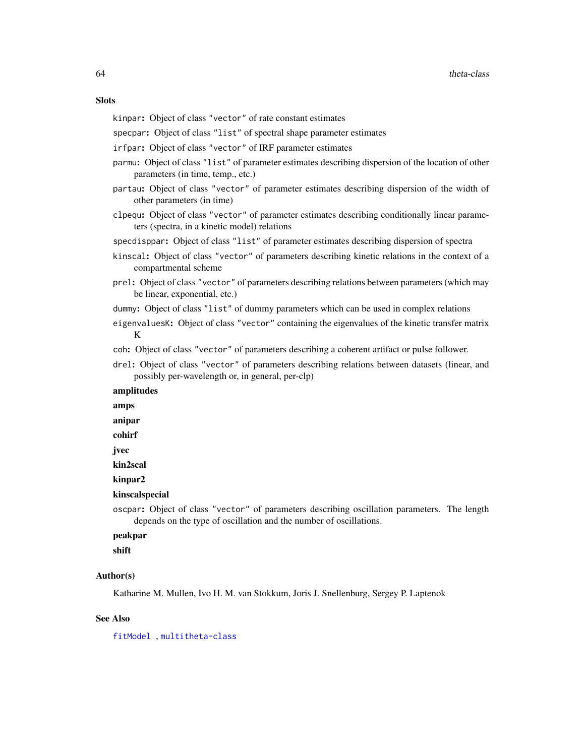## Slots

`kinpar`: Object of class "vector" of rate constant estimates

`specpar`: Object of class "list" of spectral shape parameter estimates

`irfpar`: Object of class "vector" of IRF parameter estimates

`parmu`: Object of class "list" of parameter estimates describing dispersion of the location of other parameters (in time, temp., etc.)

`partau`: Object of class "vector" of parameter estimates describing dispersion of the width of other parameters (in time)

`clpequ`: Object of class "vector" of parameter estimates describing conditionally linear parameters (spectra, in a kinetic model) relations

`specdisppar`: Object of class "list" of parameter estimates describing dispersion of spectra

`kinscal`: Object of class "vector" of parameters describing kinetic relations in the context of a compartmental scheme

`prel`: Object of class "vector" of parameters describing relations between parameters (which may be linear, exponential, etc.)

`dummy`: Object of class "list" of dummy parameters which can be used in complex relations

`eigenvaluesK`: Object of class "vector" containing the eigenvalues of the kinetic transfer matrix K

`coh`: Object of class "vector" of parameters describing a coherent artifact or pulse follower.

`drel`: Object of class "vector" of parameters describing relations between datasets (linear, and possibly per-wavelength or, in general, per-clp)

**amplitudes**

**amps**

**anipar**

**cohirf**

**jvec**

**kin2scal**

**kinpar2**

**kinscalspecial**

`oscpar`: Object of class "vector" of parameters describing oscillation parameters. The length depends on the type of oscillation and the number of oscillations.

**peakpar**

**shift**

## Author(s)

Katharine M. Mullen, Ivo H. M. van Stokkum, Joris J. Snellenburg, Sergey P. Laptenok

## See Also

`fitModel` , `multitheta-class`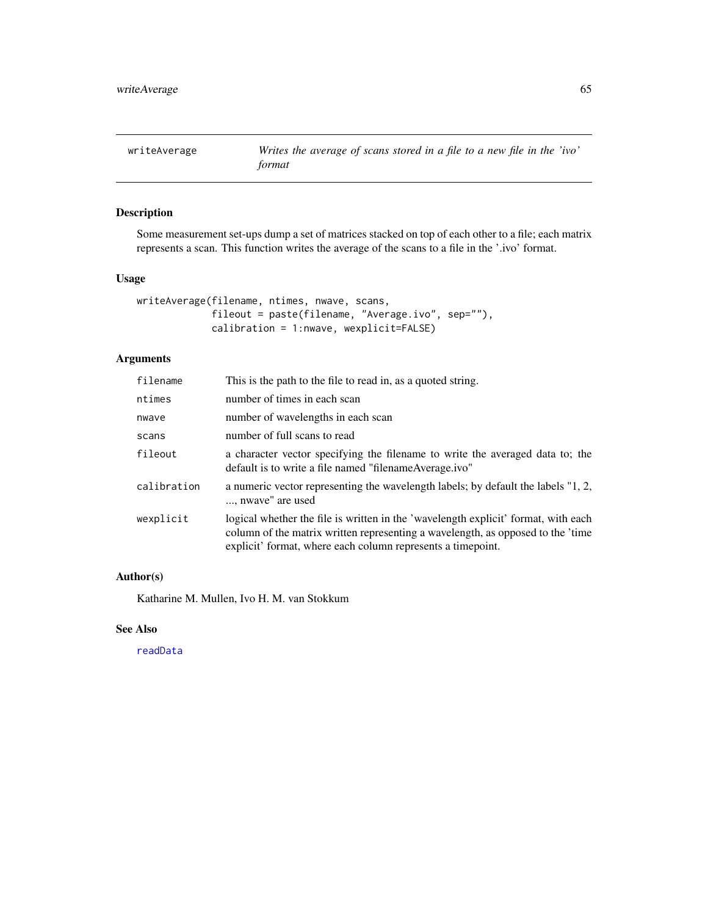## writeAverage — *Writes the average of scans stored in a file to a new file in the 'ivo' format*

### Description

Some measurement set-ups dump a set of matrices stacked on top of each other to a file; each matrix represents a scan. This function writes the average of the scans to a file in the '.ivo' format.

### Usage

```
writeAverage(filename, ntimes, nwave, scans,
             fileout = paste(filename, "Average.ivo", sep=""),
             calibration = 1:nwave, wexplicit=FALSE)
```

### Arguments

| | |
|---|---|
| `filename` | This is the path to the file to read in, as a quoted string. |
| `ntimes` | number of times in each scan |
| `nwave` | number of wavelengths in each scan |
| `scans` | number of full scans to read |
| `fileout` | a character vector specifying the filename to write the averaged data to; the default is to write a file named "filenameAverage.ivo" |
| `calibration` | a numeric vector representing the wavelength labels; by default the labels "1, 2, ..., nwave" are used |
| `wexplicit` | logical whether the file is written in the 'wavelength explicit' format, with each column of the matrix written representing a wavelength, as opposed to the 'time explicit' format, where each column represents a timepoint. |

### Author(s)

Katharine M. Mullen, Ivo H. M. van Stokkum

### See Also

`readData`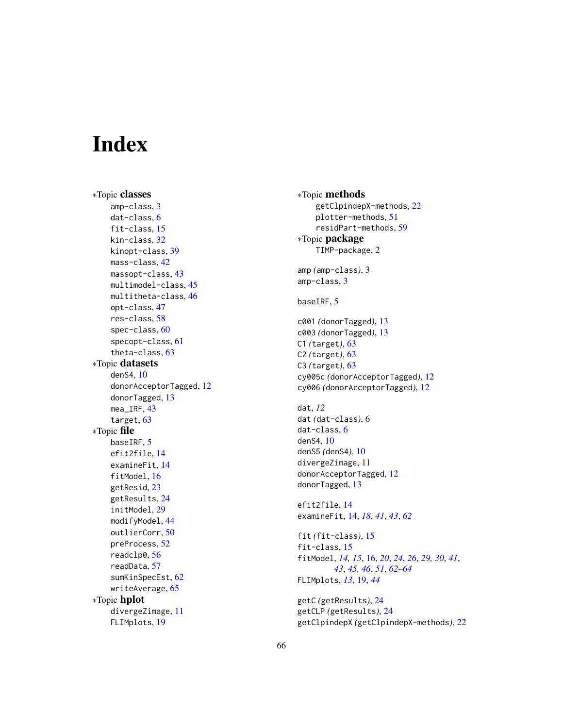# Index

*Topic **classes**
- amp-class, 3
- dat-class, 6
- fit-class, 15
- kin-class, 32
- kinopt-class, 39
- mass-class, 42
- massopt-class, 43
- multimodel-class, 45
- multitheta-class, 46
- opt-class, 47
- res-class, 58
- spec-class, 60
- specopt-class, 61
- theta-class, 63

*Topic **datasets**
- denS4, 10
- donorAcceptorTagged, 12
- donorTagged, 13
- mea_IRF, 43
- target, 63

*Topic **file**
- baseIRF, 5
- efit2file, 14
- examineFit, 14
- fitModel, 16
- getResid, 23
- getResults, 24
- initModel, 29
- modifyModel, 44
- outlierCorr, 50
- preProcess, 52
- readclp0, 56
- readData, 57
- sumKinSpecEst, 62
- writeAverage, 65

*Topic **hplot**
- divergeZimage, 11
- FLIMplots, 19

*Topic **methods**
- getClpindepX-methods, 22
- plotter-methods, 51
- residPart-methods, 59

*Topic **package**
- TIMP-package, 2

amp *(amp-class)*, 3
amp-class, 3

baseIRF, 5

c001 *(donorTagged)*, 13
c003 *(donorTagged)*, 13
C1 *(target)*, 63
C2 *(target)*, 63
C3 *(target)*, 63
cy005c *(donorAcceptorTagged)*, 12
cy006 *(donorAcceptorTagged)*, 12

dat, *12*
dat *(dat-class)*, 6
dat-class, 6
denS4, 10
denS5 *(denS4)*, 10
divergeZimage, 11
donorAcceptorTagged, 12
donorTagged, 13

efit2file, 14
examineFit, 14, *18*, *41*, *43*, *62*

fit *(fit-class)*, 15
fit-class, 15
fitModel, *14, 15*, 16, *20*, *24*, *26*, *29, 30*, *41*, *43*, *45, 46*, *51*, *62–64*
FLIMplots, *13*, 19, *44*

getC *(getResults)*, 24
getCLP *(getResults)*, 24
getClpindepX *(getClpindepX-methods)*, 22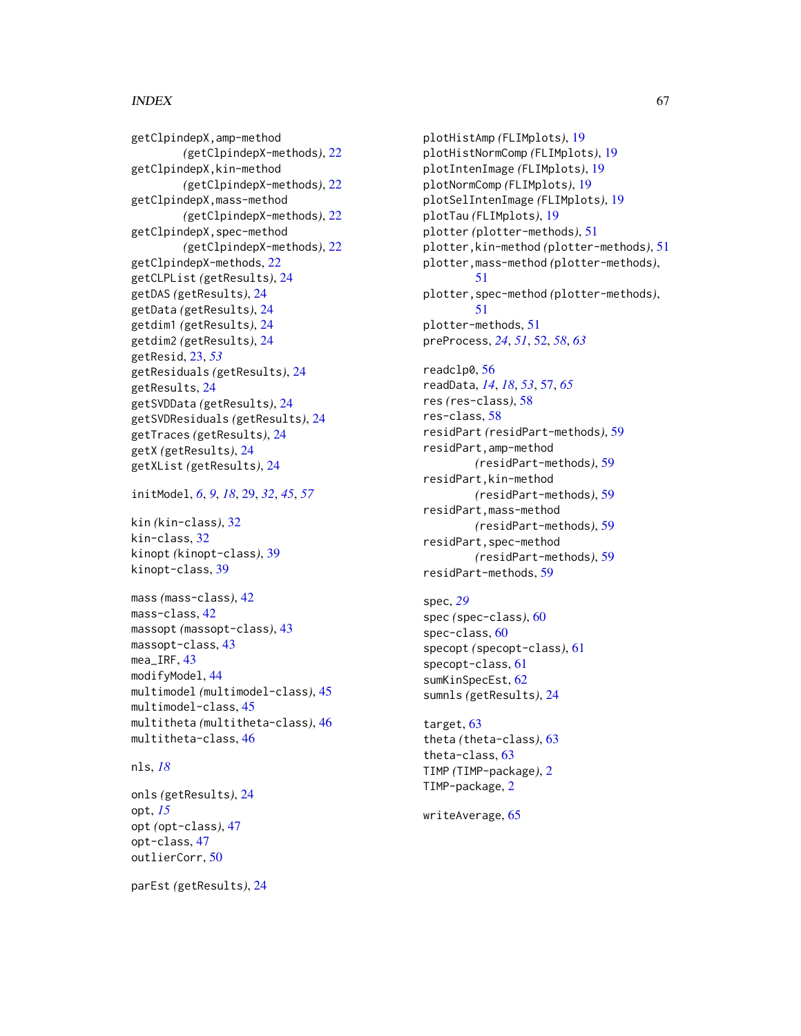getClpindepX,amp-method (getClpindepX-methods), 22
getClpindepX,kin-method (getClpindepX-methods), 22
getClpindepX,mass-method (getClpindepX-methods), 22
getClpindepX,spec-method (getClpindepX-methods), 22
getClpindepX-methods, 22
getCLPList (getResults), 24
getDAS (getResults), 24
getData (getResults), 24
getdim1 (getResults), 24
getdim2 (getResults), 24
getResid, 23, *53*
getResiduals (getResults), 24
getResults, 24
getSVDData (getResults), 24
getSVDResiduals (getResults), 24
getTraces (getResults), 24
getX (getResults), 24
getXList (getResults), 24

initModel, *6*, *9*, *18*, 29, *32*, *45*, *57*

kin (kin-class), 32
kin-class, 32
kinopt (kinopt-class), 39
kinopt-class, 39

mass (mass-class), 42
mass-class, 42
massopt (massopt-class), 43
massopt-class, 43
mea_IRF, 43
modifyModel, 44
multimodel (multimodel-class), 45
multimodel-class, 45
multitheta (multitheta-class), 46
multitheta-class, 46

nls, *18*

onls (getResults), 24
opt, *15*
opt (opt-class), 47
opt-class, 47
outlierCorr, 50

parEst (getResults), 24
plotHistAmp (FLIMplots), 19
plotHistNormComp (FLIMplots), 19
plotIntenImage (FLIMplots), 19
plotNormComp (FLIMplots), 19
plotSelIntenImage (FLIMplots), 19
plotTau (FLIMplots), 19
plotter (plotter-methods), 51
plotter,kin-method (plotter-methods), 51
plotter,mass-method (plotter-methods), 51
plotter,spec-method (plotter-methods), 51
plotter-methods, 51
preProcess, *24*, *51*, 52, *58*, *63*

readclp0, 56
readData, *14*, *18*, *53*, 57, *65*
res (res-class), 58
res-class, 58
residPart (residPart-methods), 59
residPart,amp-method (residPart-methods), 59
residPart,kin-method (residPart-methods), 59
residPart,mass-method (residPart-methods), 59
residPart,spec-method (residPart-methods), 59
residPart-methods, 59

spec, *29*
spec (spec-class), 60
spec-class, 60
specopt (specopt-class), 61
specopt-class, 61
sumKinSpecEst, 62
sumnls (getResults), 24

target, 63
theta (theta-class), 63
theta-class, 63
TIMP (TIMP-package), 2
TIMP-package, 2

writeAverage, 65